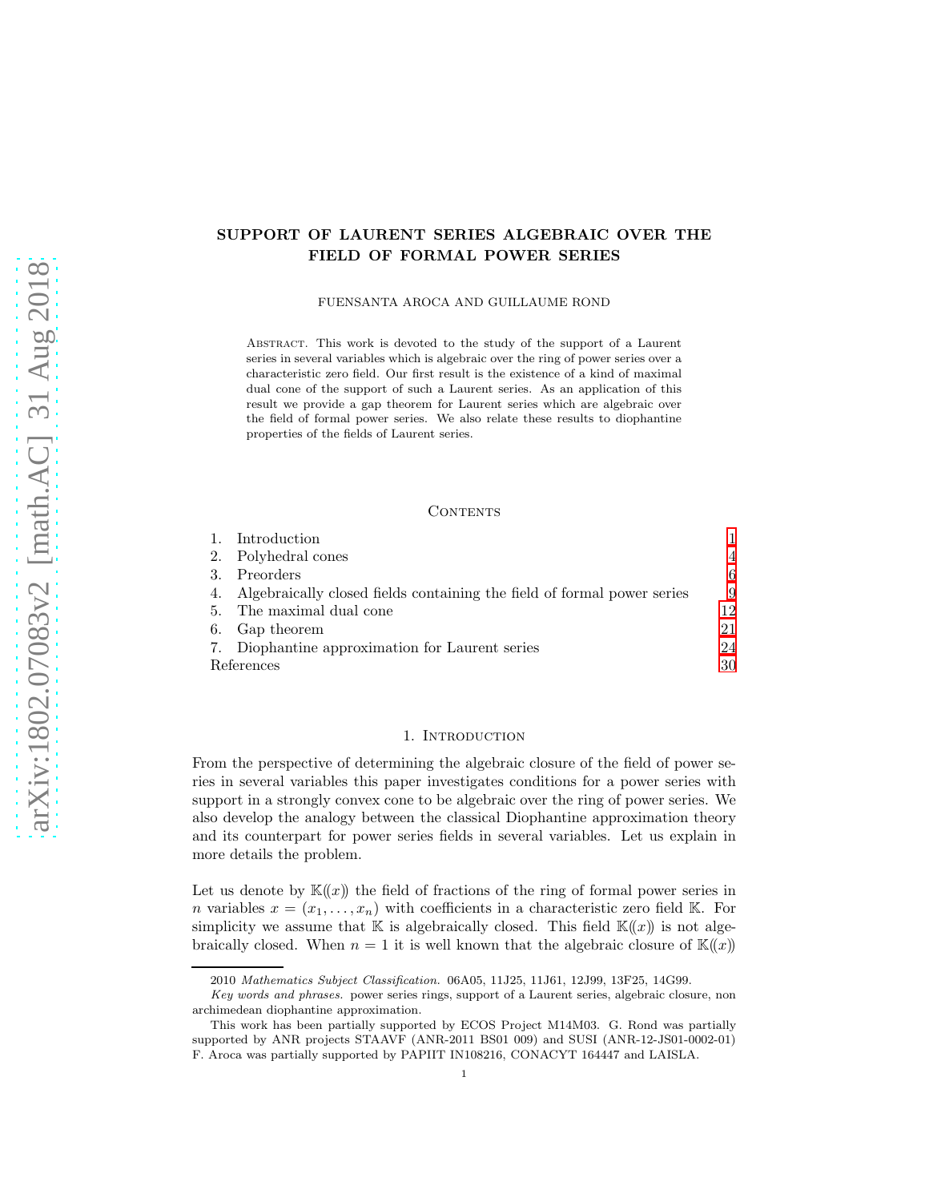# SUPPORT OF LAURENT SERIES ALGEBRAIC OVER THE FIELD OF FORMAL POWER SERIES

FUENSANTA AROCA AND GUILLAUME ROND

Abstract. This work is devoted to the study of the support of a Laurent series in several variables which is algebraic over the ring of power series over a characteristic zero field. Our first result is the existence of a kind of maximal dual cone of the support of such a Laurent series. As an application of this result we provide a gap theorem for Laurent series which are algebraic over the field of formal power series. We also relate these results to diophantine properties of the fields of Laurent series.

## Contents

1. Introduction 1
2. Polyhedral cones 4
3. Preorders 6
4. Algebraically closed fields containing the field of formal power series 9
5. The maximal dual cone 12
6. Gap theorem 21
7. Diophantine approximation for Laurent series 24

References 30

## 1. Introduction

From the perspective of determining the algebraic closure of the field of power series in several variables this paper investigates conditions for a power series with support in a strongly convex cone to be algebraic over the ring of power series. We also develop the analogy between the classical Diophantine approximation theory and its counterpart for power series fields in several variables. Let us explain in more details the problem.

Let us denote by $\mathbb{K}((x))$ the field of fractions of the ring of formal power series in $n$ variables $x = (x_1, \ldots, x_n)$ with coefficients in a characteristic zero field $\mathbb{K}$. For simplicity we assume that $\mathbb{K}$ is algebraically closed. This field $\mathbb{K}((x))$ is not algebraically closed. When $n = 1$ it is well known that the algebraic closure of $\mathbb{K}((x))$

2010 *Mathematics Subject Classification.* 06A05, 11J25, 11J61, 12J99, 13F25, 14G99.

*Key words and phrases.* power series rings, support of a Laurent series, algebraic closure, non archimedean diophantine approximation.

This work has been partially supported by ECOS Project M14M03. G. Rond was partially supported by ANR projects STAAVF (ANR-2011 BS01 009) and SUSI (ANR-12-JS01-0002-01) F. Aroca was partially supported by PAPIIT IN108216, CONACYT 164447 and LAISLA.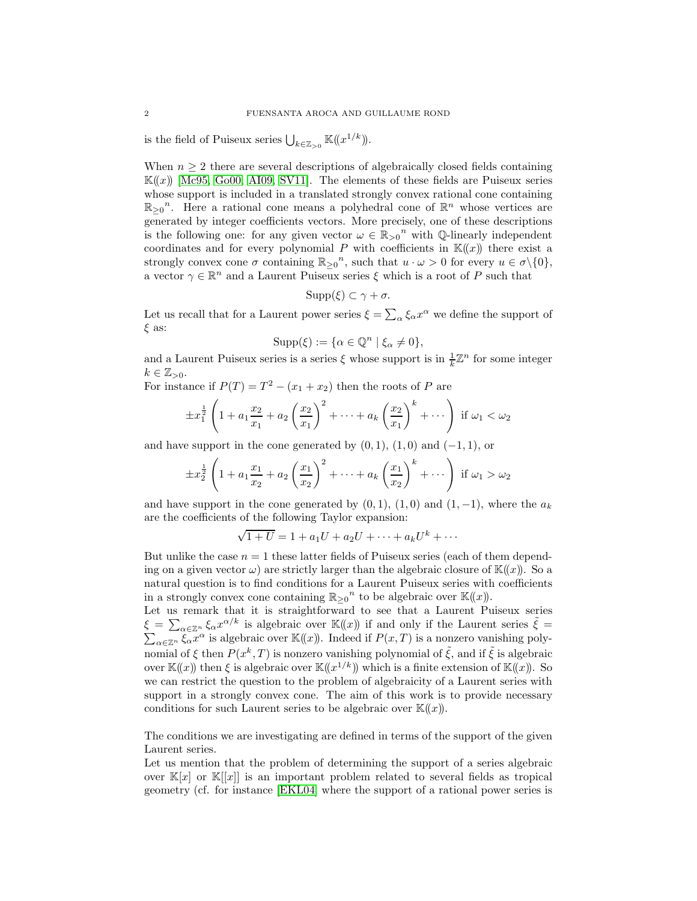is the field of Puiseux series $\bigcup_{k\in\mathbb{Z}_{>0}} \mathbb{K}(\!(x^{1/k})\!)$.

When $n \geq 2$ there are several descriptions of algebraically closed fields containing $\mathbb{K}(\!(x)\!)$ [Mc95, Go00, AI09, SV11]. The elements of these fields are Puiseux series whose support is included in a translated strongly convex rational cone containing ${\mathbb{R}_{\geq 0}}^n$. Here a rational cone means a polyhedral cone of $\mathbb{R}^n$ whose vertices are generated by integer coefficients vectors. More precisely, one of these descriptions is the following one: for any given vector $\omega \in {\mathbb{R}_{>0}}^n$ with $\mathbb{Q}$-linearly independent coordinates and for every polynomial $P$ with coefficients in $\mathbb{K}(\!(x)\!)$ there exist a strongly convex cone $\sigma$ containing ${\mathbb{R}_{\geq 0}}^n$, such that $u \cdot \omega > 0$ for every $u \in \sigma\backslash\{0\}$, a vector $\gamma \in \mathbb{R}^n$ and a Laurent Puiseux series $\xi$ which is a root of $P$ such that

$$\operatorname{Supp}(\xi) \subset \gamma + \sigma.$$

Let us recall that for a Laurent power series $\xi = \sum_\alpha \xi_\alpha x^\alpha$ we define the support of $\xi$ as:

$$\operatorname{Supp}(\xi) := \{\alpha \in \mathbb{Q}^n \mid \xi_\alpha \neq 0\},$$

and a Laurent Puiseux series is a series $\xi$ whose support is in $\frac{1}{k}\mathbb{Z}^n$ for some integer $k \in \mathbb{Z}_{>0}$.
For instance if $P(T) = T^2 - (x_1 + x_2)$ then the roots of $P$ are

$$\pm x_1^{\frac{1}{2}} \left(1 + a_1 \frac{x_2}{x_1} + a_2 \left(\frac{x_2}{x_1}\right)^2 + \cdots + a_k \left(\frac{x_2}{x_1}\right)^k + \cdots\right) \text{ if } \omega_1 < \omega_2$$

and have support in the cone generated by $(0, 1)$, $(1, 0)$ and $(-1, 1)$, or

$$\pm x_2^{\frac{1}{2}} \left(1 + a_1 \frac{x_1}{x_2} + a_2 \left(\frac{x_1}{x_2}\right)^2 + \cdots + a_k \left(\frac{x_1}{x_2}\right)^k + \cdots\right) \text{ if } \omega_1 > \omega_2$$

and have support in the cone generated by $(0, 1)$, $(1, 0)$ and $(1, -1)$, where the $a_k$ are the coefficients of the following Taylor expansion:

$$\sqrt{1 + U} = 1 + a_1 U + a_2 U + \cdots + a_k U^k + \cdots$$

But unlike the case $n = 1$ these latter fields of Puiseux series (each of them depending on a given vector $\omega$) are strictly larger than the algebraic closure of $\mathbb{K}(\!(x)\!)$. So a natural question is to find conditions for a Laurent Puiseux series with coefficients in a strongly convex cone containing ${\mathbb{R}_{\geq 0}}^n$ to be algebraic over $\mathbb{K}(\!(x)\!)$.
Let us remark that it is straightforward to see that a Laurent Puiseux series $\xi = \sum_{\alpha\in\mathbb{Z}^n} \xi_\alpha x^{\alpha/k}$ is algebraic over $\mathbb{K}(\!(x)\!)$ if and only if the Laurent series $\tilde{\xi} = \sum_{\alpha\in\mathbb{Z}^n} \xi_\alpha x^\alpha$ is algebraic over $\mathbb{K}(\!(x)\!)$. Indeed if $P(x, T)$ is a nonzero vanishing polynomial of $\xi$ then $P(x^k, T)$ is nonzero vanishing polynomial of $\tilde{\xi}$, and if $\tilde{\xi}$ is algebraic over $\mathbb{K}(\!(x)\!)$ then $\xi$ is algebraic over $\mathbb{K}(\!(x^{1/k})\!)$ which is a finite extension of $\mathbb{K}(\!(x)\!)$. So we can restrict the question to the problem of algebraicity of a Laurent series with support in a strongly convex cone. The aim of this work is to provide necessary conditions for such Laurent series to be algebraic over $\mathbb{K}(\!(x)\!)$.

The conditions we are investigating are defined in terms of the support of the given Laurent series.
Let us mention that the problem of determining the support of a series algebraic over $\mathbb{K}[x]$ or $\mathbb{K}[[x]]$ is an important problem related to several fields as tropical geometry (cf. for instance [EKL04] where the support of a rational power series is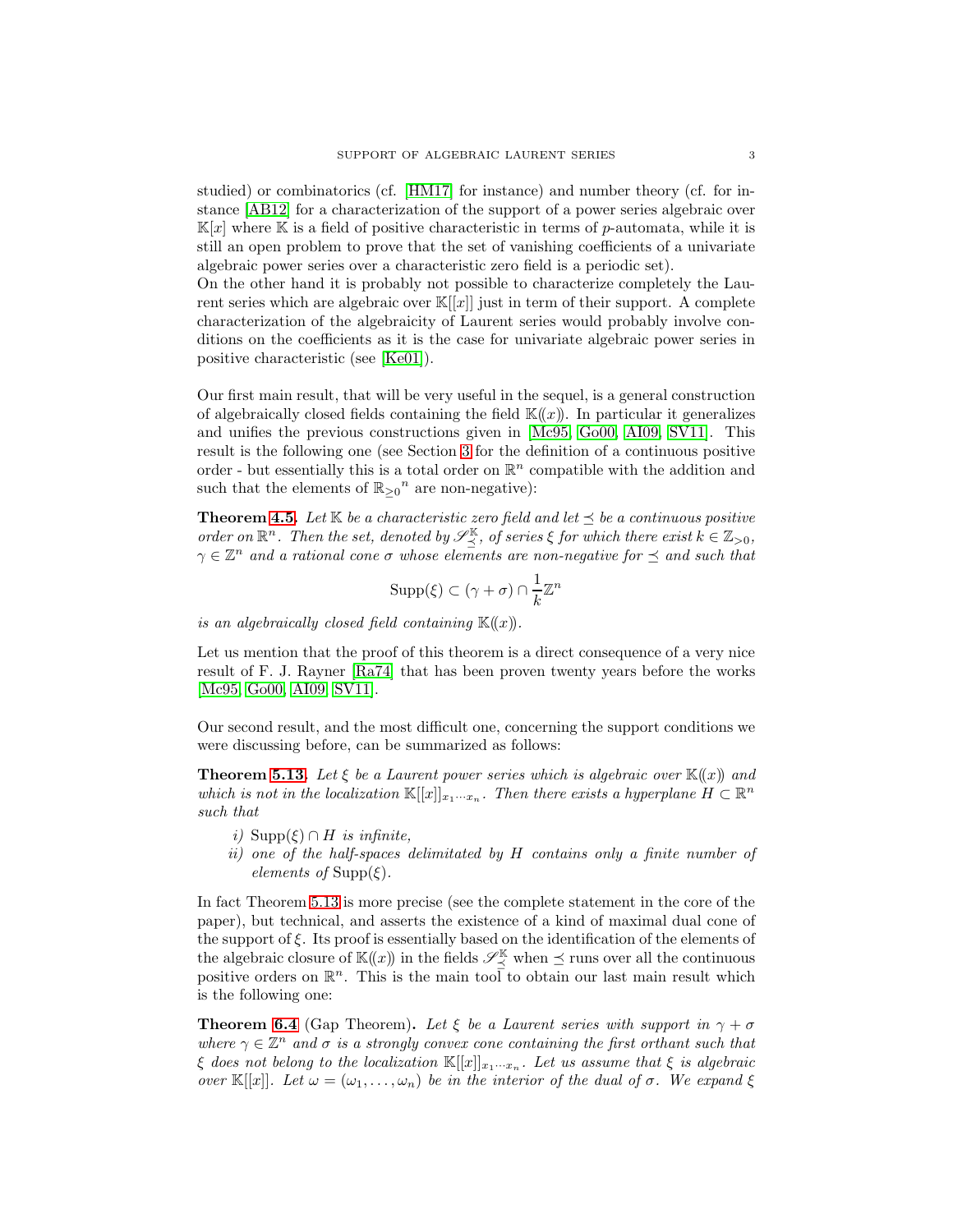studied) or combinatorics (cf. [HM17] for instance) and number theory (cf. for instance [AB12] for a characterization of the support of a power series algebraic over $\mathbb{K}[x]$ where $\mathbb{K}$ is a field of positive characteristic in terms of $p$-automata, while it is still an open problem to prove that the set of vanishing coefficients of a univariate algebraic power series over a characteristic zero field is a periodic set).
On the other hand it is probably not possible to characterize completely the Laurent series which are algebraic over $\mathbb{K}[[x]]$ just in term of their support. A complete characterization of the algebraicity of Laurent series would probably involve conditions on the coefficients as it is the case for univariate algebraic power series in positive characteristic (see [Ke01]).

Our first main result, that will be very useful in the sequel, is a general construction of algebraically closed fields containing the field $\mathbb{K}(\!(x)\!)$. In particular it generalizes and unifies the previous constructions given in [Mc95, Go00, AI09, SV11]. This result is the following one (see Section 3 for the definition of a continuous positive order - but essentially this is a total order on $\mathbb{R}^n$ compatible with the addition and such that the elements of ${\mathbb{R}_{\geq 0}}^n$ are non-negative):

**Theorem 4.5.** *Let $\mathbb{K}$ be a characteristic zero field and let $\preceq$ be a continuous positive order on $\mathbb{R}^n$. Then the set, denoted by $\mathscr{S}_{\preceq}^{\mathbb{K}}$, of series $\xi$ for which there exist $k \in \mathbb{Z}_{>0}$, $\gamma \in \mathbb{Z}^n$ and a rational cone $\sigma$ whose elements are non-negative for $\preceq$ and such that*

$$\operatorname{Supp}(\xi) \subset (\gamma + \sigma) \cap \frac{1}{k}\mathbb{Z}^n$$

*is an algebraically closed field containing $\mathbb{K}(\!(x)\!)$.*

Let us mention that the proof of this theorem is a direct consequence of a very nice result of F. J. Rayner [Ra74] that has been proven twenty years before the works [Mc95, Go00, AI09, SV11].

Our second result, and the most difficult one, concerning the support conditions we were discussing before, can be summarized as follows:

**Theorem 5.13.** *Let $\xi$ be a Laurent power series which is algebraic over $\mathbb{K}(\!(x)\!)$ and which is not in the localization $\mathbb{K}[[x]]_{x_1\cdots x_n}$. Then there exists a hyperplane $H \subset \mathbb{R}^n$ such that*

*i) $\operatorname{Supp}(\xi) \cap H$ is infinite,*
*ii) one of the half-spaces delimitated by $H$ contains only a finite number of elements of $\operatorname{Supp}(\xi)$.*

In fact Theorem 5.13 is more precise (see the complete statement in the core of the paper), but technical, and asserts the existence of a kind of maximal dual cone of the support of $\xi$. Its proof is essentially based on the identification of the elements of the algebraic closure of $\mathbb{K}(\!(x)\!)$ in the fields $\mathscr{S}_{\preceq}^{\mathbb{K}}$ when $\preceq$ runs over all the continuous positive orders on $\mathbb{R}^n$. This is the main tool to obtain our last main result which is the following one:

**Theorem 6.4** (Gap Theorem)**.** *Let $\xi$ be a Laurent series with support in $\gamma + \sigma$ where $\gamma \in \mathbb{Z}^n$ and $\sigma$ is a strongly convex cone containing the first orthant such that $\xi$ does not belong to the localization $\mathbb{K}[[x]]_{x_1\cdots x_n}$. Let us assume that $\xi$ is algebraic over $\mathbb{K}[[x]]$. Let $\omega = (\omega_1, \ldots, \omega_n)$ be in the interior of the dual of $\sigma$. We expand $\xi$*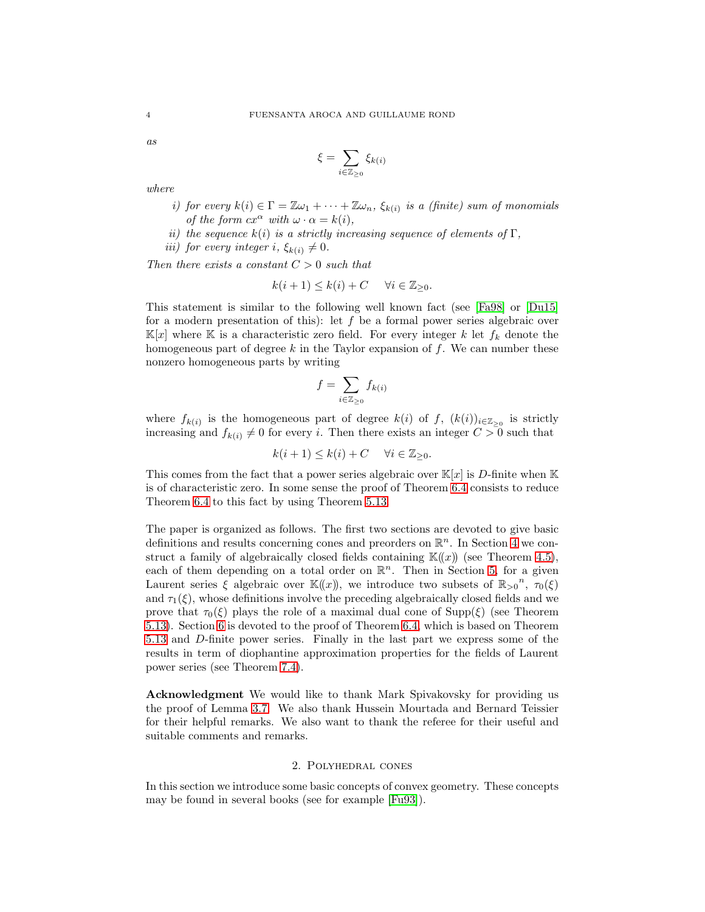*as*

$$\xi = \sum_{i\in\mathbb{Z}_{\geq 0}} \xi_{k(i)}$$

*where*

*i) for every $k(i) \in \Gamma = \mathbb{Z}\omega_1 + \cdots + \mathbb{Z}\omega_n$, $\xi_{k(i)}$ is a (finite) sum of monomials of the form $cx^\alpha$ with $\omega \cdot \alpha = k(i)$,*

*ii) the sequence $k(i)$ is a strictly increasing sequence of elements of $\Gamma$,*

*iii) for every integer $i$, $\xi_{k(i)} \neq 0$.*

*Then there exists a constant $C > 0$ such that*

$$k(i+1) \leq k(i) + C \quad \forall i \in \mathbb{Z}_{\geq 0}.$$

This statement is similar to the following well known fact (see [Fa98] or [Du15] for a modern presentation of this): let $f$ be a formal power series algebraic over $\mathbb{K}[x]$ where $\mathbb{K}$ is a characteristic zero field. For every integer $k$ let $f_k$ denote the homogeneous part of degree $k$ in the Taylor expansion of $f$. We can number these nonzero homogeneous parts by writing

$$f = \sum_{i\in\mathbb{Z}_{\geq 0}} f_{k(i)}$$

where $f_{k(i)}$ is the homogeneous part of degree $k(i)$ of $f$, $(k(i))_{i\in\mathbb{Z}_{\geq 0}}$ is strictly increasing and $f_{k(i)} \neq 0$ for every $i$. Then there exists an integer $C > 0$ such that

$$k(i+1) \leq k(i) + C \quad \forall i \in \mathbb{Z}_{\geq 0}.$$

This comes from the fact that a power series algebraic over $\mathbb{K}[x]$ is $D$-finite when $\mathbb{K}$ is of characteristic zero. In some sense the proof of Theorem 6.4 consists to reduce Theorem 6.4 to this fact by using Theorem 5.13.

The paper is organized as follows. The first two sections are devoted to give basic definitions and results concerning cones and preorders on $\mathbb{R}^n$. In Section 4 we construct a family of algebraically closed fields containing $\mathbb{K}(\!(x)\!)$ (see Theorem 4.5), each of them depending on a total order on $\mathbb{R}^n$. Then in Section 5, for a given Laurent series $\xi$ algebraic over $\mathbb{K}(\!(x)\!)$, we introduce two subsets of ${\mathbb{R}_{>0}}^n$, $\tau_0(\xi)$ and $\tau_1(\xi)$, whose definitions involve the preceding algebraically closed fields and we prove that $\tau_0(\xi)$ plays the role of a maximal dual cone of $\text{Supp}(\xi)$ (see Theorem 5.13). Section 6 is devoted to the proof of Theorem 6.4, which is based on Theorem 5.13 and $D$-finite power series. Finally in the last part we express some of the results in term of diophantine approximation properties for the fields of Laurent power series (see Theorem 7.4).

**Acknowledgment** We would like to thank Mark Spivakovsky for providing us the proof of Lemma 3.7. We also thank Hussein Mourtada and Bernard Teissier for their helpful remarks. We also want to thank the referee for their useful and suitable comments and remarks.

## 2. Polyhedral cones

In this section we introduce some basic concepts of convex geometry. These concepts may be found in several books (see for example [Fu93]).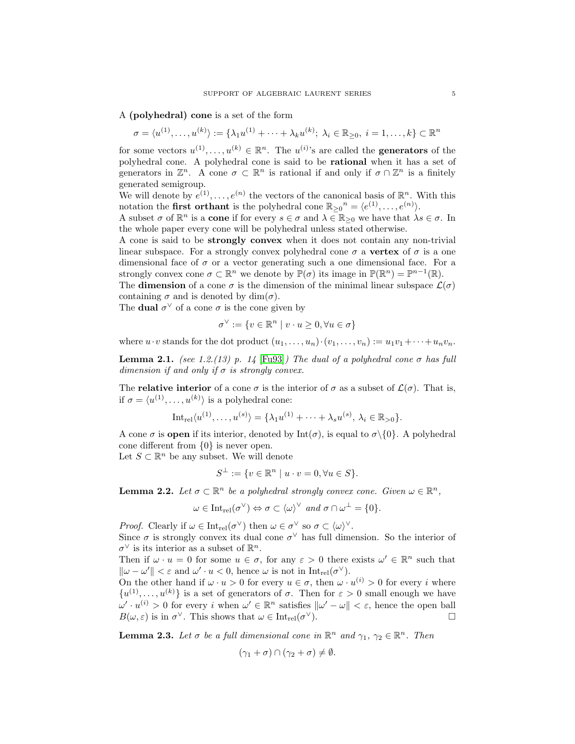A **(polyhedral) cone** is a set of the form

$$\sigma = \langle u^{(1)}, \dots, u^{(k)} \rangle := \{\lambda_1 u^{(1)} + \cdots + \lambda_k u^{(k)};\ \lambda_i \in \mathbb{R}_{\geq 0},\ i = 1, \dots, k\} \subset \mathbb{R}^n$$

for some vectors $u^{(1)}, \dots, u^{(k)} \in \mathbb{R}^n$. The $u^{(i)}$'s are called the **generators** of the polyhedral cone. A polyhedral cone is said to be **rational** when it has a set of generators in $\mathbb{Z}^n$. A cone $\sigma \subset \mathbb{R}^n$ is rational if and only if $\sigma \cap \mathbb{Z}^n$ is a finitely generated semigroup.

We will denote by $e^{(1)}, \dots, e^{(n)}$ the vectors of the canonical basis of $\mathbb{R}^n$. With this notation the **first orthant** is the polyhedral cone ${\mathbb{R}_{\geq 0}}^n = \langle e^{(1)}, \dots, e^{(n)} \rangle$.

A subset $\sigma$ of $\mathbb{R}^n$ is a **cone** if for every $s \in \sigma$ and $\lambda \in \mathbb{R}_{\geq 0}$ we have that $\lambda s \in \sigma$. In the whole paper every cone will be polyhedral unless stated otherwise.

A cone is said to be **strongly convex** when it does not contain any non-trivial linear subspace. For a strongly convex polyhedral cone $\sigma$ a **vertex** of $\sigma$ is a one dimensional face of $\sigma$ or a vector generating such a one dimensional face. For a strongly convex cone $\sigma \subset \mathbb{R}^n$ we denote by $\mathbb{P}(\sigma)$ its image in $\mathbb{P}(\mathbb{R}^n) = \mathbb{P}^{n-1}(\mathbb{R})$.

The **dimension** of a cone $\sigma$ is the dimension of the minimal linear subspace $\mathcal{L}(\sigma)$ containing $\sigma$ and is denoted by $\dim(\sigma)$.

The **dual** $\sigma^\vee$ of a cone $\sigma$ is the cone given by

$$\sigma^\vee := \{v \in \mathbb{R}^n \mid v \cdot u \geq 0, \forall u \in \sigma\}$$

where $u \cdot v$ stands for the dot product $(u_1, \dots, u_n) \cdot (v_1, \dots, v_n) := u_1 v_1 + \cdots + u_n v_n$.

**Lemma 2.1.** *(see 1.2.(13) p. 14 [Fu93]) The dual of a polyhedral cone $\sigma$ has full dimension if and only if $\sigma$ is strongly convex.*

The **relative interior** of a cone $\sigma$ is the interior of $\sigma$ as a subset of $\mathcal{L}(\sigma)$. That is, if $\sigma = \langle u^{(1)}, \dots, u^{(k)} \rangle$ is a polyhedral cone:

$$\mathrm{Int}_{\mathrm{rel}} \langle u^{(1)}, \dots, u^{(s)} \rangle = \{\lambda_1 u^{(1)} + \cdots + \lambda_s u^{(s)},\ \lambda_i \in \mathbb{R}_{>0}\}.$$

A cone $\sigma$ is **open** if its interior, denoted by $\mathrm{Int}(\sigma)$, is equal to $\sigma \backslash \{0\}$. A polyhedral cone different from $\{0\}$ is never open.

Let $S \subset \mathbb{R}^n$ be any subset. We will denote

$$S^\perp := \{v \in \mathbb{R}^n \mid u \cdot v = 0, \forall u \in S\}.$$

**Lemma 2.2.** *Let $\sigma \subset \mathbb{R}^n$ be a polyhedral strongly convex cone. Given $\omega \in \mathbb{R}^n$,*

$$\omega \in \mathrm{Int}_{\mathrm{rel}}(\sigma^\vee) \Leftrightarrow \sigma \subset \langle \omega \rangle^\vee \text{ and } \sigma \cap \omega^\perp = \{0\}.$$

*Proof.* Clearly if $\omega \in \mathrm{Int}_{\mathrm{rel}}(\sigma^\vee)$ then $\omega \in \sigma^\vee$ so $\sigma \subset \langle \omega \rangle^\vee$.

Since $\sigma$ is strongly convex its dual cone $\sigma^\vee$ has full dimension. So the interior of $\sigma^\vee$ is its interior as a subset of $\mathbb{R}^n$.

Then if $\omega \cdot u = 0$ for some $u \in \sigma$, for any $\varepsilon > 0$ there exists $\omega' \in \mathbb{R}^n$ such that $\|\omega - \omega'\| < \varepsilon$ and $\omega' \cdot u < 0$, hence $\omega$ is not in $\mathrm{Int}_{\mathrm{rel}}(\sigma^\vee)$.

On the other hand if $\omega \cdot u > 0$ for every $u \in \sigma$, then $\omega \cdot u^{(i)} > 0$ for every $i$ where $\{u^{(1)}, \dots, u^{(k)}\}$ is a set of generators of $\sigma$. Then for $\varepsilon > 0$ small enough we have $\omega' \cdot u^{(i)} > 0$ for every $i$ when $\omega' \in \mathbb{R}^n$ satisfies $\|\omega' - \omega\| < \varepsilon$, hence the open ball $B(\omega, \varepsilon)$ is in $\sigma^\vee$. This shows that $\omega \in \mathrm{Int}_{\mathrm{rel}}(\sigma^\vee)$. $\square$

**Lemma 2.3.** *Let $\sigma$ be a full dimensional cone in $\mathbb{R}^n$ and $\gamma_1, \gamma_2 \in \mathbb{R}^n$. Then*

$$(\gamma_1 + \sigma) \cap (\gamma_2 + \sigma) \neq \emptyset.$$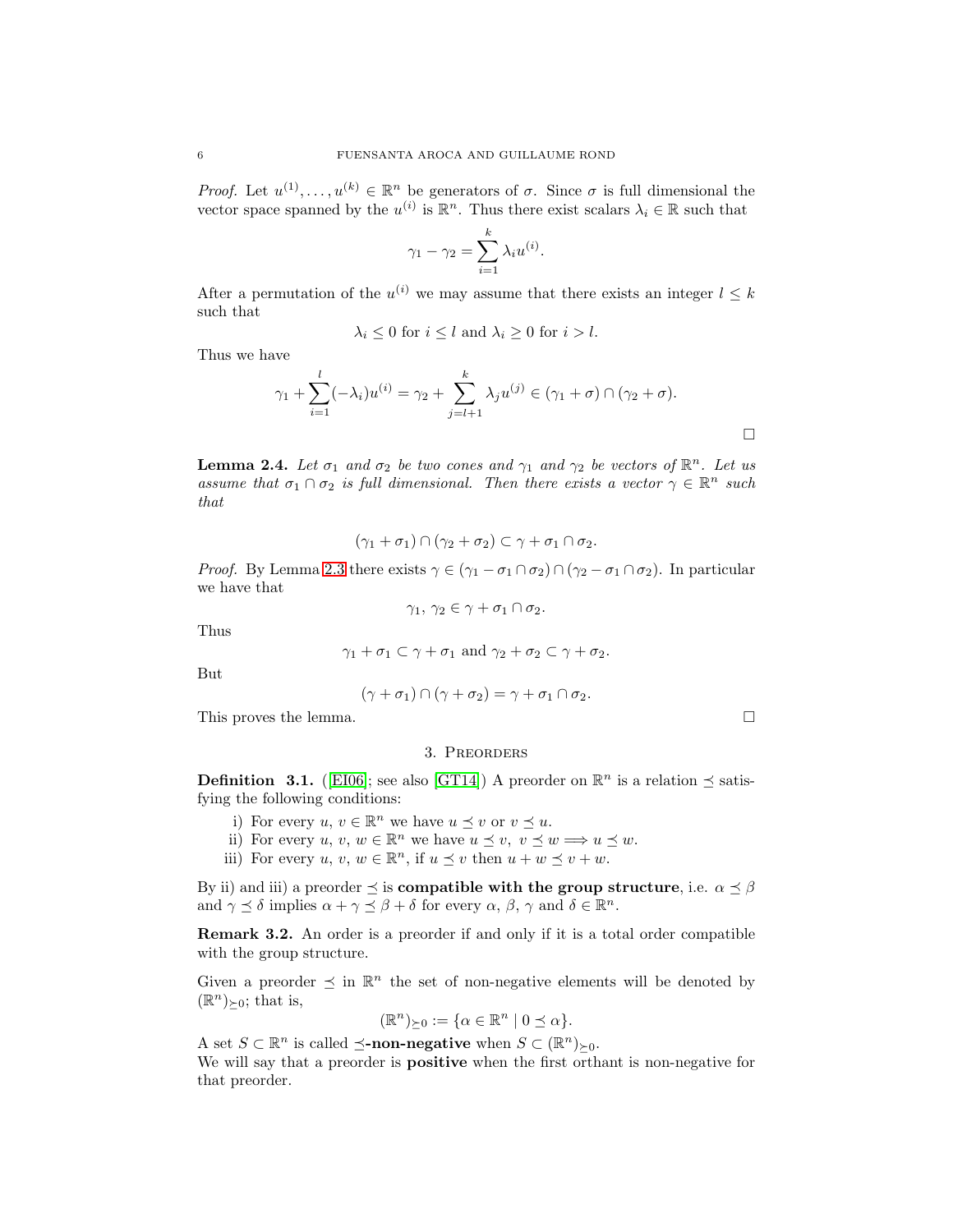*Proof.* Let $u^{(1)}, \dots, u^{(k)} \in \mathbb{R}^n$ be generators of $\sigma$. Since $\sigma$ is full dimensional the vector space spanned by the $u^{(i)}$ is $\mathbb{R}^n$. Thus there exist scalars $\lambda_i \in \mathbb{R}$ such that

$$\gamma_1 - \gamma_2 = \sum_{i=1}^{k} \lambda_i u^{(i)}.$$

After a permutation of the $u^{(i)}$ we may assume that there exists an integer $l \leq k$ such that

$$\lambda_i \leq 0 \text{ for } i \leq l \text{ and } \lambda_i \geq 0 \text{ for } i > l.$$

Thus we have

$$\gamma_1 + \sum_{i=1}^{l} (-\lambda_i) u^{(i)} = \gamma_2 + \sum_{j=l+1}^{k} \lambda_j u^{(j)} \in (\gamma_1 + \sigma) \cap (\gamma_2 + \sigma).$$

□

**Lemma 2.4.** *Let $\sigma_1$ and $\sigma_2$ be two cones and $\gamma_1$ and $\gamma_2$ be vectors of $\mathbb{R}^n$. Let us assume that $\sigma_1 \cap \sigma_2$ is full dimensional. Then there exists a vector $\gamma \in \mathbb{R}^n$ such that*

$$(\gamma_1 + \sigma_1) \cap (\gamma_2 + \sigma_2) \subset \gamma + \sigma_1 \cap \sigma_2.$$

*Proof.* By Lemma 2.3 there exists $\gamma \in (\gamma_1 - \sigma_1 \cap \sigma_2) \cap (\gamma_2 - \sigma_1 \cap \sigma_2)$. In particular we have that

$$\gamma_1, \gamma_2 \in \gamma + \sigma_1 \cap \sigma_2.$$

Thus

$$\gamma_1 + \sigma_1 \subset \gamma + \sigma_1 \text{ and } \gamma_2 + \sigma_2 \subset \gamma + \sigma_2.$$

But

$$(\gamma + \sigma_1) \cap (\gamma + \sigma_2) = \gamma + \sigma_1 \cap \sigma_2.$$

This proves the lemma. □

## 3. Preorders

**Definition 3.1.** ([EI06]; see also [GT14]) A preorder on $\mathbb{R}^n$ is a relation $\preceq$ satisfying the following conditions:

i) For every $u, v \in \mathbb{R}^n$ we have $u \preceq v$ or $v \preceq u$.
ii) For every $u, v, w \in \mathbb{R}^n$ we have $u \preceq v,\ v \preceq w \Longrightarrow u \preceq w$.
iii) For every $u, v, w \in \mathbb{R}^n$, if $u \preceq v$ then $u + w \preceq v + w$.

By ii) and iii) a preorder $\preceq$ is **compatible with the group structure**, i.e. $\alpha \preceq \beta$ and $\gamma \preceq \delta$ implies $\alpha + \gamma \preceq \beta + \delta$ for every $\alpha, \beta, \gamma$ and $\delta \in \mathbb{R}^n$.

**Remark 3.2.** An order is a preorder if and only if it is a total order compatible with the group structure.

Given a preorder $\preceq$ in $\mathbb{R}^n$ the set of non-negative elements will be denoted by $(\mathbb{R}^n)_{\succeq 0}$; that is,

$$(\mathbb{R}^n)_{\succeq 0} := \{\alpha \in \mathbb{R}^n \mid 0 \preceq \alpha\}.$$

A set $S \subset \mathbb{R}^n$ is called **$\preceq$-non-negative** when $S \subset (\mathbb{R}^n)_{\succeq 0}$.
We will say that a preorder is **positive** when the first orthant is non-negative for that preorder.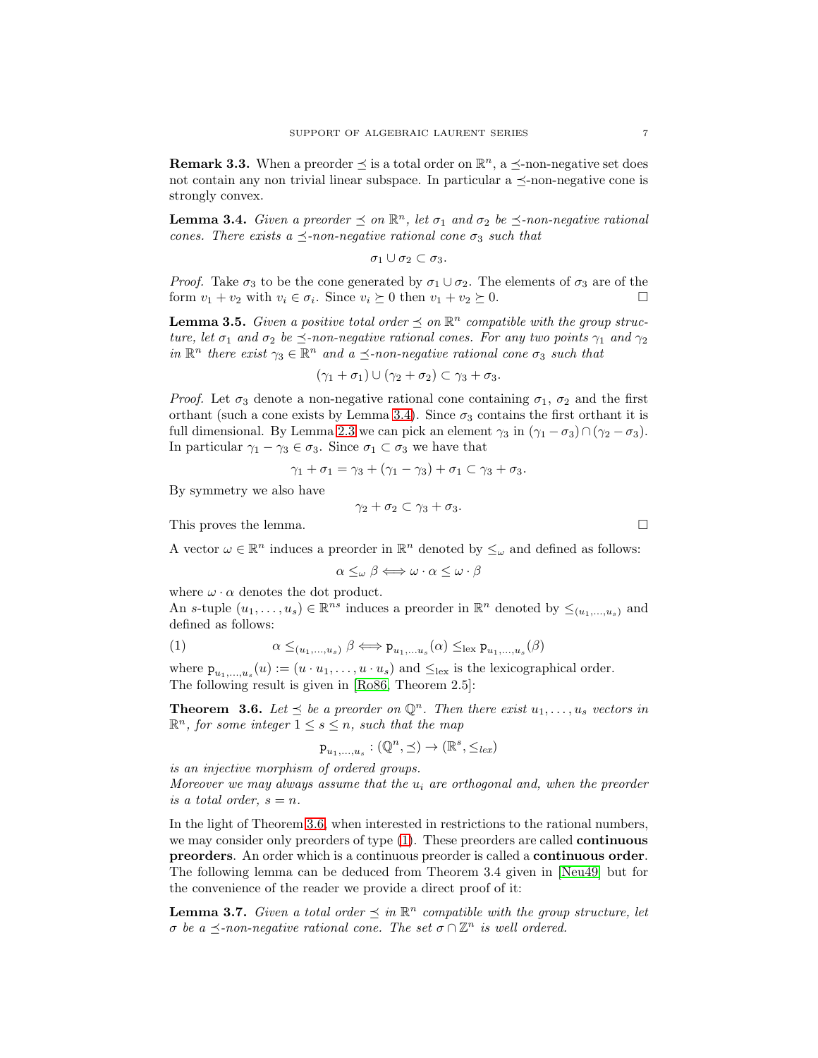**Remark 3.3.** When a preorder $\preceq$ is a total order on $\mathbb{R}^n$, a $\preceq$-non-negative set does not contain any non trivial linear subspace. In particular a $\preceq$-non-negative cone is strongly convex.

**Lemma 3.4.** *Given a preorder $\preceq$ on $\mathbb{R}^n$, let $\sigma_1$ and $\sigma_2$ be $\preceq$-non-negative rational cones. There exists a $\preceq$-non-negative rational cone $\sigma_3$ such that*

$$\sigma_1 \cup \sigma_2 \subset \sigma_3.$$

*Proof.* Take $\sigma_3$ to be the cone generated by $\sigma_1 \cup \sigma_2$. The elements of $\sigma_3$ are of the form $v_1 + v_2$ with $v_i \in \sigma_i$. Since $v_i \succeq 0$ then $v_1 + v_2 \succeq 0$. □

**Lemma 3.5.** *Given a positive total order $\preceq$ on $\mathbb{R}^n$ compatible with the group structure, let $\sigma_1$ and $\sigma_2$ be $\preceq$-non-negative rational cones. For any two points $\gamma_1$ and $\gamma_2$ in $\mathbb{R}^n$ there exist $\gamma_3 \in \mathbb{R}^n$ and a $\preceq$-non-negative rational cone $\sigma_3$ such that*

$$(\gamma_1 + \sigma_1) \cup (\gamma_2 + \sigma_2) \subset \gamma_3 + \sigma_3.$$

*Proof.* Let $\sigma_3$ denote a non-negative rational cone containing $\sigma_1$, $\sigma_2$ and the first orthant (such a cone exists by Lemma 3.4). Since $\sigma_3$ contains the first orthant it is full dimensional. By Lemma 2.3 we can pick an element $\gamma_3$ in $(\gamma_1 - \sigma_3) \cap (\gamma_2 - \sigma_3)$. In particular $\gamma_1 - \gamma_3 \in \sigma_3$. Since $\sigma_1 \subset \sigma_3$ we have that

$$\gamma_1 + \sigma_1 = \gamma_3 + (\gamma_1 - \gamma_3) + \sigma_1 \subset \gamma_3 + \sigma_3.$$

By symmetry we also have

$$\gamma_2 + \sigma_2 \subset \gamma_3 + \sigma_3.$$

This proves the lemma. □

A vector $\omega \in \mathbb{R}^n$ induces a preorder in $\mathbb{R}^n$ denoted by $\leq_\omega$ and defined as follows:

$$\alpha \leq_\omega \beta \Longleftrightarrow \omega \cdot \alpha \leq \omega \cdot \beta$$

where $\omega \cdot \alpha$ denotes the dot product.
An $s$-tuple $(u_1, \ldots, u_s) \in \mathbb{R}^{ns}$ induces a preorder in $\mathbb{R}^n$ denoted by $\leq_{(u_1,\ldots,u_s)}$ and defined as follows:

$$\alpha \leq_{(u_1,\ldots,u_s)} \beta \Longleftrightarrow \mathtt{p}_{u_1,\ldots u_s}(\alpha) \leq_{\text{lex}} \mathtt{p}_{u_1,\ldots,u_s}(\beta) \tag{1}$$

where $\mathtt{p}_{u_1,\ldots,u_s}(u) := (u \cdot u_1, \ldots, u \cdot u_s)$ and $\leq_{\text{lex}}$ is the lexicographical order.
The following result is given in [Ro86, Theorem 2.5]:

**Theorem 3.6.** *Let $\preceq$ be a preorder on $\mathbb{Q}^n$. Then there exist $u_1, \ldots, u_s$ vectors in $\mathbb{R}^n$, for some integer $1 \leq s \leq n$, such that the map*

$$\mathtt{p}_{u_1,\ldots,u_s} : (\mathbb{Q}^n, \preceq) \to (\mathbb{R}^s, \leq_{lex})$$

*is an injective morphism of ordered groups.*
*Moreover we may always assume that the $u_i$ are orthogonal and, when the preorder is a total order, $s = n$.*

In the light of Theorem 3.6, when interested in restrictions to the rational numbers, we may consider only preorders of type (1). These preorders are called **continuous preorders**. An order which is a continuous preorder is called a **continuous order**. The following lemma can be deduced from Theorem 3.4 given in [Neu49] but for the convenience of the reader we provide a direct proof of it:

**Lemma 3.7.** *Given a total order $\preceq$ in $\mathbb{R}^n$ compatible with the group structure, let $\sigma$ be a $\preceq$-non-negative rational cone. The set $\sigma \cap \mathbb{Z}^n$ is well ordered.*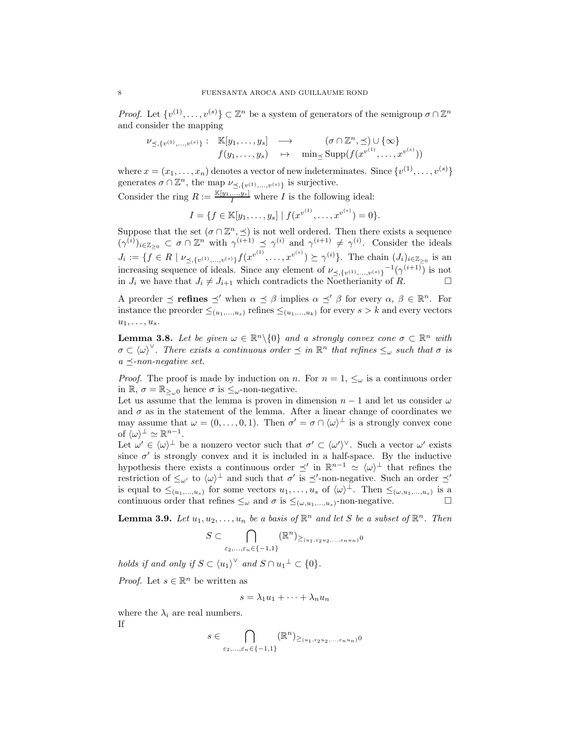*Proof.* Let $\{v^{(1)}, \dots, v^{(s)}\} \subset \mathbb{Z}^n$ be a system of generators of the semigroup $\sigma \cap \mathbb{Z}^n$ and consider the mapping

$$\begin{array}{rccc} \nu_{\preceq,\{v^{(1)},\dots,v^{(s)}\}}: & \mathbb{K}[y_1,\dots,y_s] & \longrightarrow & (\sigma \cap \mathbb{Z}^n, \preceq) \cup \{\infty\} \\ & f(y_1,\dots,y_s) & \mapsto & \min_{\preceq} \mathrm{Supp}(f(x^{v^{(1)}},\dots,x^{v^{(s)}})) \end{array}$$

where $x = (x_1, \dots, x_n)$ denotes a vector of new indeterminates. Since $\{v^{(1)}, \dots, v^{(s)}\}$ generates $\sigma \cap \mathbb{Z}^n$, the map $\nu_{\preceq,\{v^{(1)},\dots,v^{(s)}\}}$ is surjective.
Consider the ring $R := \frac{\mathbb{K}[y_1,\dots,y_s]}{I}$ where $I$ is the following ideal:

$$I = \{f \in \mathbb{K}[y_1, \dots, y_s] \mid f(x^{v^{(1)}}, \dots, x^{v^{(s)}}) = 0\}.$$

Suppose that the set $(\sigma \cap \mathbb{Z}^n, \preceq)$ is not well ordered. Then there exists a sequence $(\gamma^{(i)})_{i \in \mathbb{Z}_{\geq 0}} \subset \sigma \cap \mathbb{Z}^n$ with $\gamma^{(i+1)} \preceq \gamma^{(i)}$ and $\gamma^{(i+1)} \neq \gamma^{(i)}$. Consider the ideals $J_i := \{f \in R \mid \nu_{\preceq,\{v^{(1)},\dots,v^{(s)}\}} f(x^{v^{(1)}}, \dots, x^{v^{(s)}}) \succeq \gamma^{(i)}\}$. The chain $(J_i)_{i \in \mathbb{Z}_{\geq 0}}$ is an increasing sequence of ideals. Since any element of $\nu_{\preceq,\{v^{(1)},\dots,v^{(s)}\}}{}^{-1}(\gamma^{(i+1)})$ is not in $J_i$ we have that $J_i \neq J_{i+1}$ which contradicts the Noetherianity of $R$. $\square$

A preorder $\preceq$ **refines** $\preceq'$ when $\alpha \preceq \beta$ implies $\alpha \preceq' \beta$ for every $\alpha$, $\beta \in \mathbb{R}^n$. For instance the preorder $\leq_{(u_1,\dots,u_s)}$ refines $\leq_{(u_1,\dots,u_k)}$ for every $s > k$ and every vectors $u_1, \dots, u_s$.

**Lemma 3.8.** *Let be given $\omega \in \mathbb{R}^n \backslash \{0\}$ and a strongly convex cone $\sigma \subset \mathbb{R}^n$ with $\sigma \subset \langle \omega \rangle^{\vee}$. There exists a continuous order $\preceq$ in $\mathbb{R}^n$ that refines $\leq_\omega$ such that $\sigma$ is a $\preceq$-non-negative set.*

*Proof.* The proof is made by induction on $n$. For $n = 1$, $\leq_\omega$ is a continuous order in $\mathbb{R}$, $\sigma = \mathbb{R}_{\geq_\omega 0}$ hence $\sigma$ is $\leq_\omega$-non-negative.
Let us assume that the lemma is proven in dimension $n-1$ and let us consider $\omega$ and $\sigma$ as in the statement of the lemma. After a linear change of coordinates we may assume that $\omega = (0, \dots, 0, 1)$. Then $\sigma' = \sigma \cap \langle \omega \rangle^{\perp}$ is a strongly convex cone of $\langle \omega \rangle^{\perp} \simeq \mathbb{R}^{n-1}$.
Let $\omega' \in \langle \omega \rangle^{\perp}$ be a nonzero vector such that $\sigma' \subset \langle \omega' \rangle^{\vee}$. Such a vector $\omega'$ exists since $\sigma'$ is strongly convex and it is included in a half-space. By the inductive hypothesis there exists a continuous order $\preceq'$ in $\mathbb{R}^{n-1} \simeq \langle \omega \rangle^{\perp}$ that refines the restriction of $\leq_{\omega'}$ to $\langle \omega \rangle^{\perp}$ and such that $\sigma'$ is $\preceq'$-non-negative. Such an order $\preceq'$ is equal to $\leq_{(u_1,\dots,u_s)}$ for some vectors $u_1, \dots, u_s$ of $\langle \omega \rangle^{\perp}$. Then $\leq_{(\omega,u_1,\dots,u_s)}$ is a continuous order that refines $\leq_\omega$ and $\sigma$ is $\leq_{(\omega,u_1,\dots,u_s)}$-non-negative. $\square$

**Lemma 3.9.** *Let $u_1, u_2, \dots, u_n$ be a basis of $\mathbb{R}^n$ and let $S$ be a subset of $\mathbb{R}^n$. Then*

$$S \subset \bigcap_{\varepsilon_2,\dots,\varepsilon_n \in \{-1,1\}} (\mathbb{R}^n)_{\geq_{(u_1,\varepsilon_2 u_2,\dots,\varepsilon_n u_n)} 0}$$

*holds if and only if $S \subset \langle u_1 \rangle^{\vee}$ and $S \cap u_1{}^{\perp} \subset \{0\}$.*

*Proof.* Let $s \in \mathbb{R}^n$ be written as

$$s = \lambda_1 u_1 + \dots + \lambda_n u_n$$

where the $\lambda_i$ are real numbers.
If

$$s \in \bigcap_{\varepsilon_2,\dots,\varepsilon_n \in \{-1,1\}} (\mathbb{R}^n)_{\geq_{(u_1,\varepsilon_2 u_2,\dots,\varepsilon_n u_n)} 0}$$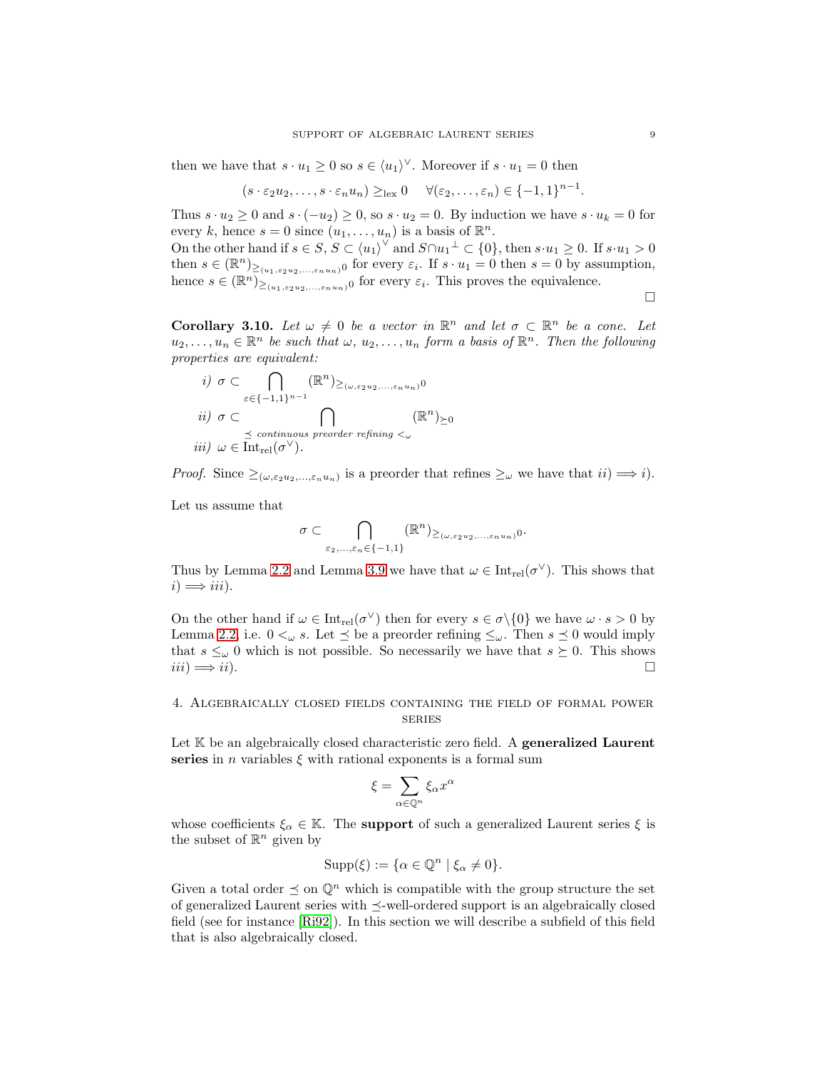then we have that $s \cdot u_1 \geq 0$ so $s \in \langle u_1 \rangle^\vee$. Moreover if $s \cdot u_1 = 0$ then

$$(s \cdot \varepsilon_2 u_2, \ldots, s \cdot \varepsilon_n u_n) \geq_{\text{lex}} 0 \quad \forall (\varepsilon_2, \ldots, \varepsilon_n) \in \{-1, 1\}^{n-1}.$$

Thus $s \cdot u_2 \geq 0$ and $s \cdot (-u_2) \geq 0$, so $s \cdot u_2 = 0$. By induction we have $s \cdot u_k = 0$ for every $k$, hence $s = 0$ since $(u_1, \ldots, u_n)$ is a basis of $\mathbb{R}^n$.
On the other hand if $s \in S$, $S \subset \langle u_1 \rangle^\vee$ and $S \cap u_1^\perp \subset \{0\}$, then $s \cdot u_1 \geq 0$. If $s \cdot u_1 > 0$ then $s \in (\mathbb{R}^n)_{\geq_{(u_1, \varepsilon_2 u_2, \ldots, \varepsilon_n u_n)} 0}$ for every $\varepsilon_i$. If $s \cdot u_1 = 0$ then $s = 0$ by assumption, hence $s \in (\mathbb{R}^n)_{\geq_{(u_1, \varepsilon_2 u_2, \ldots, \varepsilon_n u_n)} 0}$ for every $\varepsilon_i$. This proves the equivalence. □

**Corollary 3.10.** *Let $\omega \neq 0$ be a vector in $\mathbb{R}^n$ and let $\sigma \subset \mathbb{R}^n$ be a cone. Let $u_2, \ldots, u_n \in \mathbb{R}^n$ be such that $\omega$, $u_2, \ldots, u_n$ form a basis of $\mathbb{R}^n$. Then the following properties are equivalent:*

*i)* $\sigma \subset \displaystyle\bigcap_{\varepsilon \in \{-1,1\}^{n-1}} (\mathbb{R}^n)_{\geq_{(\omega, \varepsilon_2 u_2, \ldots, \varepsilon_n u_n)} 0}$

*ii)* $\sigma \subset \displaystyle\bigcap_{\preceq \text{ continuous preorder refining } <_\omega} (\mathbb{R}^n)_{\succeq 0}$

*iii)* $\omega \in \operatorname{Int}_{\text{rel}}(\sigma^\vee)$.

*Proof.* Since $\geq_{(\omega, \varepsilon_2 u_2, \ldots, \varepsilon_n u_n)}$ is a preorder that refines $\geq_\omega$ we have that $ii) \Longrightarrow i)$.

Let us assume that

$$\sigma \subset \bigcap_{\varepsilon_2, \ldots, \varepsilon_n \in \{-1,1\}} (\mathbb{R}^n)_{\geq_{(\omega, \varepsilon_2 u_2, \ldots, \varepsilon_n u_n)} 0}.$$

Thus by Lemma 2.2 and Lemma 3.9 we have that $\omega \in \operatorname{Int}_{\text{rel}}(\sigma^\vee)$. This shows that $i) \Longrightarrow iii)$.

On the other hand if $\omega \in \operatorname{Int}_{\text{rel}}(\sigma^\vee)$ then for every $s \in \sigma \backslash \{0\}$ we have $\omega \cdot s > 0$ by Lemma 2.2, i.e. $0 <_\omega s$. Let $\preceq$ be a preorder refining $\leq_\omega$. Then $s \preceq 0$ would imply that $s \leq_\omega 0$ which is not possible. So necessarily we have that $s \succeq 0$. This shows $iii) \Longrightarrow ii)$. □

## 4. Algebraically closed fields containing the field of formal power series

Let $\mathbb{K}$ be an algebraically closed characteristic zero field. A **generalized Laurent series** in $n$ variables $\xi$ with rational exponents is a formal sum

$$\xi = \sum_{\alpha \in \mathbb{Q}^n} \xi_\alpha x^\alpha$$

whose coefficients $\xi_\alpha \in \mathbb{K}$. The **support** of such a generalized Laurent series $\xi$ is the subset of $\mathbb{R}^n$ given by

$$\operatorname{Supp}(\xi) := \{\alpha \in \mathbb{Q}^n \mid \xi_\alpha \neq 0\}.$$

Given a total order $\preceq$ on $\mathbb{Q}^n$ which is compatible with the group structure the set of generalized Laurent series with $\preceq$-well-ordered support is an algebraically closed field (see for instance [Ri92]). In this section we will describe a subfield of this field that is also algebraically closed.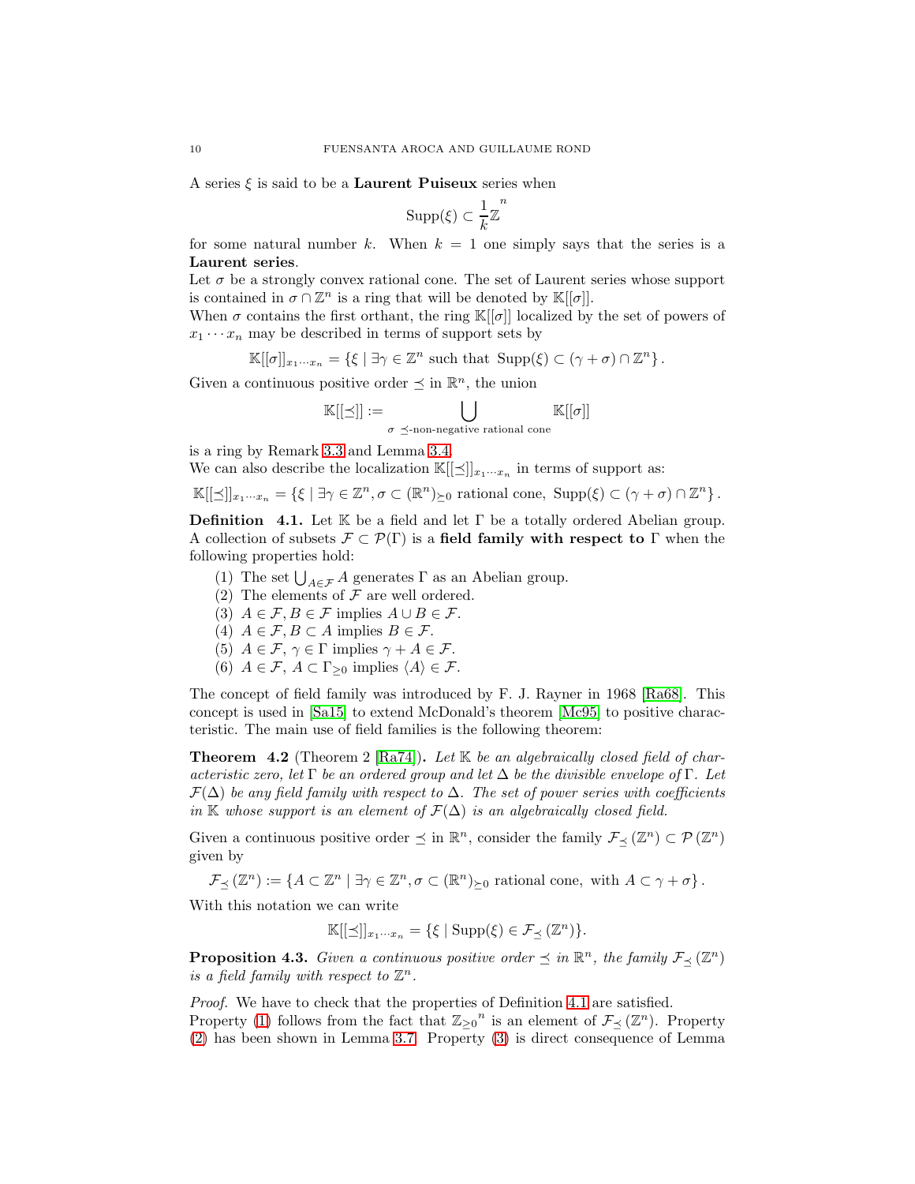A series $\xi$ is said to be a **Laurent Puiseux** series when

$$\mathrm{Supp}(\xi) \subset \frac{1}{k}\mathbb{Z}^n$$

for some natural number $k$. When $k = 1$ one simply says that the series is a **Laurent series**.

Let $\sigma$ be a strongly convex rational cone. The set of Laurent series whose support is contained in $\sigma \cap \mathbb{Z}^n$ is a ring that will be denoted by $\mathbb{K}[[\sigma]]$.

When $\sigma$ contains the first orthant, the ring $\mathbb{K}[[\sigma]]$ localized by the set of powers of $x_1 \cdots x_n$ may be described in terms of support sets by

$$\mathbb{K}[[\sigma]]_{x_1 \cdots x_n} = \{\xi \mid \exists \gamma \in \mathbb{Z}^n \text{ such that } \mathrm{Supp}(\xi) \subset (\gamma + \sigma) \cap \mathbb{Z}^n\}.$$

Given a continuous positive order $\preceq$ in $\mathbb{R}^n$, the union

$$\mathbb{K}[[\preceq]] := \bigcup_{\sigma \ \preceq\text{-non-negative rational cone}} \mathbb{K}[[\sigma]]$$

is a ring by Remark 3.3 and Lemma 3.4.

We can also describe the localization $\mathbb{K}[[\preceq]]_{x_1 \cdots x_n}$ in terms of support as:

$$\mathbb{K}[[\preceq]]_{x_1 \cdots x_n} = \{\xi \mid \exists \gamma \in \mathbb{Z}^n, \sigma \subset (\mathbb{R}^n)_{\succeq 0} \text{ rational cone}, \ \mathrm{Supp}(\xi) \subset (\gamma + \sigma) \cap \mathbb{Z}^n\}.$$

**Definition 4.1.** Let $\mathbb{K}$ be a field and let $\Gamma$ be a totally ordered Abelian group. A collection of subsets $\mathcal{F} \subset \mathcal{P}(\Gamma)$ is a **field family with respect to** $\Gamma$ when the following properties hold:

1. The set $\bigcup_{A \in \mathcal{F}} A$ generates $\Gamma$ as an Abelian group.
2. The elements of $\mathcal{F}$ are well ordered.
3. $A \in \mathcal{F}, B \in \mathcal{F}$ implies $A \cup B \in \mathcal{F}$.
4. $A \in \mathcal{F}, B \subset A$ implies $B \in \mathcal{F}$.
5. $A \in \mathcal{F}$, $\gamma \in \Gamma$ implies $\gamma + A \in \mathcal{F}$.
6. $A \in \mathcal{F}$, $A \subset \Gamma_{\geq 0}$ implies $\langle A \rangle \in \mathcal{F}$.

The concept of field family was introduced by F. J. Rayner in 1968 [Ra68]. This concept is used in [Sa15] to extend McDonald's theorem [Mc95] to positive characteristic. The main use of field families is the following theorem:

**Theorem 4.2** (Theorem 2 [Ra74])**.** *Let $\mathbb{K}$ be an algebraically closed field of characteristic zero, let $\Gamma$ be an ordered group and let $\Delta$ be the divisible envelope of $\Gamma$. Let $\mathcal{F}(\Delta)$ be any field family with respect to $\Delta$. The set of power series with coefficients in $\mathbb{K}$ whose support is an element of $\mathcal{F}(\Delta)$ is an algebraically closed field.*

Given a continuous positive order $\preceq$ in $\mathbb{R}^n$, consider the family $\mathcal{F}_{\preceq}(\mathbb{Z}^n) \subset \mathcal{P}(\mathbb{Z}^n)$ given by

$$\mathcal{F}_{\preceq}(\mathbb{Z}^n) := \{A \subset \mathbb{Z}^n \mid \exists \gamma \in \mathbb{Z}^n, \sigma \subset (\mathbb{R}^n)_{\succeq 0} \text{ rational cone, with } A \subset \gamma + \sigma\}.$$

With this notation we can write

$$\mathbb{K}[[\preceq]]_{x_1 \cdots x_n} = \{\xi \mid \mathrm{Supp}(\xi) \in \mathcal{F}_{\preceq}(\mathbb{Z}^n)\}.$$

**Proposition 4.3.** *Given a continuous positive order $\preceq$ in $\mathbb{R}^n$, the family $\mathcal{F}_{\preceq}(\mathbb{Z}^n)$ is a field family with respect to $\mathbb{Z}^n$.*

*Proof.* We have to check that the properties of Definition 4.1 are satisfied. Property (1) follows from the fact that ${\mathbb{Z}_{\geq 0}}^n$ is an element of $\mathcal{F}_{\preceq}(\mathbb{Z}^n)$. Property (2) has been shown in Lemma 3.7. Property (3) is direct consequence of Lemma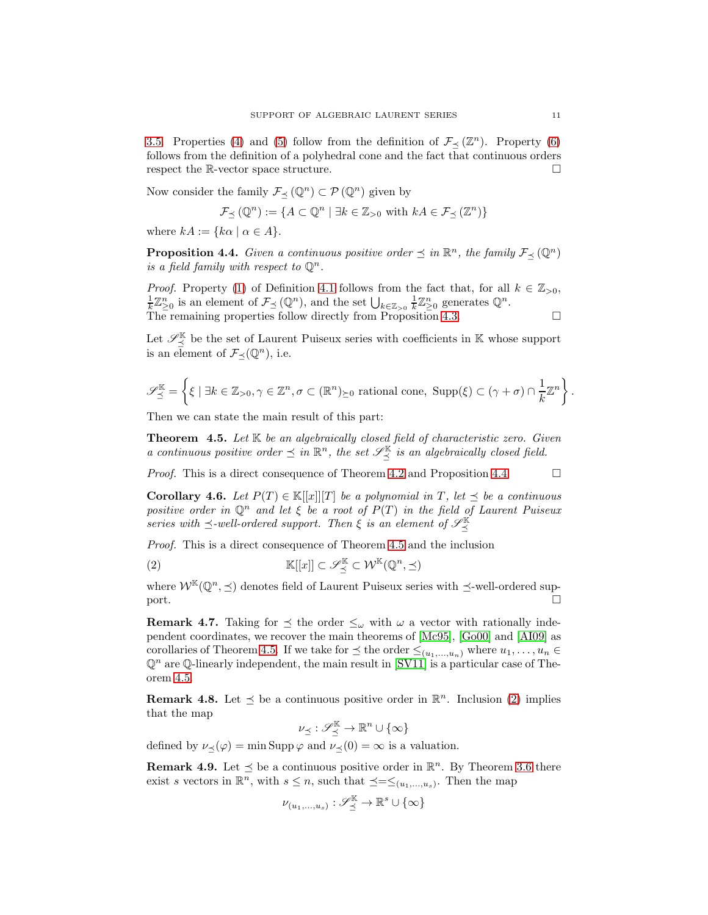3.5. Properties (4) and (5) follow from the definition of $\mathcal{F}_{\preceq}(\mathbb{Z}^n)$. Property (6) follows from the definition of a polyhedral cone and the fact that continuous orders respect the $\mathbb{R}$-vector space structure. $\square$

Now consider the family $\mathcal{F}_{\preceq}(\mathbb{Q}^n) \subset \mathcal{P}(\mathbb{Q}^n)$ given by

$$\mathcal{F}_{\preceq}(\mathbb{Q}^n) := \{A \subset \mathbb{Q}^n \mid \exists k \in \mathbb{Z}_{>0} \text{ with } kA \in \mathcal{F}_{\preceq}(\mathbb{Z}^n)\}$$

where $kA := \{k\alpha \mid \alpha \in A\}$.

**Proposition 4.4.** *Given a continuous positive order $\preceq$ in $\mathbb{R}^n$, the family $\mathcal{F}_{\preceq}(\mathbb{Q}^n)$ is a field family with respect to $\mathbb{Q}^n$.*

*Proof.* Property (1) of Definition 4.1 follows from the fact that, for all $k \in \mathbb{Z}_{>0}$, $\frac{1}{k}\mathbb{Z}^n_{\geq 0}$ is an element of $\mathcal{F}_{\preceq}(\mathbb{Q}^n)$, and the set $\bigcup_{k\in\mathbb{Z}_{>0}} \frac{1}{k}\mathbb{Z}^n_{\geq 0}$ generates $\mathbb{Q}^n$.
The remaining properties follow directly from Proposition 4.3. $\square$

Let $\mathscr{S}^{\mathbb{K}}_{\preceq}$ be the set of Laurent Puiseux series with coefficients in $\mathbb{K}$ whose support is an element of $\mathcal{F}_{\preceq}(\mathbb{Q}^n)$, i.e.

$$\mathscr{S}^{\mathbb{K}}_{\preceq} = \left\{\xi \mid \exists k \in \mathbb{Z}_{>0}, \gamma \in \mathbb{Z}^n, \sigma \subset (\mathbb{R}^n)_{\succeq 0} \text{ rational cone, } \operatorname{Supp}(\xi) \subset (\gamma + \sigma) \cap \frac{1}{k}\mathbb{Z}^n\right\}.$$

Then we can state the main result of this part:

**Theorem 4.5.** *Let $\mathbb{K}$ be an algebraically closed field of characteristic zero. Given a continuous positive order $\preceq$ in $\mathbb{R}^n$, the set $\mathscr{S}^{\mathbb{K}}_{\preceq}$ is an algebraically closed field.*

*Proof.* This is a direct consequence of Theorem 4.2 and Proposition 4.4. $\square$

**Corollary 4.6.** *Let $P(T) \in \mathbb{K}[[x]][T]$ be a polynomial in $T$, let $\preceq$ be a continuous positive order in $\mathbb{Q}^n$ and let $\xi$ be a root of $P(T)$ in the field of Laurent Puiseux series with $\preceq$-well-ordered support. Then $\xi$ is an element of $\mathscr{S}^{\mathbb{K}}_{\preceq}$*

*Proof.* This is a direct consequence of Theorem 4.5 and the inclusion

$$\mathbb{K}[[x]] \subset \mathscr{S}^{\mathbb{K}}_{\preceq} \subset \mathcal{W}^{\mathbb{K}}(\mathbb{Q}^n, \preceq) \tag{2}$$

where $\mathcal{W}^{\mathbb{K}}(\mathbb{Q}^n, \preceq)$ denotes field of Laurent Puiseux series with $\preceq$-well-ordered support. $\square$

**Remark 4.7.** Taking for $\preceq$ the order $\leq_\omega$ with $\omega$ a vector with rationally independent coordinates, we recover the main theorems of [Mc95], [Go00] and [AI09] as corollaries of Theorem 4.5. If we take for $\preceq$ the order $\leq_{(u_1,\ldots,u_n)}$ where $u_1, \ldots, u_n \in \mathbb{Q}^n$ are $\mathbb{Q}$-linearly independent, the main result in [SV11] is a particular case of Theorem 4.5.

**Remark 4.8.** Let $\preceq$ be a continuous positive order in $\mathbb{R}^n$. Inclusion (2) implies that the map

$$\nu_{\preceq} : \mathscr{S}^{\mathbb{K}}_{\preceq} \to \mathbb{R}^n \cup \{\infty\}$$

defined by $\nu_{\preceq}(\varphi) = \min \operatorname{Supp} \varphi$ and $\nu_{\preceq}(0) = \infty$ is a valuation.

**Remark 4.9.** Let $\preceq$ be a continuous positive order in $\mathbb{R}^n$. By Theorem 3.6 there exist $s$ vectors in $\mathbb{R}^n$, with $s \leq n$, such that $\preceq = \leq_{(u_1,\ldots,u_s)}$. Then the map

$$\nu_{(u_1,\ldots,u_s)} : \mathscr{S}^{\mathbb{K}}_{\preceq} \to \mathbb{R}^s \cup \{\infty\}$$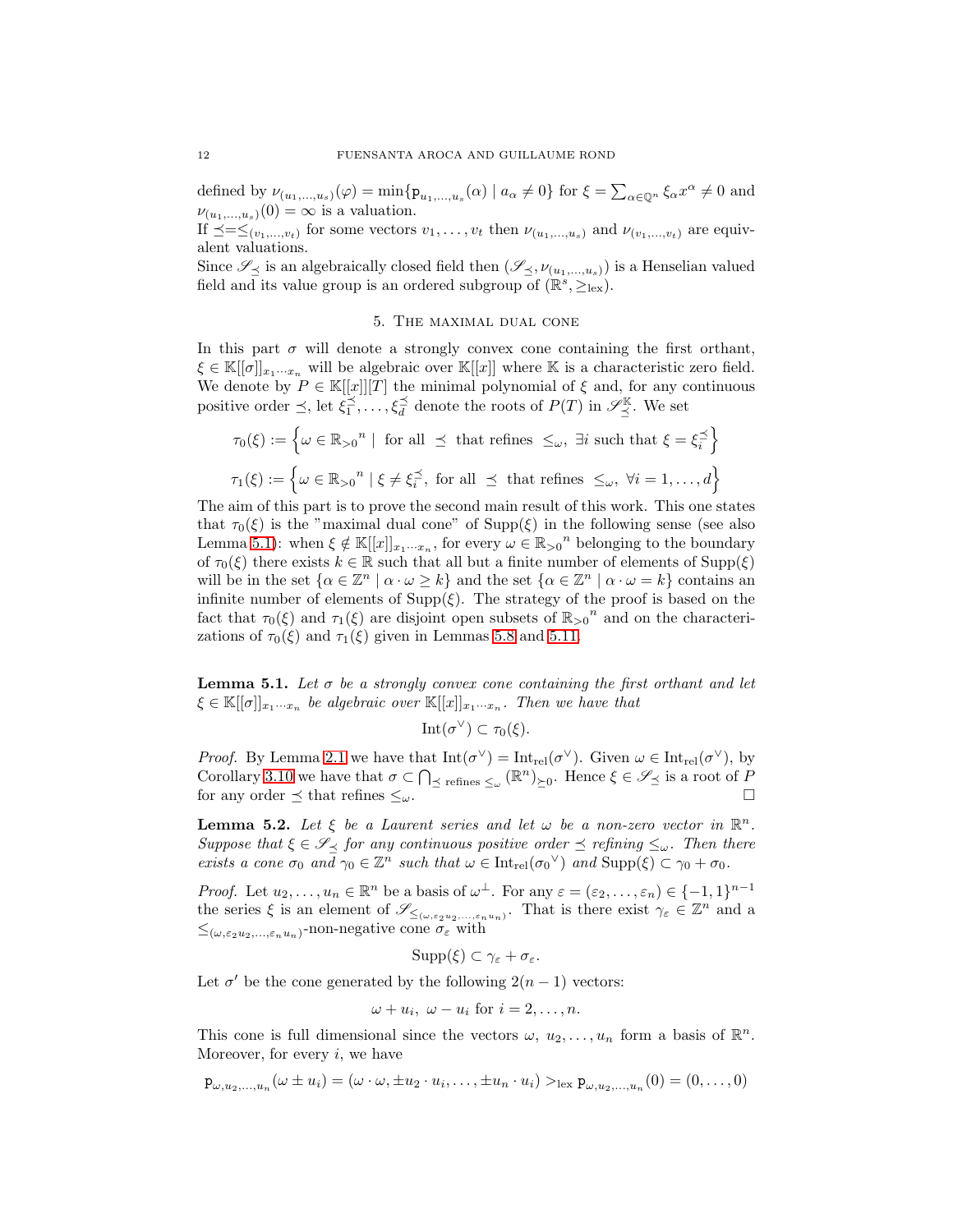defined by $\nu_{(u_1,\ldots,u_s)}(\varphi) = \min\{\mathsf{p}_{u_1,\ldots,u_s}(\alpha) \mid a_\alpha \neq 0\}$ for $\xi = \sum_{\alpha\in\mathbb{Q}^n} \xi_\alpha x^\alpha \neq 0$ and $\nu_{(u_1,\ldots,u_s)}(0) = \infty$ is a valuation.

If $\preceq = \leq_{(v_1,\ldots,v_t)}$ for some vectors $v_1,\ldots,v_t$ then $\nu_{(u_1,\ldots,u_s)}$ and $\nu_{(v_1,\ldots,v_t)}$ are equivalent valuations.

Since $\mathscr{S}_\preceq$ is an algebraically closed field then $(\mathscr{S}_\preceq, \nu_{(u_1,\ldots,u_s)})$ is a Henselian valued field and its value group is an ordered subgroup of $(\mathbb{R}^s, \geq_{\text{lex}})$.

## 5. The maximal dual cone

In this part $\sigma$ will denote a strongly convex cone containing the first orthant, $\xi \in \mathbb{K}[[\sigma]]_{x_1\cdots x_n}$ will be algebraic over $\mathbb{K}[[x]]$ where $\mathbb{K}$ is a characteristic zero field. We denote by $P \in \mathbb{K}[[x]][T]$ the minimal polynomial of $\xi$ and, for any continuous positive order $\preceq$, let $\xi_1^\preceq,\ldots,\xi_d^\preceq$ denote the roots of $P(T)$ in $\mathscr{S}_\preceq^{\mathbb{K}}$. We set

$$\tau_0(\xi) := \left\{\omega \in {\mathbb{R}_{>0}}^n \mid \text{ for all } \preceq \text{ that refines } \leq_\omega,\ \exists i \text{ such that } \xi = \xi_i^\preceq\right\}$$

$$\tau_1(\xi) := \left\{\omega \in {\mathbb{R}_{>0}}^n \mid \xi \neq \xi_i^\preceq, \text{ for all } \preceq \text{ that refines } \leq_\omega,\ \forall i = 1,\ldots,d\right\}$$

The aim of this part is to prove the second main result of this work. This one states that $\tau_0(\xi)$ is the "maximal dual cone" of $\text{Supp}(\xi)$ in the following sense (see also Lemma 5.1): when $\xi \notin \mathbb{K}[[x]]_{x_1\cdots x_n}$, for every $\omega \in {\mathbb{R}_{>0}}^n$ belonging to the boundary of $\tau_0(\xi)$ there exists $k \in \mathbb{R}$ such that all but a finite number of elements of $\text{Supp}(\xi)$ will be in the set $\{\alpha \in \mathbb{Z}^n \mid \alpha\cdot\omega \geq k\}$ and the set $\{\alpha \in \mathbb{Z}^n \mid \alpha\cdot\omega = k\}$ contains an infinite number of elements of $\text{Supp}(\xi)$. The strategy of the proof is based on the fact that $\tau_0(\xi)$ and $\tau_1(\xi)$ are disjoint open subsets of ${\mathbb{R}_{>0}}^n$ and on the characterizations of $\tau_0(\xi)$ and $\tau_1(\xi)$ given in Lemmas 5.8 and 5.11.

**Lemma 5.1.** *Let $\sigma$ be a strongly convex cone containing the first orthant and let $\xi \in \mathbb{K}[[\sigma]]_{x_1\cdots x_n}$ be algebraic over $\mathbb{K}[[x]]_{x_1\cdots x_n}$. Then we have that*

$$\text{Int}(\sigma^\vee) \subset \tau_0(\xi).$$

*Proof.* By Lemma 2.1 we have that $\text{Int}(\sigma^\vee) = \text{Int}_{\text{rel}}(\sigma^\vee)$. Given $\omega \in \text{Int}_{\text{rel}}(\sigma^\vee)$, by Corollary 3.10 we have that $\sigma \subset \bigcap_{\preceq \text{ refines } \leq_\omega} (\mathbb{R}^n)_{\succeq 0}$. Hence $\xi \in \mathscr{S}_\preceq$ is a root of $P$ for any order $\preceq$ that refines $\leq_\omega$. $\square$

**Lemma 5.2.** *Let $\xi$ be a Laurent series and let $\omega$ be a non-zero vector in $\mathbb{R}^n$. Suppose that $\xi \in \mathscr{S}_\preceq$ for any continuous positive order $\preceq$ refining $\leq_\omega$. Then there exists a cone $\sigma_0$ and $\gamma_0 \in \mathbb{Z}^n$ such that $\omega \in \text{Int}_{\text{rel}}({\sigma_0}^\vee)$ and $\text{Supp}(\xi) \subset \gamma_0 + \sigma_0$.*

*Proof.* Let $u_2,\ldots,u_n \in \mathbb{R}^n$ be a basis of $\omega^\perp$. For any $\varepsilon = (\varepsilon_2,\ldots,\varepsilon_n) \in \{-1,1\}^{n-1}$ the series $\xi$ is an element of $\mathscr{S}_{\leq_{(\omega,\varepsilon_2 u_2,\ldots,\varepsilon_n u_n)}}$. That is there exist $\gamma_\varepsilon \in \mathbb{Z}^n$ and a $\leq_{(\omega,\varepsilon_2 u_2,\ldots,\varepsilon_n u_n)}$-non-negative cone $\sigma_\varepsilon$ with

$$\text{Supp}(\xi) \subset \gamma_\varepsilon + \sigma_\varepsilon.$$

Let $\sigma'$ be the cone generated by the following $2(n-1)$ vectors:

$$\omega + u_i,\ \omega - u_i \text{ for } i = 2,\ldots,n.$$

This cone is full dimensional since the vectors $\omega,\ u_2,\ldots,u_n$ form a basis of $\mathbb{R}^n$. Moreover, for every $i$, we have

$$\mathsf{p}_{\omega,u_2,\ldots,u_n}(\omega \pm u_i) = (\omega\cdot\omega, \pm u_2\cdot u_i,\ldots,\pm u_n\cdot u_i) >_{\text{lex}} \mathsf{p}_{\omega,u_2,\ldots,u_n}(0) = (0,\ldots,0)$$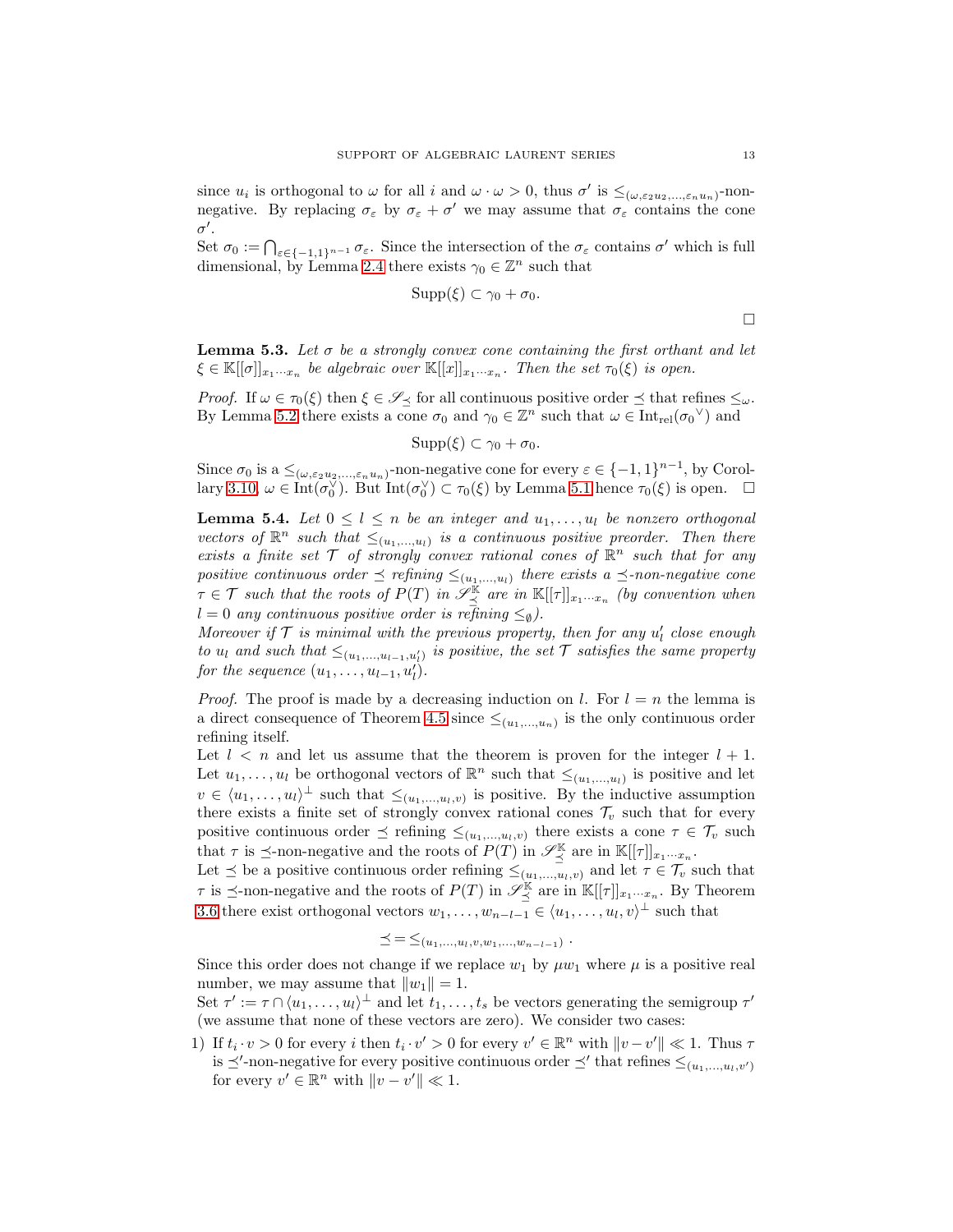since $u_i$ is orthogonal to $\omega$ for all $i$ and $\omega \cdot \omega > 0$, thus $\sigma'$ is $\leq_{(\omega,\varepsilon_2 u_2,\ldots,\varepsilon_n u_n)}$-non-negative. By replacing $\sigma_\varepsilon$ by $\sigma_\varepsilon + \sigma'$ we may assume that $\sigma_\varepsilon$ contains the cone $\sigma'$.

Set $\sigma_0 := \bigcap_{\varepsilon\in\{-1,1\}^{n-1}} \sigma_\varepsilon$. Since the intersection of the $\sigma_\varepsilon$ contains $\sigma'$ which is full dimensional, by Lemma 2.4 there exists $\gamma_0 \in \mathbb{Z}^n$ such that

$$\mathrm{Supp}(\xi) \subset \gamma_0 + \sigma_0.$$

□

**Lemma 5.3.** *Let $\sigma$ be a strongly convex cone containing the first orthant and let $\xi \in \mathbb{K}[[\sigma]]_{x_1\cdots x_n}$ be algebraic over $\mathbb{K}[[x]]_{x_1\cdots x_n}$. Then the set $\tau_0(\xi)$ is open.*

*Proof.* If $\omega \in \tau_0(\xi)$ then $\xi \in \mathscr{S}_{\preceq}$ for all continuous positive order $\preceq$ that refines $\leq_\omega$. By Lemma 5.2 there exists a cone $\sigma_0$ and $\gamma_0 \in \mathbb{Z}^n$ such that $\omega \in \mathrm{Int}_{\mathrm{rel}}({\sigma_0}^\vee)$ and

$$\mathrm{Supp}(\xi) \subset \gamma_0 + \sigma_0.$$

Since $\sigma_0$ is a $\leq_{(\omega,\varepsilon_2 u_2,\ldots,\varepsilon_n u_n)}$-non-negative cone for every $\varepsilon \in \{-1,1\}^{n-1}$, by Corollary 3.10, $\omega \in \mathrm{Int}(\sigma_0^\vee)$. But $\mathrm{Int}(\sigma_0^\vee) \subset \tau_0(\xi)$ by Lemma 5.1 hence $\tau_0(\xi)$ is open. □

**Lemma 5.4.** *Let $0 \leq l \leq n$ be an integer and $u_1, \ldots, u_l$ be nonzero orthogonal vectors of $\mathbb{R}^n$ such that $\leq_{(u_1,\ldots,u_l)}$ is a continuous positive preorder. Then there exists a finite set $\mathcal{T}$ of strongly convex rational cones of $\mathbb{R}^n$ such that for any positive continuous order $\preceq$ refining $\leq_{(u_1,\ldots,u_l)}$ there exists a $\preceq$-non-negative cone $\tau \in \mathcal{T}$ such that the roots of $P(T)$ in $\mathscr{S}_{\preceq}^{\mathbb{K}}$ are in $\mathbb{K}[[\tau]]_{x_1\cdots x_n}$ (by convention when $l = 0$ any continuous positive order is refining $\leq_\emptyset$).*
*Moreover if $\mathcal{T}$ is minimal with the previous property, then for any $u_l'$ close enough to $u_l$ and such that $\leq_{(u_1,\ldots,u_{l-1},u_l')}$ is positive, the set $\mathcal{T}$ satisfies the same property for the sequence $(u_1, \ldots, u_{l-1}, u_l')$.*

*Proof.* The proof is made by a decreasing induction on $l$. For $l = n$ the lemma is a direct consequence of Theorem 4.5 since $\leq_{(u_1,\ldots,u_n)}$ is the only continuous order refining itself.
Let $l < n$ and let us assume that the theorem is proven for the integer $l + 1$. Let $u_1, \ldots, u_l$ be orthogonal vectors of $\mathbb{R}^n$ such that $\leq_{(u_1,\ldots,u_l)}$ is positive and let $v \in \langle u_1, \ldots, u_l\rangle^\perp$ such that $\leq_{(u_1,\ldots,u_l,v)}$ is positive. By the inductive assumption there exists a finite set of strongly convex rational cones $\mathcal{T}_v$ such that for every positive continuous order $\preceq$ refining $\leq_{(u_1,\ldots,u_l,v)}$ there exists a cone $\tau \in \mathcal{T}_v$ such that $\tau$ is $\preceq$-non-negative and the roots of $P(T)$ in $\mathscr{S}_{\preceq}^{\mathbb{K}}$ are in $\mathbb{K}[[\tau]]_{x_1\cdots x_n}$.
Let $\preceq$ be a positive continuous order refining $\leq_{(u_1,\ldots,u_l,v)}$ and let $\tau \in \mathcal{T}_v$ such that $\tau$ is $\preceq$-non-negative and the roots of $P(T)$ in $\mathscr{S}_{\preceq}^{\mathbb{K}}$ are in $\mathbb{K}[[\tau]]_{x_1\cdots x_n}$. By Theorem 3.6 there exist orthogonal vectors $w_1, \ldots, w_{n-l-1} \in \langle u_1, \ldots, u_l, v\rangle^\perp$ such that

$$\preceq = \leq_{(u_1,\ldots,u_l,v,w_1,\ldots,w_{n-l-1})} .$$

Since this order does not change if we replace $w_1$ by $\mu w_1$ where $\mu$ is a positive real number, we may assume that $\|w_1\| = 1$.
Set $\tau' := \tau \cap \langle u_1, \ldots, u_l\rangle^\perp$ and let $t_1, \ldots, t_s$ be vectors generating the semigroup $\tau'$ (we assume that none of these vectors are zero). We consider two cases:

1) If $t_i \cdot v > 0$ for every $i$ then $t_i \cdot v' > 0$ for every $v' \in \mathbb{R}^n$ with $\|v - v'\| \ll 1$. Thus $\tau$ is $\preceq'$-non-negative for every positive continuous order $\preceq'$ that refines $\leq_{(u_1,\ldots,u_l,v')}$ for every $v' \in \mathbb{R}^n$ with $\|v - v'\| \ll 1$.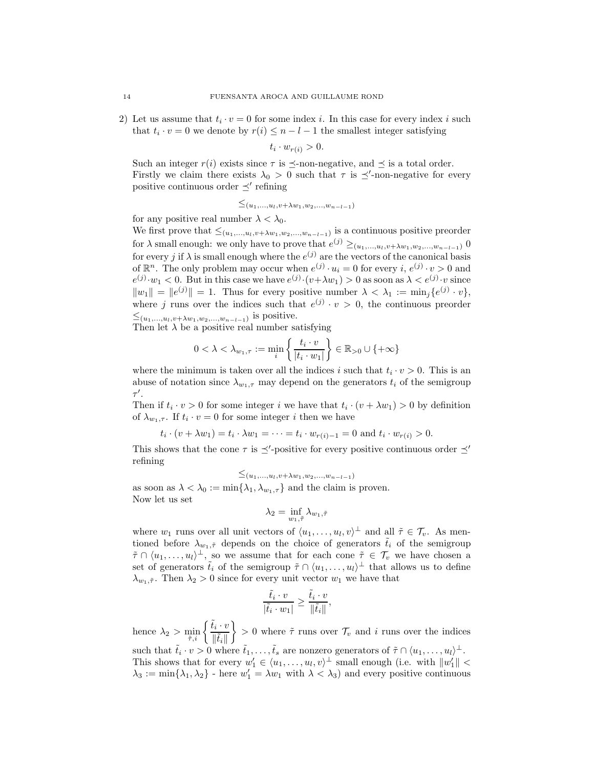2) Let us assume that $t_i \cdot v = 0$ for some index $i$. In this case for every index $i$ such that $t_i \cdot v = 0$ we denote by $r(i) \leq n - l - 1$ the smallest integer satisfying

$$t_i \cdot w_{r(i)} > 0.$$

Such an integer $r(i)$ exists since $\tau$ is $\preceq$-non-negative, and $\preceq$ is a total order.
Firstly we claim there exists $\lambda_0 > 0$ such that $\tau$ is $\preceq'$-non-negative for every positive continuous order $\preceq'$ refining

$$\leq_{(u_1,\ldots,u_l,v+\lambda w_1,w_2,\ldots,w_{n-l-1})}$$

for any positive real number $\lambda < \lambda_0$.
We first prove that $\leq_{(u_1,\ldots,u_l,v+\lambda w_1,w_2,\ldots,w_{n-l-1})}$ is a continuous positive preorder for $\lambda$ small enough: we only have to prove that $e^{(j)} \geq_{(u_1,\ldots,u_l,v+\lambda w_1,w_2,\ldots,w_{n-l-1})} 0$ for every $j$ if $\lambda$ is small enough where the $e^{(j)}$ are the vectors of the canonical basis of $\mathbb{R}^n$. The only problem may occur when $e^{(j)} \cdot u_i = 0$ for every $i$, $e^{(j)} \cdot v > 0$ and $e^{(j)} \cdot w_1 < 0$. But in this case we have $e^{(j)} \cdot (v + \lambda w_1) > 0$ as soon as $\lambda < e^{(j)} \cdot v$ since $\|w_1\| = \|e^{(j)}\| = 1$. Thus for every positive number $\lambda < \lambda_1 := \min_j\{e^{(j)} \cdot v\}$, where $j$ runs over the indices such that $e^{(j)} \cdot v > 0$, the continuous preorder $\leq_{(u_1,\ldots,u_l,v+\lambda w_1,w_2,\ldots,w_{n-l-1})}$ is positive.
Then let $\lambda$ be a positive real number satisfying

$$0 < \lambda < \lambda_{w_1,\tau} := \min_i \left\{ \frac{t_i \cdot v}{|t_i \cdot w_1|} \right\} \in \mathbb{R}_{>0} \cup \{+\infty\}$$

where the minimum is taken over all the indices $i$ such that $t_i \cdot v > 0$. This is an abuse of notation since $\lambda_{w_1,\tau}$ may depend on the generators $t_i$ of the semigroup $\tau'$.
Then if $t_i \cdot v > 0$ for some integer $i$ we have that $t_i \cdot (v + \lambda w_1) > 0$ by definition of $\lambda_{w_1,\tau}$. If $t_i \cdot v = 0$ for some integer $i$ then we have

$$t_i \cdot (v + \lambda w_1) = t_i \cdot \lambda w_1 = \cdots = t_i \cdot w_{r(i)-1} = 0 \text{ and } t_i \cdot w_{r(i)} > 0.$$

This shows that the cone $\tau$ is $\preceq'$-positive for every positive continuous order $\preceq'$ refining

$$\leq_{(u_1,\ldots,u_l,v+\lambda w_1,w_2,\ldots,w_{n-l-1})}$$

as soon as $\lambda < \lambda_0 := \min\{\lambda_1, \lambda_{w_1,\tau}\}$ and the claim is proven.
Now let us set

$$\lambda_2 = \inf_{w_1,\tilde{\tau}} \lambda_{w_1,\tilde{\tau}}$$

where $w_1$ runs over all unit vectors of $\langle u_1, \ldots, u_l, v\rangle^\perp$ and all $\tilde{\tau} \in \mathcal{T}_v$. As mentioned before $\lambda_{w_1,\tilde{\tau}}$ depends on the choice of generators $\tilde{t}_i$ of the semigroup $\tilde{\tau} \cap \langle u_1, \ldots, u_l\rangle^\perp$, so we assume that for each cone $\tilde{\tau} \in \mathcal{T}_v$ we have chosen a set of generators $\tilde{t}_i$ of the semigroup $\tilde{\tau} \cap \langle u_1, \ldots, u_l\rangle^\perp$ that allows us to define $\lambda_{w_1,\tilde{\tau}}$. Then $\lambda_2 > 0$ since for every unit vector $w_1$ we have that

$$\frac{\tilde{t}_i \cdot v}{|\tilde{t}_i \cdot w_1|} \geq \frac{\tilde{t}_i \cdot v}{\|\tilde{t}_i\|},$$

hence $\lambda_2 > \min_{\tilde{\tau},i} \left\{ \dfrac{\tilde{t}_i \cdot v}{\|\tilde{t}_i\|} \right\} > 0$ where $\tilde{\tau}$ runs over $\mathcal{T}_v$ and $i$ runs over the indices such that $\tilde{t}_i \cdot v > 0$ where $\tilde{t}_1, \ldots, \tilde{t}_s$ are nonzero generators of $\tilde{\tau} \cap \langle u_1, \ldots, u_l\rangle^\perp$.
This shows that for every $w_1' \in \langle u_1, \ldots, u_l, v\rangle^\perp$ small enough (i.e. with $\|w_1'\| < \lambda_3 := \min\{\lambda_1, \lambda_2\}$ - here $w_1' = \lambda w_1$ with $\lambda < \lambda_3$) and every positive continuous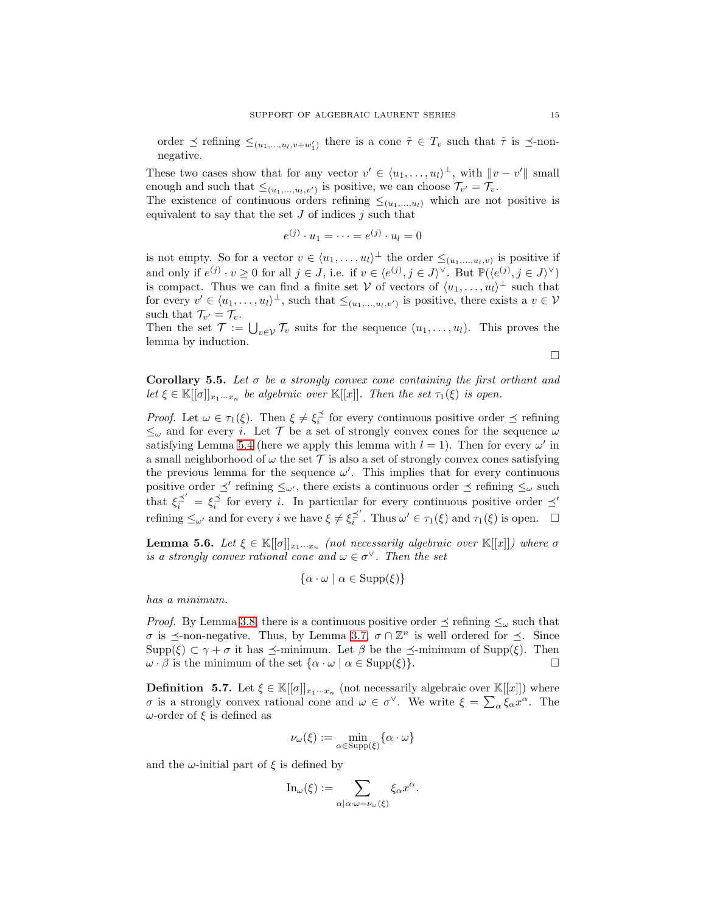order $\preceq$ refining $\leq_{(u_1,\ldots,u_l,v+w_1')}$ there is a cone $\tilde{\tau} \in T_v$ such that $\tilde{\tau}$ is $\preceq$-non-negative.

These two cases show that for any vector $v' \in \langle u_1, \ldots, u_l\rangle^\perp$, with $\|v - v'\|$ small enough and such that $\leq_{(u_1,\ldots,u_l,v')}$ is positive, we can choose $\mathcal{T}_{v'} = \mathcal{T}_v$.
The existence of continuous orders refining $\leq_{(u_1,\ldots,u_l)}$ which are not positive is equivalent to say that the set $J$ of indices $j$ such that

$$e^{(j)} \cdot u_1 = \cdots = e^{(j)} \cdot u_l = 0$$

is not empty. So for a vector $v \in \langle u_1, \ldots, u_l\rangle^\perp$ the order $\leq_{(u_1,\ldots,u_l,v)}$ is positive if and only if $e^{(j)} \cdot v \geq 0$ for all $j \in J$, i.e. if $v \in \langle e^{(j)}, j \in J\rangle^\vee$. But $\mathbb{P}(\langle e^{(j)}, j \in J\rangle^\vee)$ is compact. Thus we can find a finite set $\mathcal{V}$ of vectors of $\langle u_1, \ldots, u_l\rangle^\perp$ such that for every $v' \in \langle u_1, \ldots, u_l\rangle^\perp$, such that $\leq_{(u_1,\ldots,u_l,v')}$ is positive, there exists a $v \in \mathcal{V}$ such that $\mathcal{T}_{v'} = \mathcal{T}_v$.
Then the set $\mathcal{T} := \bigcup_{v\in\mathcal{V}} \mathcal{T}_v$ suits for the sequence $(u_1, \ldots, u_l)$. This proves the lemma by induction.

□

**Corollary 5.5.** *Let $\sigma$ be a strongly convex cone containing the first orthant and let $\xi \in \mathbb{K}[[\sigma]]_{x_1\cdots x_n}$ be algebraic over $\mathbb{K}[[x]]$. Then the set $\tau_1(\xi)$ is open.*

*Proof.* Let $\omega \in \tau_1(\xi)$. Then $\xi \neq \xi_i^{\preceq}$ for every continuous positive order $\preceq$ refining $\leq_\omega$ and for every $i$. Let $\mathcal{T}$ be a set of strongly convex cones for the sequence $\omega$ satisfying Lemma 5.4 (here we apply this lemma with $l = 1$). Then for every $\omega'$ in a small neighborhood of $\omega$ the set $\mathcal{T}$ is also a set of strongly convex cones satisfying the previous lemma for the sequence $\omega'$. This implies that for every continuous positive order $\preceq'$ refining $\leq_{\omega'}$, there exists a continuous order $\preceq$ refining $\leq_\omega$ such that $\xi_i^{\preceq'} = \xi_i^{\preceq}$ for every $i$. In particular for every continuous positive order $\preceq'$ refining $\leq_{\omega'}$ and for every $i$ we have $\xi \neq \xi_i^{\preceq'}$. Thus $\omega' \in \tau_1(\xi)$ and $\tau_1(\xi)$ is open. □

**Lemma 5.6.** *Let $\xi \in \mathbb{K}[[\sigma]]_{x_1\cdots x_n}$ (not necessarily algebraic over $\mathbb{K}[[x]]$) where $\sigma$ is a strongly convex rational cone and $\omega \in \sigma^\vee$. Then the set*

$$\{\alpha \cdot \omega \mid \alpha \in \operatorname{Supp}(\xi)\}$$

*has a minimum.*

*Proof.* By Lemma 3.8, there is a continuous positive order $\preceq$ refining $\leq_\omega$ such that $\sigma$ is $\preceq$-non-negative. Thus, by Lemma 3.7, $\sigma \cap \mathbb{Z}^n$ is well ordered for $\preceq$. Since $\operatorname{Supp}(\xi) \subset \gamma + \sigma$ it has $\preceq$-minimum. Let $\beta$ be the $\preceq$-minimum of $\operatorname{Supp}(\xi)$. Then $\omega \cdot \beta$ is the minimum of the set $\{\alpha \cdot \omega \mid \alpha \in \operatorname{Supp}(\xi)\}$. □

**Definition 5.7.** Let $\xi \in \mathbb{K}[[\sigma]]_{x_1\cdots x_n}$ (not necessarily algebraic over $\mathbb{K}[[x]]$) where $\sigma$ is a strongly convex rational cone and $\omega \in \sigma^\vee$. We write $\xi = \sum_\alpha \xi_\alpha x^\alpha$. The $\omega$-order of $\xi$ is defined as

$$\nu_\omega(\xi) := \min_{\alpha \in \operatorname{Supp}(\xi)} \{\alpha \cdot \omega\}$$

and the $\omega$-initial part of $\xi$ is defined by

$$\operatorname{In}_\omega(\xi) := \sum_{\alpha \mid \alpha\cdot\omega = \nu_\omega(\xi)} \xi_\alpha x^\alpha.$$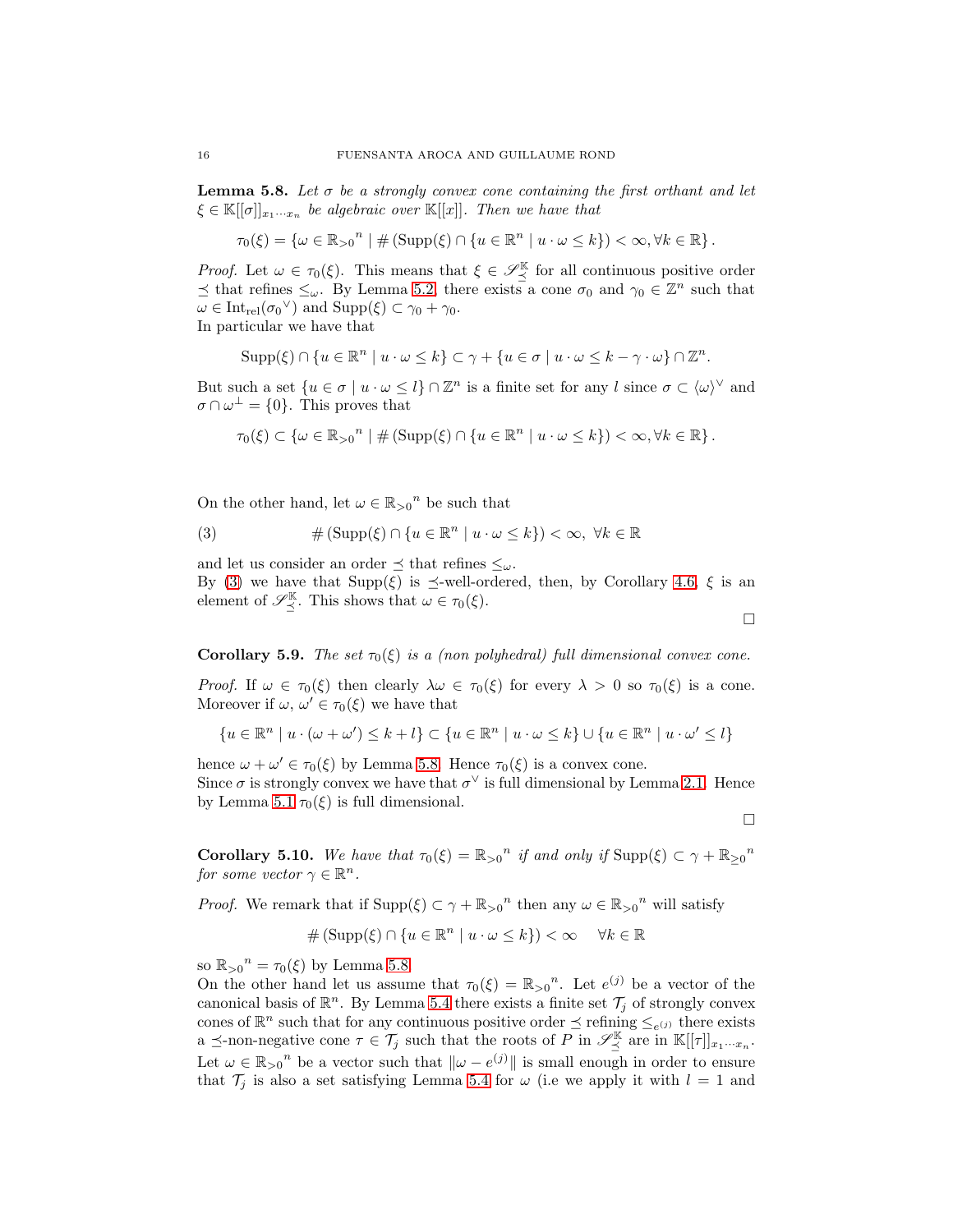**Lemma 5.8.** *Let $\sigma$ be a strongly convex cone containing the first orthant and let $\xi \in \mathbb{K}[[\sigma]]_{x_1\cdots x_n}$ be algebraic over $\mathbb{K}[[x]]$. Then we have that*

$$\tau_0(\xi) = \left\{\omega \in {\mathbb{R}_{>0}}^n \mid \#\left(\operatorname{Supp}(\xi) \cap \{u \in \mathbb{R}^n \mid u \cdot \omega \leq k\}\right) < \infty, \forall k \in \mathbb{R}\right\}.$$

*Proof.* Let $\omega \in \tau_0(\xi)$. This means that $\xi \in \mathscr{S}_{\preceq}^{\mathbb{K}}$ for all continuous positive order $\preceq$ that refines $\leq_\omega$. By Lemma 5.2, there exists a cone $\sigma_0$ and $\gamma_0 \in \mathbb{Z}^n$ such that $\omega \in \operatorname{Int}_{\text{rel}}({\sigma_0}^\vee)$ and $\operatorname{Supp}(\xi) \subset \gamma_0 + \gamma_0$.
In particular we have that

$$\operatorname{Supp}(\xi) \cap \{u \in \mathbb{R}^n \mid u \cdot \omega \leq k\} \subset \gamma + \{u \in \sigma \mid u \cdot \omega \leq k - \gamma \cdot \omega\} \cap \mathbb{Z}^n.$$

But such a set $\{u \in \sigma \mid u \cdot \omega \leq l\} \cap \mathbb{Z}^n$ is a finite set for any $l$ since $\sigma \subset \langle\omega\rangle^\vee$ and $\sigma \cap \omega^\perp = \{0\}$. This proves that

$$\tau_0(\xi) \subset \left\{\omega \in {\mathbb{R}_{>0}}^n \mid \#\left(\operatorname{Supp}(\xi) \cap \{u \in \mathbb{R}^n \mid u \cdot \omega \leq k\}\right) < \infty, \forall k \in \mathbb{R}\right\}.$$

On the other hand, let $\omega \in {\mathbb{R}_{>0}}^n$ be such that

$$\#\left(\operatorname{Supp}(\xi) \cap \{u \in \mathbb{R}^n \mid u \cdot \omega \leq k\}\right) < \infty, \ \forall k \in \mathbb{R} \tag{3}$$

and let us consider an order $\preceq$ that refines $\leq_\omega$.
By (3) we have that $\operatorname{Supp}(\xi)$ is $\preceq$-well-ordered, then, by Corollary 4.6, $\xi$ is an element of $\mathscr{S}_{\preceq}^{\mathbb{K}}$. This shows that $\omega \in \tau_0(\xi)$.

□

**Corollary 5.9.** *The set $\tau_0(\xi)$ is a (non polyhedral) full dimensional convex cone.*

*Proof.* If $\omega \in \tau_0(\xi)$ then clearly $\lambda\omega \in \tau_0(\xi)$ for every $\lambda > 0$ so $\tau_0(\xi)$ is a cone. Moreover if $\omega, \omega' \in \tau_0(\xi)$ we have that

$$\{u \in \mathbb{R}^n \mid u \cdot (\omega + \omega') \leq k + l\} \subset \{u \in \mathbb{R}^n \mid u \cdot \omega \leq k\} \cup \{u \in \mathbb{R}^n \mid u \cdot \omega' \leq l\}$$

hence $\omega + \omega' \in \tau_0(\xi)$ by Lemma 5.8. Hence $\tau_0(\xi)$ is a convex cone.
Since $\sigma$ is strongly convex we have that $\sigma^\vee$ is full dimensional by Lemma 2.1. Hence by Lemma 5.1 $\tau_0(\xi)$ is full dimensional.

□

**Corollary 5.10.** *We have that $\tau_0(\xi) = {\mathbb{R}_{>0}}^n$ if and only if $\operatorname{Supp}(\xi) \subset \gamma + {\mathbb{R}_{\geq 0}}^n$ for some vector $\gamma \in \mathbb{R}^n$.*

*Proof.* We remark that if $\operatorname{Supp}(\xi) \subset \gamma + {\mathbb{R}_{>0}}^n$ then any $\omega \in {\mathbb{R}_{>0}}^n$ will satisfy

$$\#\left(\operatorname{Supp}(\xi) \cap \{u \in \mathbb{R}^n \mid u \cdot \omega \leq k\}\right) < \infty \quad \forall k \in \mathbb{R}$$

so ${\mathbb{R}_{>0}}^n = \tau_0(\xi)$ by Lemma 5.8.
On the other hand let us assume that $\tau_0(\xi) = {\mathbb{R}_{>0}}^n$. Let $e^{(j)}$ be a vector of the canonical basis of $\mathbb{R}^n$. By Lemma 5.4 there exists a finite set $\mathcal{T}_j$ of strongly convex cones of $\mathbb{R}^n$ such that for any continuous positive order $\preceq$ refining $\leq_{e^{(j)}}$ there exists a $\preceq$-non-negative cone $\tau \in \mathcal{T}_j$ such that the roots of $P$ in $\mathscr{S}_{\preceq}^{\mathbb{K}}$ are in $\mathbb{K}[[\tau]]_{x_1\cdots x_n}$.
Let $\omega \in {\mathbb{R}_{>0}}^n$ be a vector such that $\|\omega - e^{(j)}\|$ is small enough in order to ensure that $\mathcal{T}_j$ is also a set satisfying Lemma 5.4 for $\omega$ (i.e we apply it with $l = 1$ and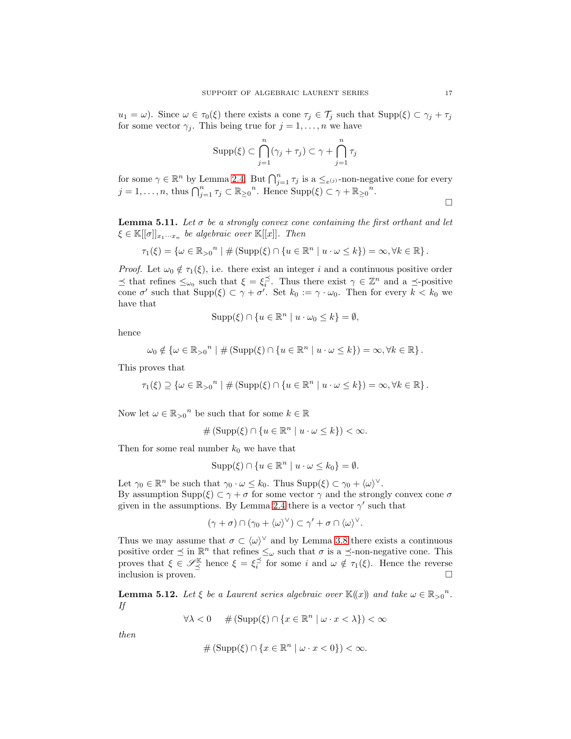$u_1 = \omega$). Since $\omega \in \tau_0(\xi)$ there exists a cone $\tau_j \in \mathcal{T}_j$ such that $\text{Supp}(\xi) \subset \gamma_j + \tau_j$ for some vector $\gamma_j$. This being true for $j = 1, \ldots, n$ we have

$$\text{Supp}(\xi) \subset \bigcap_{j=1}^{n} (\gamma_j + \tau_j) \subset \gamma + \bigcap_{j=1}^{n} \tau_j$$

for some $\gamma \in \mathbb{R}^n$ by Lemma 2.4. But $\bigcap_{j=1}^{n} \tau_j$ is a $\leq_{e^{(j)}}$-non-negative cone for every $j = 1, \ldots, n$, thus $\bigcap_{j=1}^{n} \tau_j \subset {\mathbb{R}_{\geq 0}}^n$. Hence $\text{Supp}(\xi) \subset \gamma + {\mathbb{R}_{\geq 0}}^n$.

□

**Lemma 5.11.** *Let $\sigma$ be a strongly convex cone containing the first orthant and let $\xi \in \mathbb{K}[[\sigma]]_{x_1 \cdots x_n}$ be algebraic over $\mathbb{K}[[x]]$. Then*

$$\tau_1(\xi) = \left\{ \omega \in {\mathbb{R}_{>0}}^n \mid \#\left(\text{Supp}(\xi) \cap \{u \in \mathbb{R}^n \mid u \cdot \omega \leq k\}\right) = \infty, \forall k \in \mathbb{R} \right\}.$$

*Proof.* Let $\omega_0 \notin \tau_1(\xi)$, i.e. there exist an integer $i$ and a continuous positive order $\preceq$ that refines $\leq_{\omega_0}$ such that $\xi = \xi_i^{\preceq}$. Thus there exist $\gamma \in \mathbb{Z}^n$ and a $\preceq$-positive cone $\sigma'$ such that $\text{Supp}(\xi) \subset \gamma + \sigma'$. Set $k_0 := \gamma \cdot \omega_0$. Then for every $k < k_0$ we have that

$$\text{Supp}(\xi) \cap \{u \in \mathbb{R}^n \mid u \cdot \omega_0 \leq k\} = \emptyset,$$

hence

$$\omega_0 \notin \left\{ \omega \in {\mathbb{R}_{>0}}^n \mid \#\left(\text{Supp}(\xi) \cap \{u \in \mathbb{R}^n \mid u \cdot \omega \leq k\}\right) = \infty, \forall k \in \mathbb{R} \right\}.$$

This proves that

$$\tau_1(\xi) \supseteq \left\{ \omega \in {\mathbb{R}_{>0}}^n \mid \#\left(\text{Supp}(\xi) \cap \{u \in \mathbb{R}^n \mid u \cdot \omega \leq k\}\right) = \infty, \forall k \in \mathbb{R} \right\}.$$

Now let $\omega \in {\mathbb{R}_{>0}}^n$ be such that for some $k \in \mathbb{R}$

$$\#\left(\text{Supp}(\xi) \cap \{u \in \mathbb{R}^n \mid u \cdot \omega \leq k\}\right) < \infty.$$

Then for some real number $k_0$ we have that

$$\text{Supp}(\xi) \cap \{u \in \mathbb{R}^n \mid u \cdot \omega \leq k_0\} = \emptyset.$$

Let $\gamma_0 \in \mathbb{R}^n$ be such that $\gamma_0 \cdot \omega \leq k_0$. Thus $\text{Supp}(\xi) \subset \gamma_0 + \langle \omega \rangle^\vee$.
By assumption $\text{Supp}(\xi) \subset \gamma + \sigma$ for some vector $\gamma$ and the strongly convex cone $\sigma$ given in the assumptions. By Lemma 2.4 there is a vector $\gamma'$ such that

$$(\gamma + \sigma) \cap (\gamma_0 + \langle \omega \rangle^\vee) \subset \gamma' + \sigma \cap \langle \omega \rangle^\vee.$$

Thus we may assume that $\sigma \subset \langle \omega \rangle^\vee$ and by Lemma 3.8 there exists a continuous positive order $\preceq$ in $\mathbb{R}^n$ that refines $\leq_\omega$ such that $\sigma$ is a $\preceq$-non-negative cone. This proves that $\xi \in \mathscr{S}_{\preceq}^{\mathbb{K}}$ hence $\xi = \xi_i^{\preceq}$ for some $i$ and $\omega \notin \tau_1(\xi)$. Hence the reverse inclusion is proven. □

**Lemma 5.12.** *Let $\xi$ be a Laurent series algebraic over $\mathbb{K}(\!(x)\!)$ and take $\omega \in {\mathbb{R}_{>0}}^n$. If*

$$\forall \lambda < 0 \quad \#\left(\text{Supp}(\xi) \cap \{x \in \mathbb{R}^n \mid \omega \cdot x < \lambda\}\right) < \infty$$

*then*

$$\#\left(\text{Supp}(\xi) \cap \{x \in \mathbb{R}^n \mid \omega \cdot x < 0\}\right) < \infty.$$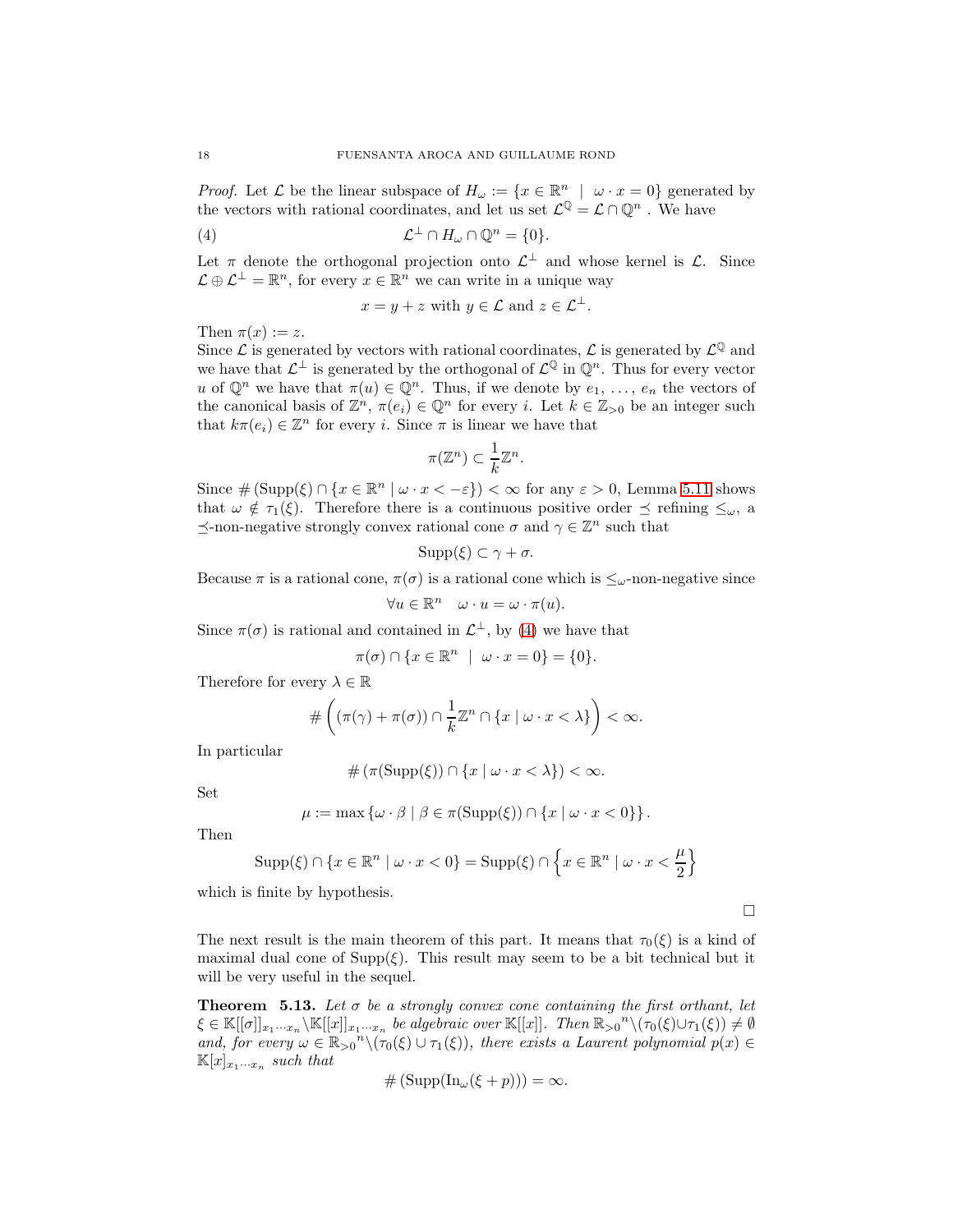*Proof.* Let $\mathcal{L}$ be the linear subspace of $H_\omega := \{x \in \mathbb{R}^n \mid \omega \cdot x = 0\}$ generated by the vectors with rational coordinates, and let us set $\mathcal{L}^{\mathbb{Q}} = \mathcal{L} \cap \mathbb{Q}^n$ . We have

$$\mathcal{L}^\perp \cap H_\omega \cap \mathbb{Q}^n = \{0\}. \tag{4}$$

Let $\pi$ denote the orthogonal projection onto $\mathcal{L}^\perp$ and whose kernel is $\mathcal{L}$. Since $\mathcal{L} \oplus \mathcal{L}^\perp = \mathbb{R}^n$, for every $x \in \mathbb{R}^n$ we can write in a unique way

$$x = y + z \text{ with } y \in \mathcal{L} \text{ and } z \in \mathcal{L}^\perp.$$

Then $\pi(x) := z$.
Since $\mathcal{L}$ is generated by vectors with rational coordinates, $\mathcal{L}$ is generated by $\mathcal{L}^{\mathbb{Q}}$ and we have that $\mathcal{L}^\perp$ is generated by the orthogonal of $\mathcal{L}^{\mathbb{Q}}$ in $\mathbb{Q}^n$. Thus for every vector $u$ of $\mathbb{Q}^n$ we have that $\pi(u) \in \mathbb{Q}^n$. Thus, if we denote by $e_1, \ldots, e_n$ the vectors of the canonical basis of $\mathbb{Z}^n$, $\pi(e_i) \in \mathbb{Q}^n$ for every $i$. Let $k \in \mathbb{Z}_{>0}$ be an integer such that $k\pi(e_i) \in \mathbb{Z}^n$ for every $i$. Since $\pi$ is linear we have that

$$\pi(\mathbb{Z}^n) \subset \frac{1}{k}\mathbb{Z}^n.$$

Since $\#\left(\operatorname{Supp}(\xi) \cap \{x \in \mathbb{R}^n \mid \omega \cdot x < -\varepsilon\}\right) < \infty$ for any $\varepsilon > 0$, Lemma 5.11 shows that $\omega \notin \tau_1(\xi)$. Therefore there is a continuous positive order $\preceq$ refining $\leq_\omega$, a $\preceq$-non-negative strongly convex rational cone $\sigma$ and $\gamma \in \mathbb{Z}^n$ such that

$$\operatorname{Supp}(\xi) \subset \gamma + \sigma.$$

Because $\pi$ is a rational cone, $\pi(\sigma)$ is a rational cone which is $\leq_\omega$-non-negative since

$$\forall u \in \mathbb{R}^n \quad \omega \cdot u = \omega \cdot \pi(u).$$

Since $\pi(\sigma)$ is rational and contained in $\mathcal{L}^\perp$, by (4) we have that

$$\pi(\sigma) \cap \{x \in \mathbb{R}^n \mid \omega \cdot x = 0\} = \{0\}.$$

Therefore for every $\lambda \in \mathbb{R}$

$$\#\left((\pi(\gamma) + \pi(\sigma)) \cap \frac{1}{k}\mathbb{Z}^n \cap \{x \mid \omega \cdot x < \lambda\}\right) < \infty.$$

In particular

$$\#\left(\pi(\operatorname{Supp}(\xi)) \cap \{x \mid \omega \cdot x < \lambda\}\right) < \infty.$$

Set

$$\mu := \max\left\{\omega \cdot \beta \mid \beta \in \pi(\operatorname{Supp}(\xi)) \cap \{x \mid \omega \cdot x < 0\}\right\}.$$

Then

$$\operatorname{Supp}(\xi) \cap \{x \in \mathbb{R}^n \mid \omega \cdot x < 0\} = \operatorname{Supp}(\xi) \cap \left\{x \in \mathbb{R}^n \mid \omega \cdot x < \frac{\mu}{2}\right\}$$

which is finite by hypothesis.

□

The next result is the main theorem of this part. It means that $\tau_0(\xi)$ is a kind of maximal dual cone of $\operatorname{Supp}(\xi)$. This result may seem to be a bit technical but it will be very useful in the sequel.

**Theorem 5.13.** *Let $\sigma$ be a strongly convex cone containing the first orthant, let $\xi \in \mathbb{K}[[\sigma]]_{x_1\cdots x_n} \backslash \mathbb{K}[[x]]_{x_1\cdots x_n}$ be algebraic over $\mathbb{K}[[x]]$. Then ${\mathbb{R}_{>0}}^n \backslash (\tau_0(\xi) \cup \tau_1(\xi)) \neq \emptyset$ and, for every $\omega \in {\mathbb{R}_{>0}}^n \backslash (\tau_0(\xi) \cup \tau_1(\xi))$, there exists a Laurent polynomial $p(x) \in \mathbb{K}[x]_{x_1\cdots x_n}$ such that*

$$\#\left(\operatorname{Supp}(\operatorname{In}_\omega(\xi + p))\right) = \infty.$$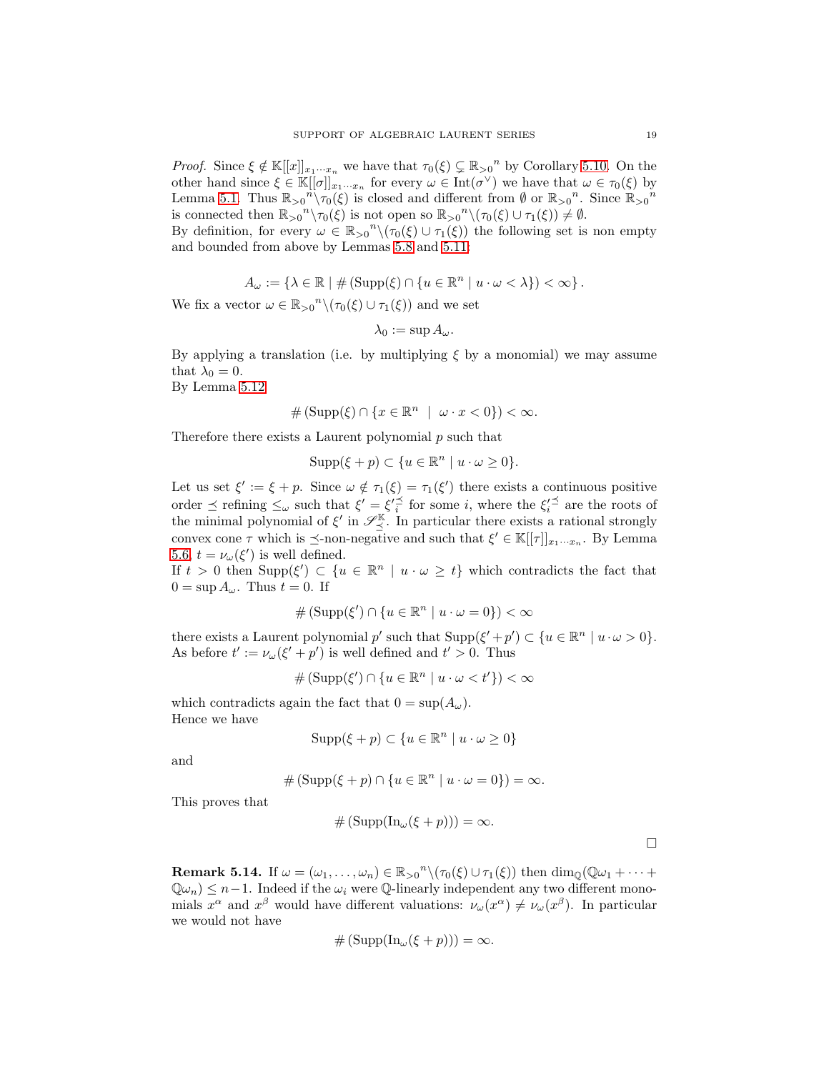*Proof.* Since $\xi \notin \mathbb{K}[[x]]_{x_1\cdots x_n}$ we have that $\tau_0(\xi) \subsetneq {\mathbb{R}_{>0}}^n$ by Corollary 5.10. On the other hand since $\xi \in \mathbb{K}[[\sigma]]_{x_1\cdots x_n}$ for every $\omega \in \text{Int}(\sigma^\vee)$ we have that $\omega \in \tau_0(\xi)$ by Lemma 5.1. Thus ${\mathbb{R}_{>0}}^n \backslash \tau_0(\xi)$ is closed and different from $\emptyset$ or ${\mathbb{R}_{>0}}^n$. Since ${\mathbb{R}_{>0}}^n$ is connected then ${\mathbb{R}_{>0}}^n \backslash \tau_0(\xi)$ is not open so ${\mathbb{R}_{>0}}^n \backslash (\tau_0(\xi) \cup \tau_1(\xi)) \neq \emptyset$.
By definition, for every $\omega \in {\mathbb{R}_{>0}}^n \backslash (\tau_0(\xi) \cup \tau_1(\xi))$ the following set is non empty and bounded from above by Lemmas 5.8 and 5.11:

$$A_\omega := \{\lambda \in \mathbb{R} \mid \#\left(\text{Supp}(\xi) \cap \{u \in \mathbb{R}^n \mid u \cdot \omega < \lambda\}\right) < \infty\}.$$

We fix a vector $\omega \in {\mathbb{R}_{>0}}^n \backslash (\tau_0(\xi) \cup \tau_1(\xi))$ and we set

$$\lambda_0 := \sup A_\omega.$$

By applying a translation (i.e. by multiplying $\xi$ by a monomial) we may assume that $\lambda_0 = 0$.
By Lemma 5.12

$$\#\left(\text{Supp}(\xi) \cap \{x \in \mathbb{R}^n \ \mid \ \omega \cdot x < 0\}\right) < \infty.$$

Therefore there exists a Laurent polynomial $p$ such that

$$\text{Supp}(\xi + p) \subset \{u \in \mathbb{R}^n \mid u \cdot \omega \geq 0\}.$$

Let us set $\xi' := \xi + p$. Since $\omega \notin \tau_1(\xi) = \tau_1(\xi')$ there exists a continuous positive order $\preceq$ refining $\leq_\omega$ such that $\xi' = {\xi'}_i^{\preceq}$ for some $i$, where the ${\xi'}_i^{\preceq}$ are the roots of the minimal polynomial of $\xi'$ in $\mathscr{S}_\preceq^{\mathbb{K}}$. In particular there exists a rational strongly convex cone $\tau$ which is $\preceq$-non-negative and such that $\xi' \in \mathbb{K}[[\tau]]_{x_1\cdots x_n}$. By Lemma 5.6, $t = \nu_\omega(\xi')$ is well defined.
If $t > 0$ then $\text{Supp}(\xi') \subset \{u \in \mathbb{R}^n \mid u \cdot \omega \geq t\}$ which contradicts the fact that $0 = \sup A_\omega$. Thus $t = 0$. If

$$\#\left(\text{Supp}(\xi') \cap \{u \in \mathbb{R}^n \mid u \cdot \omega = 0\}\right) < \infty$$

there exists a Laurent polynomial $p'$ such that $\text{Supp}(\xi' + p') \subset \{u \in \mathbb{R}^n \mid u \cdot \omega > 0\}$. As before $t' := \nu_\omega(\xi' + p')$ is well defined and $t' > 0$. Thus

$$\#\left(\text{Supp}(\xi') \cap \{u \in \mathbb{R}^n \mid u \cdot \omega < t'\}\right) < \infty$$

which contradicts again the fact that $0 = \sup(A_\omega)$.
Hence we have

$$\text{Supp}(\xi + p) \subset \{u \in \mathbb{R}^n \mid u \cdot \omega \geq 0\}$$

and

$$\#\left(\text{Supp}(\xi + p) \cap \{u \in \mathbb{R}^n \mid u \cdot \omega = 0\}\right) = \infty.$$

This proves that

$$\#\left(\text{Supp}(\text{In}_\omega(\xi + p))\right) = \infty.$$

□

**Remark 5.14.** If $\omega = (\omega_1, \ldots, \omega_n) \in {\mathbb{R}_{>0}}^n \backslash (\tau_0(\xi) \cup \tau_1(\xi))$ then $\dim_{\mathbb{Q}}(\mathbb{Q}\omega_1 + \cdots + \mathbb{Q}\omega_n) \leq n-1$. Indeed if the $\omega_i$ were $\mathbb{Q}$-linearly independent any two different monomials $x^\alpha$ and $x^\beta$ would have different valuations: $\nu_\omega(x^\alpha) \neq \nu_\omega(x^\beta)$. In particular we would not have

$$\#\left(\text{Supp}(\text{In}_\omega(\xi + p))\right) = \infty.$$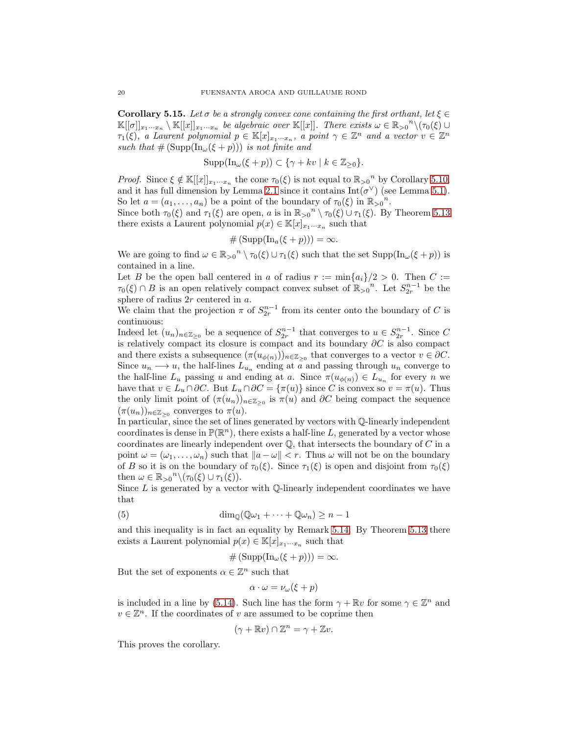**Corollary 5.15.** *Let $\sigma$ be a strongly convex cone containing the first orthant, let $\xi \in \mathbb{K}[[\sigma]]_{x_1\cdots x_n} \setminus \mathbb{K}[[x]]_{x_1\cdots x_n}$ be algebraic over $\mathbb{K}[[x]]$. There exists $\omega \in {\mathbb{R}_{>0}}^n \setminus (\tau_0(\xi) \cup \tau_1(\xi)$, a Laurent polynomial $p \in \mathbb{K}[x]_{x_1\cdots x_n}$, a point $\gamma \in \mathbb{Z}^n$ and a vector $v \in \mathbb{Z}^n$ such that $\#\left(\mathrm{Supp}(\mathrm{In}_\omega(\xi + p))\right)$ is not finite and*

$$\mathrm{Supp}(\mathrm{In}_\omega(\xi + p)) \subset \{\gamma + kv \mid k \in \mathbb{Z}_{\geq 0}\}.$$

*Proof.* Since $\xi \notin \mathbb{K}[[x]]_{x_1\cdots x_n}$ the cone $\tau_0(\xi)$ is not equal to ${\mathbb{R}_{>0}}^n$ by Corollary 5.10, and it has full dimension by Lemma 2.1 since it contains $\mathrm{Int}(\sigma^\vee)$ (see Lemma 5.1). So let $a = (a_1, \ldots, a_n)$ be a point of the boundary of $\tau_0(\xi)$ in ${\mathbb{R}_{>0}}^n$.
Since both $\tau_0(\xi)$ and $\tau_1(\xi)$ are open, $a$ is in ${\mathbb{R}_{>0}}^n \setminus \tau_0(\xi) \cup \tau_1(\xi)$. By Theorem 5.13 there exists a Laurent polynomial $p(x) \in \mathbb{K}[x]_{x_1\cdots x_n}$ such that

$$\#\left(\mathrm{Supp}(\mathrm{In}_a(\xi + p))\right) = \infty.$$

We are going to find $\omega \in {\mathbb{R}_{>0}}^n \setminus \tau_0(\xi) \cup \tau_1(\xi)$ such that the set $\mathrm{Supp}(\mathrm{In}_\omega(\xi + p))$ is contained in a line.
Let $B$ be the open ball centered in $a$ of radius $r := \min\{a_i\}/2 > 0$. Then $C := \tau_0(\xi) \cap B$ is an open relatively compact convex subset of ${\mathbb{R}_{>0}}^n$. Let $S_{2r}^{n-1}$ be the sphere of radius $2r$ centered in $a$.
We claim that the projection $\pi$ of $S_{2r}^{n-1}$ from its center onto the boundary of $C$ is continuous:
Indeed let $(u_n)_{n\in\mathbb{Z}_{\geq 0}}$ be a sequence of $S_{2r}^{n-1}$ that converges to $u \in S_{2r}^{n-1}$. Since $C$ is relatively compact its closure is compact and its boundary $\partial C$ is also compact and there exists a subsequence $(\pi(u_{\phi(n)}))_{n\in\mathbb{Z}_{\geq 0}}$ that converges to a vector $v \in \partial C$. Since $u_n \longrightarrow u$, the half-lines $L_{u_n}$ ending at $a$ and passing through $u_n$ converge to the half-line $L_u$ passing $u$ and ending at $a$. Since $\pi(u_{\phi(n)}) \in L_{u_n}$ for every $n$ we have that $v \in L_u \cap \partial C$. But $L_u \cap \partial C = \{\pi(u)\}$ since $C$ is convex so $v = \pi(u)$. Thus the only limit point of $(\pi(u_n))_{n\in\mathbb{Z}_{\geq 0}}$ is $\pi(u)$ and $\partial C$ being compact the sequence $(\pi(u_n))_{n\in\mathbb{Z}_{\geq 0}}$ converges to $\pi(u)$.
In particular, since the set of lines generated by vectors with $\mathbb{Q}$-linearly independent coordinates is dense in $\mathbb{P}(\mathbb{R}^n)$, there exists a half-line $L$, generated by a vector whose coordinates are linearly independent over $\mathbb{Q}$, that intersects the boundary of $C$ in a point $\omega = (\omega_1, \ldots, \omega_n)$ such that $\|a - \omega\| < r$. Thus $\omega$ will not be on the boundary of $B$ so it is on the boundary of $\tau_0(\xi)$. Since $\tau_1(\xi)$ is open and disjoint from $\tau_0(\xi)$ then $\omega \in {\mathbb{R}_{>0}}^n \setminus (\tau_0(\xi) \cup \tau_1(\xi))$.
Since $L$ is generated by a vector with $\mathbb{Q}$-linearly independent coordinates we have that

$$\dim_{\mathbb{Q}}(\mathbb{Q}\omega_1 + \cdots + \mathbb{Q}\omega_n) \geq n - 1 \tag{5}$$

and this inequality is in fact an equality by Remark 5.14. By Theorem 5.13 there exists a Laurent polynomial $p(x) \in \mathbb{K}[x]_{x_1\cdots x_n}$ such that

$$\#\left(\mathrm{Supp}(\mathrm{In}_\omega(\xi + p))\right) = \infty.$$

But the set of exponents $\alpha \in \mathbb{Z}^n$ such that

$$\alpha \cdot \omega = \nu_\omega(\xi + p)$$

is included in a line by (5.14). Such line has the form $\gamma + \mathbb{R}v$ for some $\gamma \in \mathbb{Z}^n$ and $v \in \mathbb{Z}^n$. If the coordinates of $v$ are assumed to be coprime then

$$(\gamma + \mathbb{R}v) \cap \mathbb{Z}^n = \gamma + \mathbb{Z}v.$$

This proves the corollary.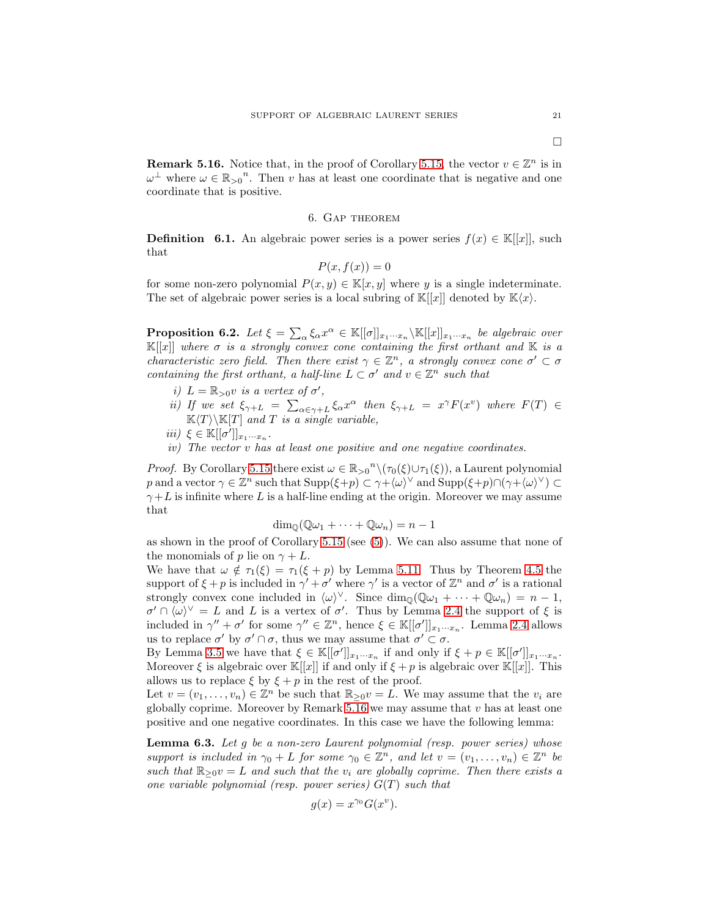□

**Remark 5.16.** Notice that, in the proof of Corollary 5.15, the vector $v \in \mathbb{Z}^n$ is in $\omega^\perp$ where $\omega \in {\mathbb{R}_{>0}}^n$. Then $v$ has at least one coordinate that is negative and one coordinate that is positive.

## 6. Gap theorem

**Definition 6.1.** An algebraic power series is a power series $f(x) \in \mathbb{K}[[x]]$, such that

$$P(x, f(x)) = 0$$

for some non-zero polynomial $P(x, y) \in \mathbb{K}[x, y]$ where $y$ is a single indeterminate. The set of algebraic power series is a local subring of $\mathbb{K}[[x]]$ denoted by $\mathbb{K}\langle x\rangle$.

**Proposition 6.2.** *Let $\xi = \sum_\alpha \xi_\alpha x^\alpha \in \mathbb{K}[[\sigma]]_{x_1\cdots x_n} \backslash \mathbb{K}[[x]]_{x_1\cdots x_n}$ be algebraic over $\mathbb{K}[[x]]$ where $\sigma$ is a strongly convex cone containing the first orthant and $\mathbb{K}$ is a characteristic zero field. Then there exist $\gamma \in \mathbb{Z}^n$, a strongly convex cone $\sigma' \subset \sigma$ containing the first orthant, a half-line $L \subset \sigma'$ and $v \in \mathbb{Z}^n$ such that*

*i) $L = \mathbb{R}_{>0} v$ is a vertex of $\sigma'$,*

*ii) If we set $\xi_{\gamma+L} = \sum_{\alpha\in\gamma+L} \xi_\alpha x^\alpha$ then $\xi_{\gamma+L} = x^\gamma F(x^v)$ where $F(T) \in \mathbb{K}\langle T\rangle \backslash \mathbb{K}[T]$ and $T$ is a single variable,*

*iii) $\xi \in \mathbb{K}[[\sigma']]_{x_1\cdots x_n}$.*

*iv) The vector $v$ has at least one positive and one negative coordinates.*

*Proof.* By Corollary 5.15 there exist $\omega \in {\mathbb{R}_{>0}}^n \backslash (\tau_0(\xi) \cup \tau_1(\xi))$, a Laurent polynomial $p$ and a vector $\gamma \in \mathbb{Z}^n$ such that $\mathrm{Supp}(\xi+p) \subset \gamma + \langle\omega\rangle^\vee$ and $\mathrm{Supp}(\xi+p) \cap (\gamma + \langle\omega\rangle^\vee) \subset \gamma + L$ is infinite where $L$ is a half-line ending at the origin. Moreover we may assume that

$$\dim_{\mathbb{Q}}(\mathbb{Q}\omega_1 + \cdots + \mathbb{Q}\omega_n) = n - 1$$

as shown in the proof of Corollary 5.15 (see (5)). We can also assume that none of the monomials of $p$ lie on $\gamma + L$.

We have that $\omega \notin \tau_1(\xi) = \tau_1(\xi + p)$ by Lemma 5.11. Thus by Theorem 4.5 the support of $\xi + p$ is included in $\gamma' + \sigma'$ where $\gamma'$ is a vector of $\mathbb{Z}^n$ and $\sigma'$ is a rational strongly convex cone included in $\langle\omega\rangle^\vee$. Since $\dim_{\mathbb{Q}}(\mathbb{Q}\omega_1 + \cdots + \mathbb{Q}\omega_n) = n - 1$, $\sigma' \cap \langle\omega\rangle^\vee = L$ and $L$ is a vertex of $\sigma'$. Thus by Lemma 2.4 the support of $\xi$ is included in $\gamma'' + \sigma'$ for some $\gamma'' \in \mathbb{Z}^n$, hence $\xi \in \mathbb{K}[[\sigma']]_{x_1\cdots x_n}$. Lemma 2.4 allows us to replace $\sigma'$ by $\sigma' \cap \sigma$, thus we may assume that $\sigma' \subset \sigma$.

By Lemma 3.5 we have that $\xi \in \mathbb{K}[[\sigma']]_{x_1\cdots x_n}$ if and only if $\xi + p \in \mathbb{K}[[\sigma']]_{x_1\cdots x_n}$. Moreover $\xi$ is algebraic over $\mathbb{K}[[x]]$ if and only if $\xi + p$ is algebraic over $\mathbb{K}[[x]]$. This allows us to replace $\xi$ by $\xi + p$ in the rest of the proof.

Let $v = (v_1, \ldots, v_n) \in \mathbb{Z}^n$ be such that $\mathbb{R}_{\geq 0} v = L$. We may assume that the $v_i$ are globally coprime. Moreover by Remark 5.16 we may assume that $v$ has at least one positive and one negative coordinates. In this case we have the following lemma:

**Lemma 6.3.** *Let $g$ be a non-zero Laurent polynomial (resp. power series) whose support is included in $\gamma_0 + L$ for some $\gamma_0 \in \mathbb{Z}^n$, and let $v = (v_1, \ldots, v_n) \in \mathbb{Z}^n$ be such that $\mathbb{R}_{\geq 0} v = L$ and such that the $v_i$ are globally coprime. Then there exists a one variable polynomial (resp. power series) $G(T)$ such that*

$$g(x) = x^{\gamma_0} G(x^v).$$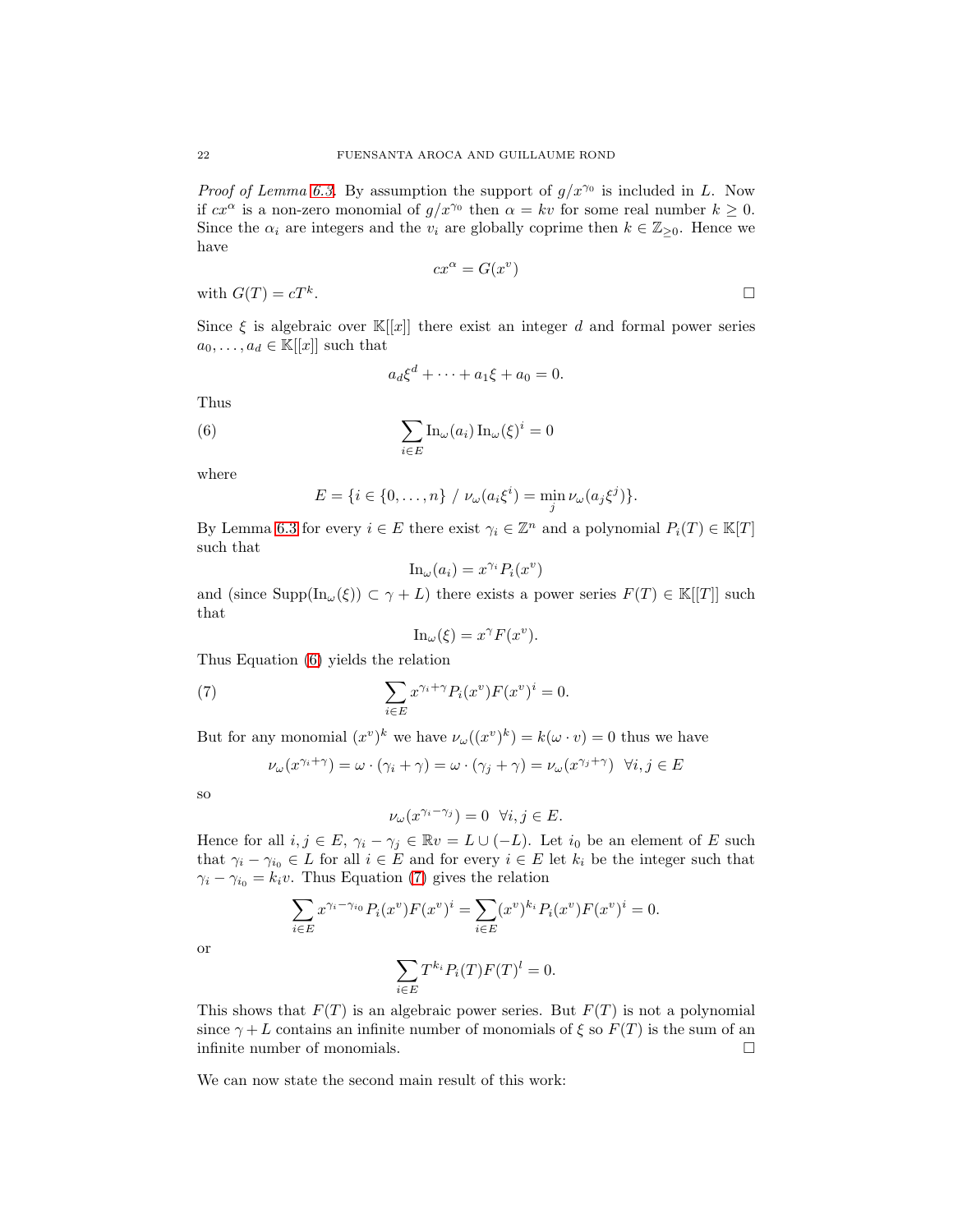*Proof of Lemma 6.3.* By assumption the support of $g/x^{\gamma_0}$ is included in $L$. Now if $cx^\alpha$ is a non-zero monomial of $g/x^{\gamma_0}$ then $\alpha = kv$ for some real number $k \geq 0$. Since the $\alpha_i$ are integers and the $v_i$ are globally coprime then $k \in \mathbb{Z}_{\geq 0}$. Hence we have

$$cx^\alpha = G(x^v)$$

with $G(T) = cT^k$. $\square$

Since $\xi$ is algebraic over $\mathbb{K}[[x]]$ there exist an integer $d$ and formal power series $a_0, \ldots, a_d \in \mathbb{K}[[x]]$ such that

$$a_d\xi^d + \cdots + a_1\xi + a_0 = 0.$$

Thus

$$\sum_{i \in E} \mathrm{In}_\omega(a_i)\,\mathrm{In}_\omega(\xi)^i = 0 \tag{6}$$

where

$$E = \{i \in \{0, \ldots, n\} \;/\; \nu_\omega(a_i\xi^i) = \min_j \nu_\omega(a_j\xi^j)\}.$$

By Lemma 6.3 for every $i \in E$ there exist $\gamma_i \in \mathbb{Z}^n$ and a polynomial $P_i(T) \in \mathbb{K}[T]$ such that

$$\mathrm{In}_\omega(a_i) = x^{\gamma_i} P_i(x^v)$$

and (since $\mathrm{Supp}(\mathrm{In}_\omega(\xi)) \subset \gamma + L$) there exists a power series $F(T) \in \mathbb{K}[[T]]$ such that

$$\mathrm{In}_\omega(\xi) = x^\gamma F(x^v).$$

Thus Equation (6) yields the relation

$$\sum_{i \in E} x^{\gamma_i + \gamma} P_i(x^v) F(x^v)^i = 0. \tag{7}$$

But for any monomial $(x^v)^k$ we have $\nu_\omega((x^v)^k) = k(\omega \cdot v) = 0$ thus we have

$$\nu_\omega(x^{\gamma_i+\gamma}) = \omega \cdot (\gamma_i + \gamma) = \omega \cdot (\gamma_j + \gamma) = \nu_\omega(x^{\gamma_j+\gamma}) \;\; \forall i, j \in E$$

so

$$\nu_\omega(x^{\gamma_i - \gamma_j}) = 0 \;\; \forall i, j \in E.$$

Hence for all $i, j \in E$, $\gamma_i - \gamma_j \in \mathbb{R}v = L \cup (-L)$. Let $i_0$ be an element of $E$ such that $\gamma_i - \gamma_{i_0} \in L$ for all $i \in E$ and for every $i \in E$ let $k_i$ be the integer such that $\gamma_i - \gamma_{i_0} = k_i v$. Thus Equation (7) gives the relation

$$\sum_{i \in E} x^{\gamma_i - \gamma_{i_0}} P_i(x^v) F(x^v)^i = \sum_{i \in E} (x^v)^{k_i} P_i(x^v) F(x^v)^i = 0.$$

or

$$\sum_{i \in E} T^{k_i} P_i(T) F(T)^l = 0.$$

This shows that $F(T)$ is an algebraic power series. But $F(T)$ is not a polynomial since $\gamma + L$ contains an infinite number of monomials of $\xi$ so $F(T)$ is the sum of an infinite number of monomials. $\square$

We can now state the second main result of this work: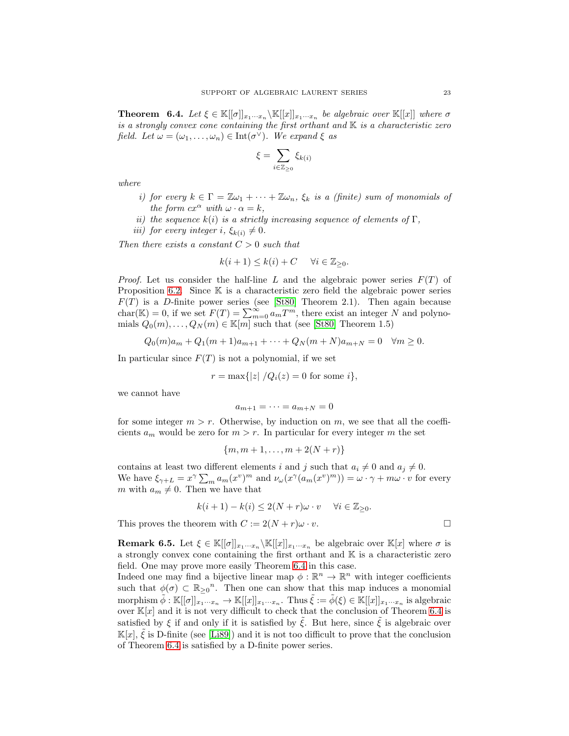**Theorem 6.4.** *Let $\xi \in \mathbb{K}[[\sigma]]_{x_1\cdots x_n} \backslash \mathbb{K}[[x]]_{x_1\cdots x_n}$ be algebraic over $\mathbb{K}[[x]]$ where $\sigma$ is a strongly convex cone containing the first orthant and $\mathbb{K}$ is a characteristic zero field. Let $\omega = (\omega_1, \ldots, \omega_n) \in \mathrm{Int}(\sigma^\vee)$. We expand $\xi$ as*

$$\xi = \sum_{i \in \mathbb{Z}_{\geq 0}} \xi_{k(i)}$$

*where*

*i) for every $k \in \Gamma = \mathbb{Z}\omega_1 + \cdots + \mathbb{Z}\omega_n$, $\xi_k$ is a (finite) sum of monomials of the form $cx^\alpha$ with $\omega \cdot \alpha = k$,*

*ii) the sequence $k(i)$ is a strictly increasing sequence of elements of $\Gamma$,*

*iii) for every integer $i$, $\xi_{k(i)} \neq 0$.*

*Then there exists a constant $C > 0$ such that*

$$k(i+1) \leq k(i) + C \quad \forall i \in \mathbb{Z}_{\geq 0}.$$

*Proof.* Let us consider the half-line $L$ and the algebraic power series $F(T)$ of Proposition 6.2. Since $\mathbb{K}$ is a characteristic zero field the algebraic power series $F(T)$ is a $D$-finite power series (see [St80] Theorem 2.1). Then again because $\mathrm{char}(\mathbb{K}) = 0$, if we set $F(T) = \sum_{m=0}^{\infty} a_m T^m$, there exist an integer $N$ and polynomials $Q_0(m), \ldots, Q_N(m) \in \mathbb{K}[m]$ such that (see [St80] Theorem 1.5)

$$Q_0(m)a_m + Q_1(m+1)a_{m+1} + \cdots + Q_N(m+N)a_{m+N} = 0 \quad \forall m \geq 0.$$

In particular since $F(T)$ is not a polynomial, if we set

$$r = \max\{|z| \ / Q_i(z) = 0 \text{ for some } i\},$$

we cannot have

$$a_{m+1} = \cdots = a_{m+N} = 0$$

for some integer $m > r$. Otherwise, by induction on $m$, we see that all the coefficients $a_m$ would be zero for $m > r$. In particular for every integer $m$ the set

$$\{m, m+1, \ldots, m + 2(N+r)\}$$

contains at least two different elements $i$ and $j$ such that $a_i \neq 0$ and $a_j \neq 0$.
We have $\xi_{\gamma+L} = x^\gamma \sum_m a_m (x^v)^m$ and $\nu_\omega(x^\gamma(a_m(x^v)^m)) = \omega \cdot \gamma + m\omega \cdot v$ for every $m$ with $a_m \neq 0$. Then we have that

$$k(i+1) - k(i) \leq 2(N+r)\omega \cdot v \quad \forall i \in \mathbb{Z}_{\geq 0}.$$

This proves the theorem with $C := 2(N+r)\omega \cdot v$. $\square$

**Remark 6.5.** Let $\xi \in \mathbb{K}[[\sigma]]_{x_1\cdots x_n} \backslash \mathbb{K}[[x]]_{x_1\cdots x_n}$ be algebraic over $\mathbb{K}[x]$ where $\sigma$ is a strongly convex cone containing the first orthant and $\mathbb{K}$ is a characteristic zero field. One may prove more easily Theorem 6.4 in this case.
Indeed one may find a bijective linear map $\phi : \mathbb{R}^n \to \mathbb{R}^n$ with integer coefficients such that $\phi(\sigma) \subset {\mathbb{R}_{\geq 0}}^n$. Then one can show that this map induces a monomial morphism $\tilde{\phi} : \mathbb{K}[[\sigma]]_{x_1\cdots x_n} \to \mathbb{K}[[x]]_{x_1\cdots x_n}$. Thus $\tilde{\xi} := \tilde{\phi}(\xi) \in \mathbb{K}[[x]]_{x_1\cdots x_n}$ is algebraic over $\mathbb{K}[x]$ and it is not very difficult to check that the conclusion of Theorem 6.4 is satisfied by $\xi$ if and only if it is satisfied by $\tilde{\xi}$. But here, since $\tilde{\xi}$ is algebraic over $\mathbb{K}[x]$, $\tilde{\xi}$ is D-finite (see [Li89]) and it is not too difficult to prove that the conclusion of Theorem 6.4 is satisfied by a D-finite power series.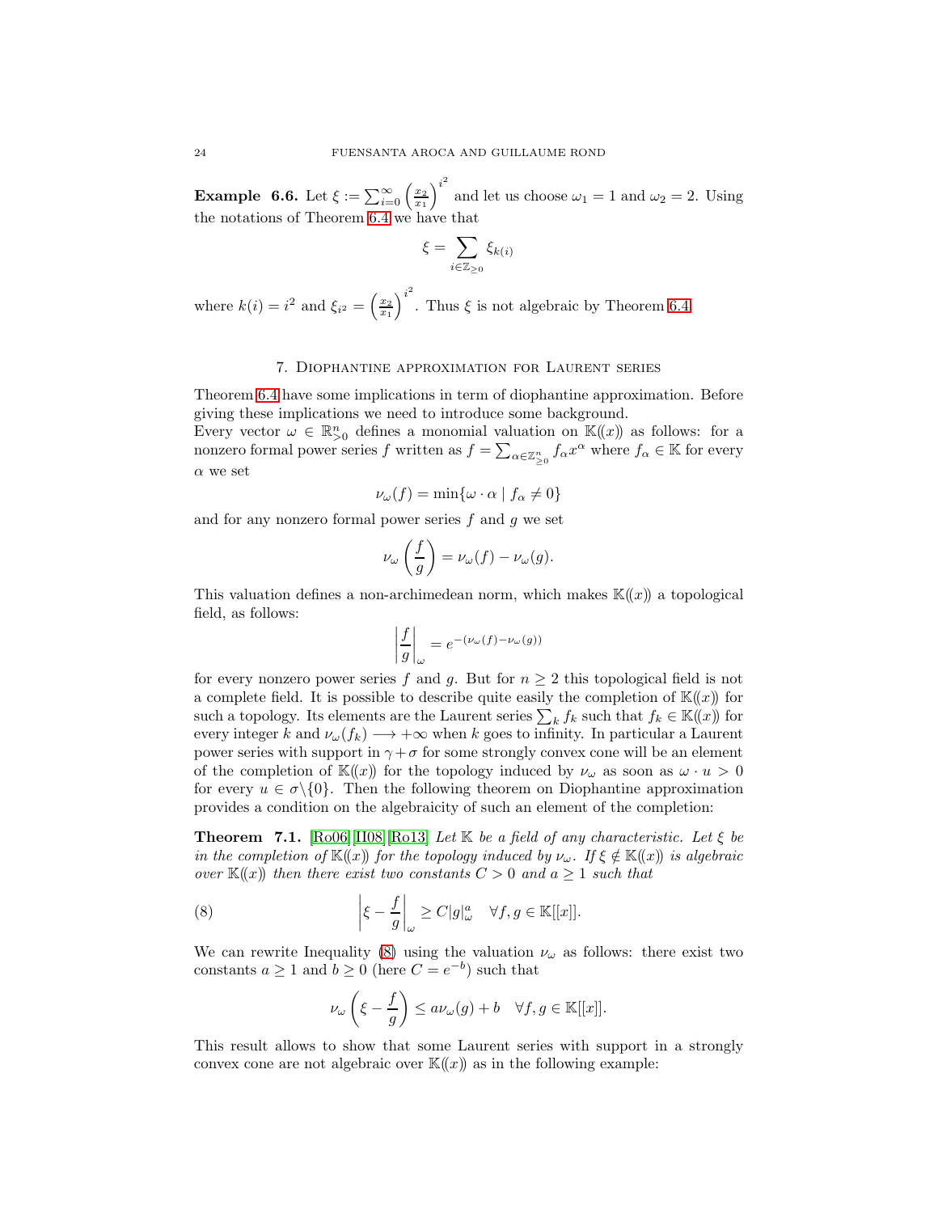**Example 6.6.** Let $\xi := \sum_{i=0}^{\infty} \left(\frac{x_2}{x_1}\right)^{i^2}$ and let us choose $\omega_1 = 1$ and $\omega_2 = 2$. Using the notations of Theorem 6.4 we have that

$$\xi = \sum_{i \in \mathbb{Z}_{\geq 0}} \xi_{k(i)}$$

where $k(i) = i^2$ and $\xi_{i^2} = \left(\frac{x_2}{x_1}\right)^{i^2}$. Thus $\xi$ is not algebraic by Theorem 6.4.

## 7. Diophantine approximation for Laurent series

Theorem 6.4 have some implications in term of diophantine approximation. Before giving these implications we need to introduce some background.
Every vector $\omega \in \mathbb{R}^n_{>0}$ defines a monomial valuation on $\mathbb{K}(\!(x)\!)$ as follows: for a nonzero formal power series $f$ written as $f = \sum_{\alpha \in \mathbb{Z}^n_{\geq 0}} f_\alpha x^\alpha$ where $f_\alpha \in \mathbb{K}$ for every $\alpha$ we set

$$\nu_\omega(f) = \min\{\omega \cdot \alpha \mid f_\alpha \neq 0\}$$

and for any nonzero formal power series $f$ and $g$ we set

$$\nu_\omega\left(\frac{f}{g}\right) = \nu_\omega(f) - \nu_\omega(g).$$

This valuation defines a non-archimedean norm, which makes $\mathbb{K}(\!(x)\!)$ a topological field, as follows:

$$\left|\frac{f}{g}\right|_\omega = e^{-(\nu_\omega(f) - \nu_\omega(g))}$$

for every nonzero power series $f$ and $g$. But for $n \geq 2$ this topological field is not a complete field. It is possible to describe quite easily the completion of $\mathbb{K}(\!(x)\!)$ for such a topology. Its elements are the Laurent series $\sum_k f_k$ such that $f_k \in \mathbb{K}(\!(x)\!)$ for every integer $k$ and $\nu_\omega(f_k) \longrightarrow +\infty$ when $k$ goes to infinity. In particular a Laurent power series with support in $\gamma + \sigma$ for some strongly convex cone will be an element of the completion of $\mathbb{K}(\!(x)\!)$ for the topology induced by $\nu_\omega$ as soon as $\omega \cdot u > 0$ for every $u \in \sigma \backslash \{0\}$. Then the following theorem on Diophantine approximation provides a condition on the algebraicity of such an element of the completion:

**Theorem 7.1.** [Ro06][II08][Ro13] *Let $\mathbb{K}$ be a field of any characteristic. Let $\xi$ be in the completion of $\mathbb{K}(\!(x)\!)$ for the topology induced by $\nu_\omega$. If $\xi \notin \mathbb{K}(\!(x)\!)$ is algebraic over $\mathbb{K}(\!(x)\!)$ then there exist two constants $C > 0$ and $a \geq 1$ such that*

$$\left|\xi - \frac{f}{g}\right|_\omega \geq C|g|^a_\omega \quad \forall f, g \in \mathbb{K}[[x]]. \tag{8}$$

We can rewrite Inequality (8) using the valuation $\nu_\omega$ as follows: there exist two constants $a \geq 1$ and $b \geq 0$ (here $C = e^{-b}$) such that

$$\nu_\omega\left(\xi - \frac{f}{g}\right) \leq a\nu_\omega(g) + b \quad \forall f, g \in \mathbb{K}[[x]].$$

This result allows to show that some Laurent series with support in a strongly convex cone are not algebraic over $\mathbb{K}(\!(x)\!)$ as in the following example: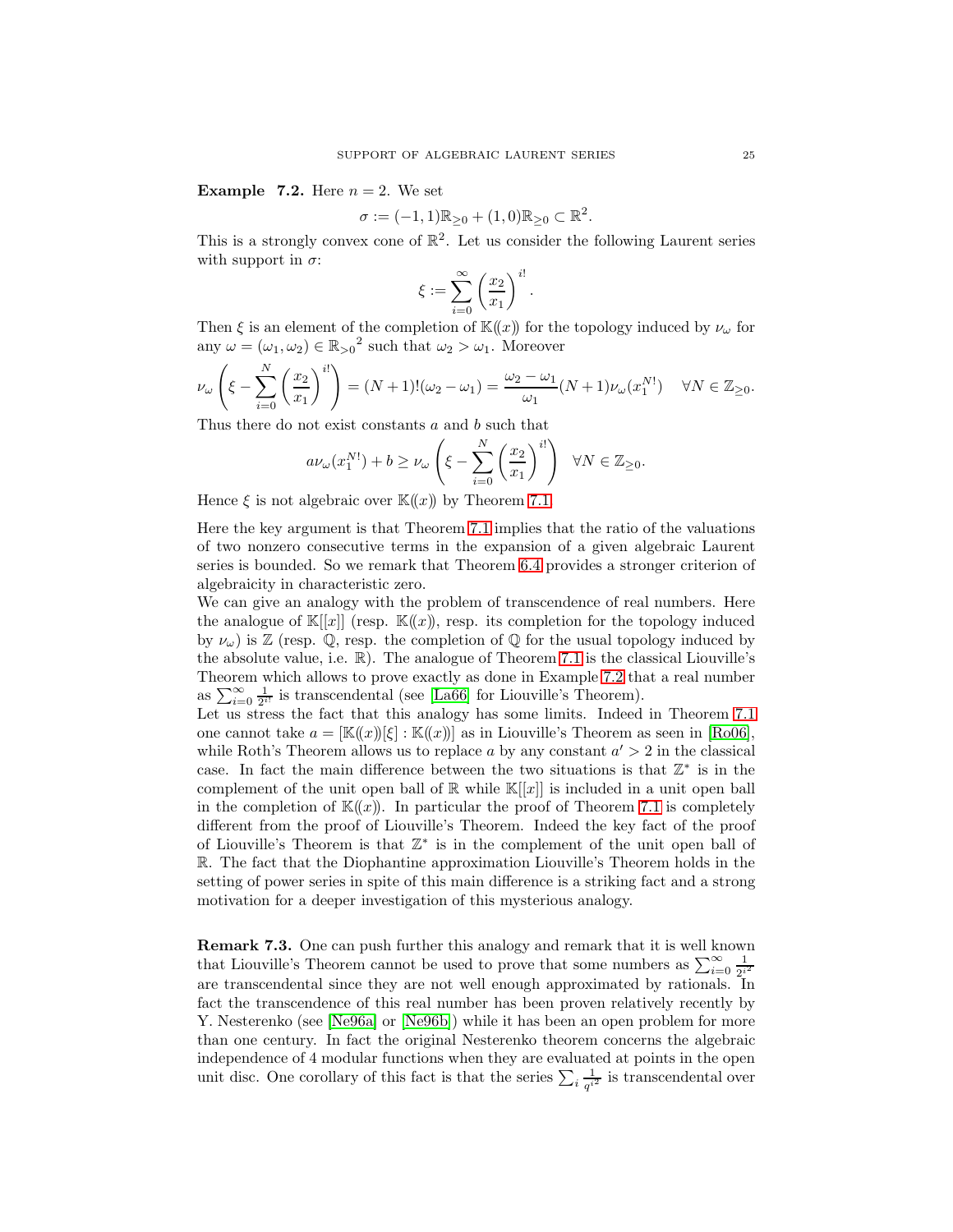**Example 7.2.** Here $n = 2$. We set

$$\sigma := (-1,1)\mathbb{R}_{\geq 0} + (1,0)\mathbb{R}_{\geq 0} \subset \mathbb{R}^2.$$

This is a strongly convex cone of $\mathbb{R}^2$. Let us consider the following Laurent series with support in $\sigma$:

$$\xi := \sum_{i=0}^{\infty} \left(\frac{x_2}{x_1}\right)^{i!}.$$

Then $\xi$ is an element of the completion of $\mathbb{K}(\!(x)\!)$ for the topology induced by $\nu_\omega$ for any $\omega = (\omega_1, \omega_2) \in {\mathbb{R}_{>0}}^2$ such that $\omega_2 > \omega_1$. Moreover

$$\nu_\omega\left(\xi - \sum_{i=0}^{N}\left(\frac{x_2}{x_1}\right)^{i!}\right) = (N+1)!(\omega_2 - \omega_1) = \frac{\omega_2 - \omega_1}{\omega_1}(N+1)\nu_\omega(x_1^{N!}) \quad \forall N \in \mathbb{Z}_{\geq 0}.$$

Thus there do not exist constants $a$ and $b$ such that

$$a\nu_\omega(x_1^{N!}) + b \geq \nu_\omega\left(\xi - \sum_{i=0}^{N}\left(\frac{x_2}{x_1}\right)^{i!}\right) \quad \forall N \in \mathbb{Z}_{\geq 0}.$$

Hence $\xi$ is not algebraic over $\mathbb{K}(\!(x)\!)$ by Theorem 7.1.

Here the key argument is that Theorem 7.1 implies that the ratio of the valuations of two nonzero consecutive terms in the expansion of a given algebraic Laurent series is bounded. So we remark that Theorem 6.4 provides a stronger criterion of algebraicity in characteristic zero.

We can give an analogy with the problem of transcendence of real numbers. Here the analogue of $\mathbb{K}[[x]]$ (resp. $\mathbb{K}(\!(x)\!)$, resp. its completion for the topology induced by $\nu_\omega$) is $\mathbb{Z}$ (resp. $\mathbb{Q}$, resp. the completion of $\mathbb{Q}$ for the usual topology induced by the absolute value, i.e. $\mathbb{R}$). The analogue of Theorem 7.1 is the classical Liouville's Theorem which allows to prove exactly as done in Example 7.2 that a real number as $\sum_{i=0}^{\infty} \frac{1}{2^{i!}}$ is transcendental (see [La66] for Liouville's Theorem).

Let us stress the fact that this analogy has some limits. Indeed in Theorem 7.1 one cannot take $a = [\mathbb{K}(\!(x)\!)[\xi] : \mathbb{K}(\!(x)\!)]$ as in Liouville's Theorem as seen in [Ro06], while Roth's Theorem allows us to replace $a$ by any constant $a' > 2$ in the classical case. In fact the main difference between the two situations is that $\mathbb{Z}^*$ is in the complement of the unit open ball of $\mathbb{R}$ while $\mathbb{K}[[x]]$ is included in a unit open ball in the completion of $\mathbb{K}(\!(x)\!)$. In particular the proof of Theorem 7.1 is completely different from the proof of Liouville's Theorem. Indeed the key fact of the proof of Liouville's Theorem is that $\mathbb{Z}^*$ is in the complement of the unit open ball of $\mathbb{R}$. The fact that the Diophantine approximation Liouville's Theorem holds in the setting of power series in spite of this main difference is a striking fact and a strong motivation for a deeper investigation of this mysterious analogy.

**Remark 7.3.** One can push further this analogy and remark that it is well known that Liouville's Theorem cannot be used to prove that some numbers as $\sum_{i=0}^{\infty} \frac{1}{2^{i^2}}$ are transcendental since they are not well enough approximated by rationals. In fact the transcendence of this real number has been proven relatively recently by Y. Nesterenko (see [Ne96a] or [Ne96b]) while it has been an open problem for more than one century. In fact the original Nesterenko theorem concerns the algebraic independence of 4 modular functions when they are evaluated at points in the open unit disc. One corollary of this fact is that the series $\sum_i \frac{1}{q^{i^2}}$ is transcendental over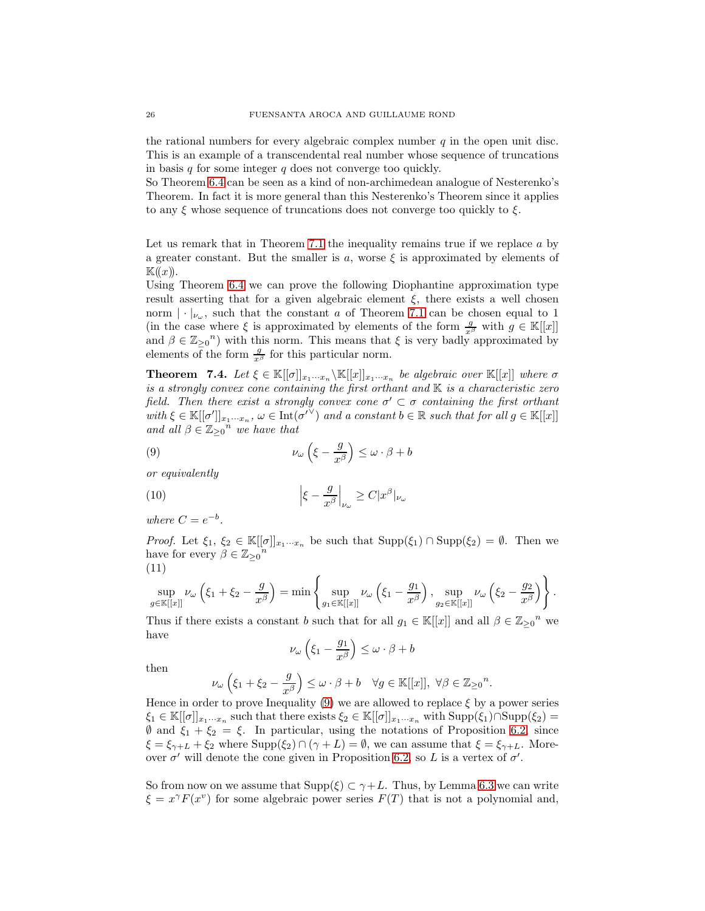the rational numbers for every algebraic complex number $q$ in the open unit disc. This is an example of a transcendental real number whose sequence of truncations in basis $q$ for some integer $q$ does not converge too quickly.
So Theorem 6.4 can be seen as a kind of non-archimedean analogue of Nesterenko's Theorem. In fact it is more general than this Nesterenko's Theorem since it applies to any $\xi$ whose sequence of truncations does not converge too quickly to $\xi$.

Let us remark that in Theorem 7.1 the inequality remains true if we replace $a$ by a greater constant. But the smaller is $a$, worse $\xi$ is approximated by elements of $\mathbb{K}(\!(x)\!)$.
Using Theorem 6.4 we can prove the following Diophantine approximation type result asserting that for a given algebraic element $\xi$, there exists a well chosen norm $|\cdot|_{\nu_\omega}$, such that the constant $a$ of Theorem 7.1 can be chosen equal to 1 (in the case where $\xi$ is approximated by elements of the form $\frac{g}{x^\beta}$ with $g\in\mathbb{K}[[x]]$ and $\beta\in{\mathbb{Z}_{\geq 0}}^n$) with this norm. This means that $\xi$ is very badly approximated by elements of the form $\frac{g}{x^\beta}$ for this particular norm.

**Theorem 7.4.** *Let $\xi\in\mathbb{K}[[\sigma]]_{x_1\cdots x_n}\backslash\mathbb{K}[[x]]_{x_1\cdots x_n}$ be algebraic over $\mathbb{K}[[x]]$ where $\sigma$ is a strongly convex cone containing the first orthant and $\mathbb{K}$ is a characteristic zero field. Then there exist a strongly convex cone $\sigma'\subset\sigma$ containing the first orthant with $\xi\in\mathbb{K}[[\sigma']]_{x_1\cdots x_n}$, $\omega\in\operatorname{Int}({\sigma'}^\vee)$ and a constant $b\in\mathbb{R}$ such that for all $g\in\mathbb{K}[[x]]$ and all $\beta\in{\mathbb{Z}_{\geq 0}}^n$ we have that*

$$\nu_\omega\left(\xi-\frac{g}{x^\beta}\right)\leq\omega\cdot\beta+b \tag{9}$$

*or equivalently*

$$\left|\xi-\frac{g}{x^\beta}\right|_{\nu_\omega}\geq C|x^\beta|_{\nu_\omega} \tag{10}$$

*where $C=e^{-b}$.*

*Proof.* Let $\xi_1,\ \xi_2\in\mathbb{K}[[\sigma]]_{x_1\cdots x_n}$ be such that $\operatorname{Supp}(\xi_1)\cap\operatorname{Supp}(\xi_2)=\emptyset$. Then we have for every $\beta\in{\mathbb{Z}_{\geq 0}}^n$

$$\sup_{g\in\mathbb{K}[[x]]}\nu_\omega\left(\xi_1+\xi_2-\frac{g}{x^\beta}\right)=\min\left\{\sup_{g_1\in\mathbb{K}[[x]]}\nu_\omega\left(\xi_1-\frac{g_1}{x^\beta}\right),\sup_{g_2\in\mathbb{K}[[x]]}\nu_\omega\left(\xi_2-\frac{g_2}{x^\beta}\right)\right\}. \tag{11}$$

Thus if there exists a constant $b$ such that for all $g_1\in\mathbb{K}[[x]]$ and all $\beta\in{\mathbb{Z}_{\geq 0}}^n$ we have

$$\nu_\omega\left(\xi_1-\frac{g_1}{x^\beta}\right)\leq\omega\cdot\beta+b$$

then

$$\nu_\omega\left(\xi_1+\xi_2-\frac{g}{x^\beta}\right)\leq\omega\cdot\beta+b\quad\forall g\in\mathbb{K}[[x]],\ \forall\beta\in{\mathbb{Z}_{\geq 0}}^n.$$

Hence in order to prove Inequality (9) we are allowed to replace $\xi$ by a power series $\xi_1\in\mathbb{K}[[\sigma]]_{x_1\cdots x_n}$ such that there exists $\xi_2\in\mathbb{K}[[\sigma]]_{x_1\cdots x_n}$ with $\operatorname{Supp}(\xi_1)\cap\operatorname{Supp}(\xi_2)=\emptyset$ and $\xi_1+\xi_2=\xi$. In particular, using the notations of Proposition 6.2, since $\xi=\xi_{\gamma+L}+\xi_2$ where $\operatorname{Supp}(\xi_2)\cap(\gamma+L)=\emptyset$, we can assume that $\xi=\xi_{\gamma+L}$. Moreover $\sigma'$ will denote the cone given in Proposition 6.2, so $L$ is a vertex of $\sigma'$.

So from now on we assume that $\operatorname{Supp}(\xi)\subset\gamma+L$. Thus, by Lemma 6.3 we can write $\xi=x^\gamma F(x^v)$ for some algebraic power series $F(T)$ that is not a polynomial and,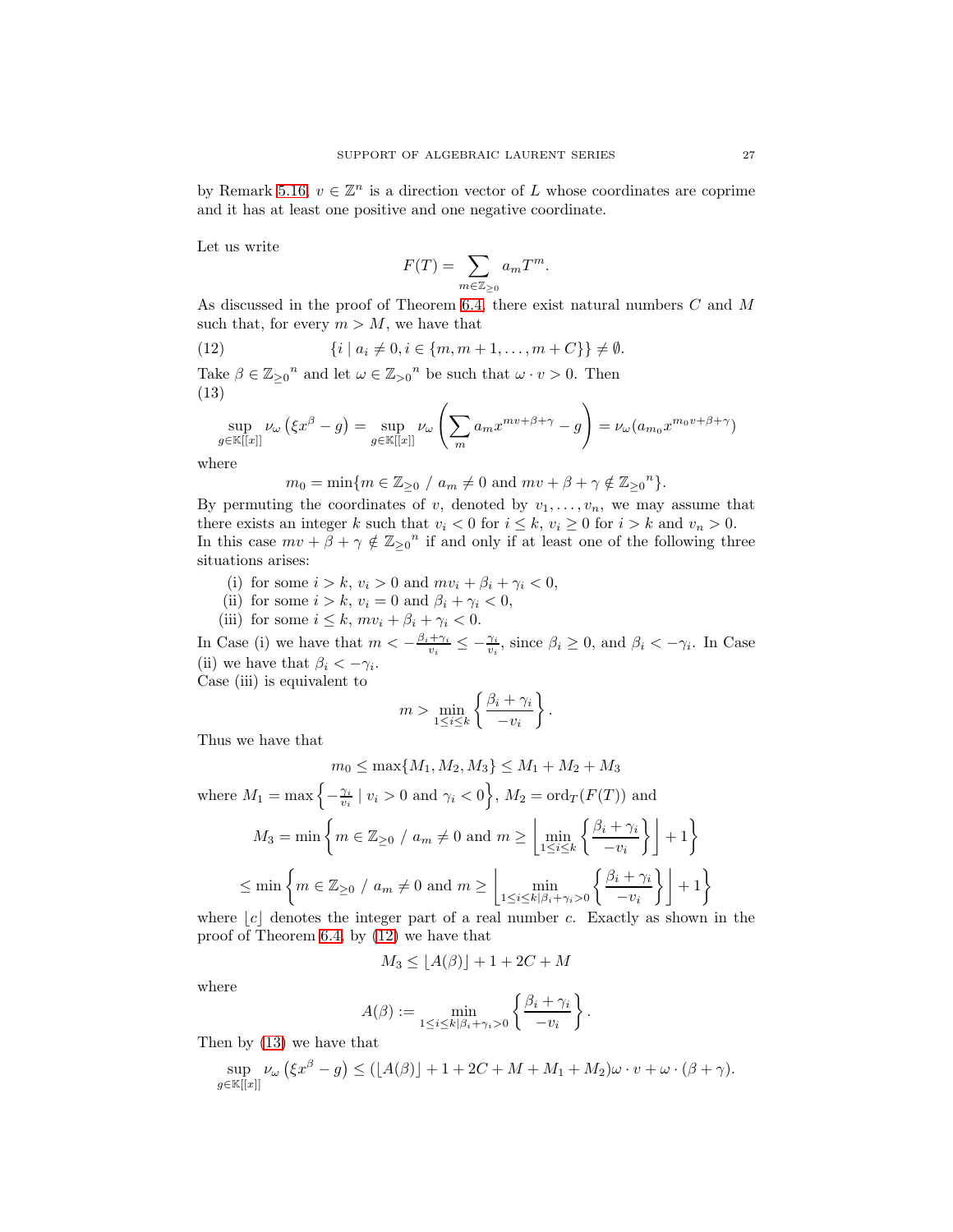by Remark 5.16, $v \in \mathbb{Z}^n$ is a direction vector of $L$ whose coordinates are coprime and it has at least one positive and one negative coordinate.

Let us write

$$F(T) = \sum_{m \in \mathbb{Z}_{\geq 0}} a_m T^m.$$

As discussed in the proof of Theorem 6.4, there exist natural numbers $C$ and $M$ such that, for every $m > M$, we have that

$$\{i \mid a_i \neq 0, i \in \{m, m+1, \ldots, m+C\}\} \neq \emptyset. \tag{12}$$

Take $\beta \in {\mathbb{Z}_{\geq 0}}^n$ and let $\omega \in {\mathbb{Z}_{>0}}^n$ be such that $\omega \cdot v > 0$. Then

$$\sup_{g \in \mathbb{K}[[x]]} \nu_\omega \left( \xi x^\beta - g \right) = \sup_{g \in \mathbb{K}[[x]]} \nu_\omega \left( \sum_m a_m x^{mv+\beta+\gamma} - g \right) = \nu_\omega (a_{m_0} x^{m_0 v + \beta + \gamma}) \tag{13}$$

where

$$m_0 = \min\{m \in \mathbb{Z}_{\geq 0} \ / \ a_m \neq 0 \text{ and } mv + \beta + \gamma \notin {\mathbb{Z}_{\geq 0}}^n\}.$$

By permuting the coordinates of $v$, denoted by $v_1, \ldots, v_n$, we may assume that there exists an integer $k$ such that $v_i < 0$ for $i \leq k$, $v_i \geq 0$ for $i > k$ and $v_n > 0$. In this case $mv + \beta + \gamma \notin {\mathbb{Z}_{\geq 0}}^n$ if and only if at least one of the following three situations arises:

(i) for some $i > k$, $v_i > 0$ and $mv_i + \beta_i + \gamma_i < 0$,
(ii) for some $i > k$, $v_i = 0$ and $\beta_i + \gamma_i < 0$,
(iii) for some $i \leq k$, $mv_i + \beta_i + \gamma_i < 0$.

In Case (i) we have that $m < -\frac{\beta_i + \gamma_i}{v_i} \leq -\frac{\gamma_i}{v_i}$, since $\beta_i \geq 0$, and $\beta_i < -\gamma_i$. In Case (ii) we have that $\beta_i < -\gamma_i$.
Case (iii) is equivalent to

$$m > \min_{1 \leq i \leq k} \left\{ \frac{\beta_i + \gamma_i}{-v_i} \right\}.$$

Thus we have that

$$m_0 \leq \max\{M_1, M_2, M_3\} \leq M_1 + M_2 + M_3$$

where $M_1 = \max\left\{ -\frac{\gamma_i}{v_i} \mid v_i > 0 \text{ and } \gamma_i < 0 \right\}$, $M_2 = \operatorname{ord}_T(F(T))$ and

$$M_3 = \min\left\{ m \in \mathbb{Z}_{\geq 0} \ / \ a_m \neq 0 \text{ and } m \geq \left\lfloor \min_{1 \leq i \leq k} \left\{ \frac{\beta_i + \gamma_i}{-v_i} \right\} \right\rfloor + 1 \right\}$$

$$\leq \min\left\{ m \in \mathbb{Z}_{\geq 0} \ / \ a_m \neq 0 \text{ and } m \geq \left\lfloor \min_{1 \leq i \leq k \mid \beta_i + \gamma_i > 0} \left\{ \frac{\beta_i + \gamma_i}{-v_i} \right\} \right\rfloor + 1 \right\}$$

where $\lfloor c \rfloor$ denotes the integer part of a real number $c$. Exactly as shown in the proof of Theorem 6.4, by (12) we have that

$$M_3 \leq \lfloor A(\beta) \rfloor + 1 + 2C + M$$

where

$$A(\beta) := \min_{1 \leq i \leq k \mid \beta_i + \gamma_i > 0} \left\{ \frac{\beta_i + \gamma_i}{-v_i} \right\}.$$

Then by (13) we have that

$$\sup_{g \in \mathbb{K}[[x]]} \nu_\omega \left( \xi x^\beta - g \right) \leq (\lfloor A(\beta) \rfloor + 1 + 2C + M + M_1 + M_2) \omega \cdot v + \omega \cdot (\beta + \gamma).$$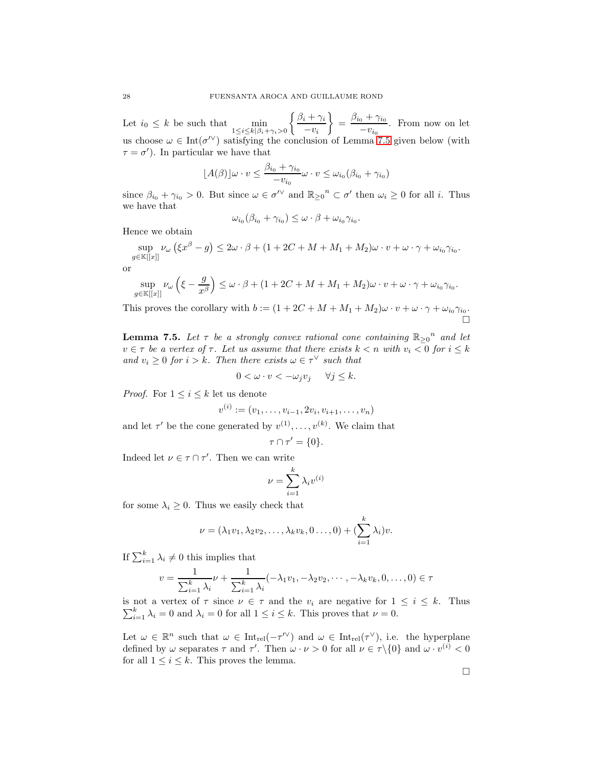Let $i_0 \leq k$ be such that $\min_{1\leq i\leq k|\beta_i+\gamma_i>0}\left\{\frac{\beta_i+\gamma_i}{-v_i}\right\} = \frac{\beta_{i_0}+\gamma_{i_0}}{-v_{i_0}}$. From now on let us choose $\omega \in \mathrm{Int}(\sigma'^\vee)$ satisfying the conclusion of Lemma 7.5 given below (with $\tau = \sigma'$). In particular we have that

$$\lfloor A(\beta)\rfloor \omega\cdot v \leq \frac{\beta_{i_0}+\gamma_{i_0}}{-v_{i_0}}\omega\cdot v \leq \omega_{i_0}(\beta_{i_0}+\gamma_{i_0})$$

since $\beta_{i_0}+\gamma_{i_0} > 0$. But since $\omega \in \sigma'^\vee$ and ${\mathbb{R}_{\geq 0}}^n \subset \sigma'$ then $\omega_i \geq 0$ for all $i$. Thus we have that

$$\omega_{i_0}(\beta_{i_0}+\gamma_{i_0}) \leq \omega\cdot\beta + \omega_{i_0}\gamma_{i_0}.$$

Hence we obtain

$$\sup_{g\in\mathbb{K}[[x]]} \nu_\omega\left(\xi x^\beta - g\right) \leq 2\omega\cdot\beta + (1+2C+M+M_1+M_2)\omega\cdot v + \omega\cdot\gamma + \omega_{i_0}\gamma_{i_0}.$$

or

$$\sup_{g\in\mathbb{K}[[x]]} \nu_\omega\left(\xi - \frac{g}{x^\beta}\right) \leq \omega\cdot\beta + (1+2C+M+M_1+M_2)\omega\cdot v + \omega\cdot\gamma + \omega_{i_0}\gamma_{i_0}.$$

This proves the corollary with $b := (1+2C+M+M_1+M_2)\omega\cdot v + \omega\cdot\gamma + \omega_{i_0}\gamma_{i_0}$. □

**Lemma 7.5.** *Let $\tau$ be a strongly convex rational cone containing ${\mathbb{R}_{\geq 0}}^n$ and let $v \in \tau$ be a vertex of $\tau$. Let us assume that there exists $k < n$ with $v_i < 0$ for $i \leq k$ and $v_i \geq 0$ for $i > k$. Then there exists $\omega \in \tau^\vee$ such that*

$$0 < \omega\cdot v < -\omega_j v_j \quad \forall j \leq k.$$

*Proof.* For $1 \leq i \leq k$ let us denote

$$v^{(i)} := (v_1, \ldots, v_{i-1}, 2v_i, v_{i+1}, \ldots, v_n)$$

and let $\tau'$ be the cone generated by $v^{(1)}, \ldots, v^{(k)}$. We claim that

$$\tau \cap \tau' = \{0\}.$$

Indeed let $\nu \in \tau\cap\tau'$. Then we can write

$$\nu = \sum_{i=1}^k \lambda_i v^{(i)}$$

for some $\lambda_i \geq 0$. Thus we easily check that

$$\nu = (\lambda_1 v_1, \lambda_2 v_2, \ldots, \lambda_k v_k, 0\ldots, 0) + (\sum_{i=1}^k \lambda_i)v.$$

If $\sum_{i=1}^k \lambda_i \neq 0$ this implies that

$$v = \frac{1}{\sum_{i=1}^k \lambda_i}\nu + \frac{1}{\sum_{i=1}^k \lambda_i}(-\lambda_1 v_1, -\lambda_2 v_2, \cdots, -\lambda_k v_k, 0, \ldots, 0) \in \tau$$

is not a vertex of $\tau$ since $\nu \in \tau$ and the $v_i$ are negative for $1 \leq i \leq k$. Thus $\sum_{i=1}^k \lambda_i = 0$ and $\lambda_i = 0$ for all $1 \leq i \leq k$. This proves that $\nu = 0$.

Let $\omega \in \mathbb{R}^n$ such that $\omega \in \mathrm{Int}_{\mathrm{rel}}(-\tau'^\vee)$ and $\omega \in \mathrm{Int}_{\mathrm{rel}}(\tau^\vee)$, i.e. the hyperplane defined by $\omega$ separates $\tau$ and $\tau'$. Then $\omega\cdot\nu > 0$ for all $\nu \in \tau\backslash\{0\}$ and $\omega\cdot v^{(i)} < 0$ for all $1 \leq i \leq k$. This proves the lemma.

□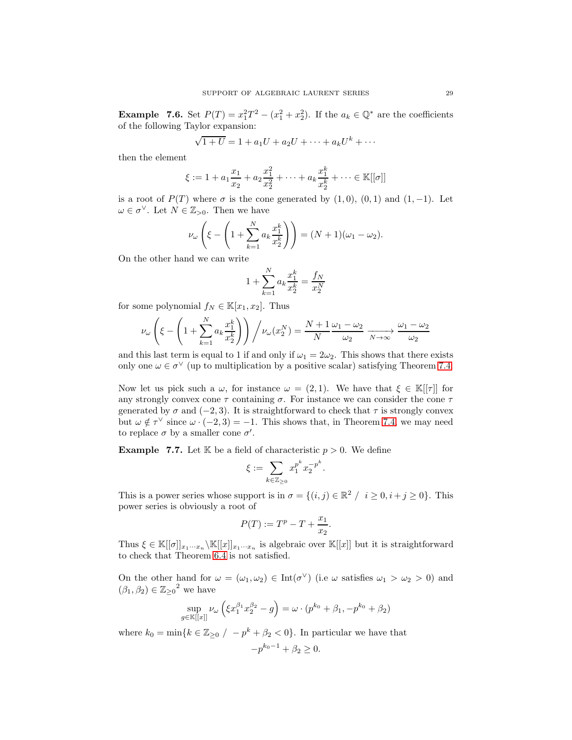**Example 7.6.** Set $P(T) = x_1^2 T^2 - (x_1^2 + x_2^2)$. If the $a_k \in \mathbb{Q}^*$ are the coefficients of the following Taylor expansion:

$$\sqrt{1+U} = 1 + a_1 U + a_2 U + \cdots + a_k U^k + \cdots$$

then the element

$$\xi := 1 + a_1 \frac{x_1}{x_2} + a_2 \frac{x_1^2}{x_2^2} + \cdots + a_k \frac{x_1^k}{x_2^k} + \cdots \in \mathbb{K}[[\sigma]]$$

is a root of $P(T)$ where $\sigma$ is the cone generated by $(1,0)$, $(0,1)$ and $(1,-1)$. Let $\omega \in \sigma^\vee$. Let $N \in \mathbb{Z}_{>0}$. Then we have

$$\nu_\omega\left(\xi - \left(1 + \sum_{k=1}^{N} a_k \frac{x_1^k}{x_2^k}\right)\right) = (N+1)(\omega_1 - \omega_2).$$

On the other hand we can write

$$1 + \sum_{k=1}^{N} a_k \frac{x_1^k}{x_2^k} = \frac{f_N}{x_2^N}$$

for some polynomial $f_N \in \mathbb{K}[x_1, x_2]$. Thus

$$\nu_\omega\left(\xi - \left(1 + \sum_{k=1}^{N} a_k \frac{x_1^k}{x_2^k}\right)\right) \Big/ \nu_\omega(x_2^N) = \frac{N+1}{N}\frac{\omega_1 - \omega_2}{\omega_2} \xrightarrow[N\to\infty]{} \frac{\omega_1 - \omega_2}{\omega_2}$$

and this last term is equal to 1 if and only if $\omega_1 = 2\omega_2$. This shows that there exists only one $\omega \in \sigma^\vee$ (up to multiplication by a positive scalar) satisfying Theorem 7.4.

Now let us pick such a $\omega$, for instance $\omega = (2,1)$. We have that $\xi \in \mathbb{K}[[\tau]]$ for any strongly convex cone $\tau$ containing $\sigma$. For instance we can consider the cone $\tau$ generated by $\sigma$ and $(-2,3)$. It is straightforward to check that $\tau$ is strongly convex but $\omega \notin \tau^\vee$ since $\omega \cdot (-2,3) = -1$. This shows that, in Theorem 7.4, we may need to replace $\sigma$ by a smaller cone $\sigma'$.

**Example 7.7.** Let $\mathbb{K}$ be a field of characteristic $p > 0$. We define

$$\xi := \sum_{k\in\mathbb{Z}_{\geq 0}} x_1^{p^k} x_2^{-p^k}.$$

This is a power series whose support is in $\sigma = \{(i,j) \in \mathbb{R}^2 \ / \ i \geq 0, i+j \geq 0\}$. This power series is obviously a root of

$$P(T) := T^p - T + \frac{x_1}{x_2}.$$

Thus $\xi \in \mathbb{K}[[\sigma]]_{x_1\cdots x_n} \backslash \mathbb{K}[[x]]_{x_1\cdots x_n}$ is algebraic over $\mathbb{K}[[x]]$ but it is straightforward to check that Theorem 6.4 is not satisfied.

On the other hand for $\omega = (\omega_1, \omega_2) \in \operatorname{Int}(\sigma^\vee)$ (i.e $\omega$ satisfies $\omega_1 > \omega_2 > 0$) and $(\beta_1, \beta_2) \in {\mathbb{Z}_{\geq 0}}^2$ we have

$$\sup_{g\in\mathbb{K}[[x]]} \nu_\omega\left(\xi x_1^{\beta_1} x_2^{\beta_2} - g\right) = \omega \cdot (p^{k_0} + \beta_1, -p^{k_0} + \beta_2)$$

where $k_0 = \min\{k \in \mathbb{Z}_{\geq 0} \ / \ -p^k + \beta_2 < 0\}$. In particular we have that

$$-p^{k_0-1} + \beta_2 \geq 0.$$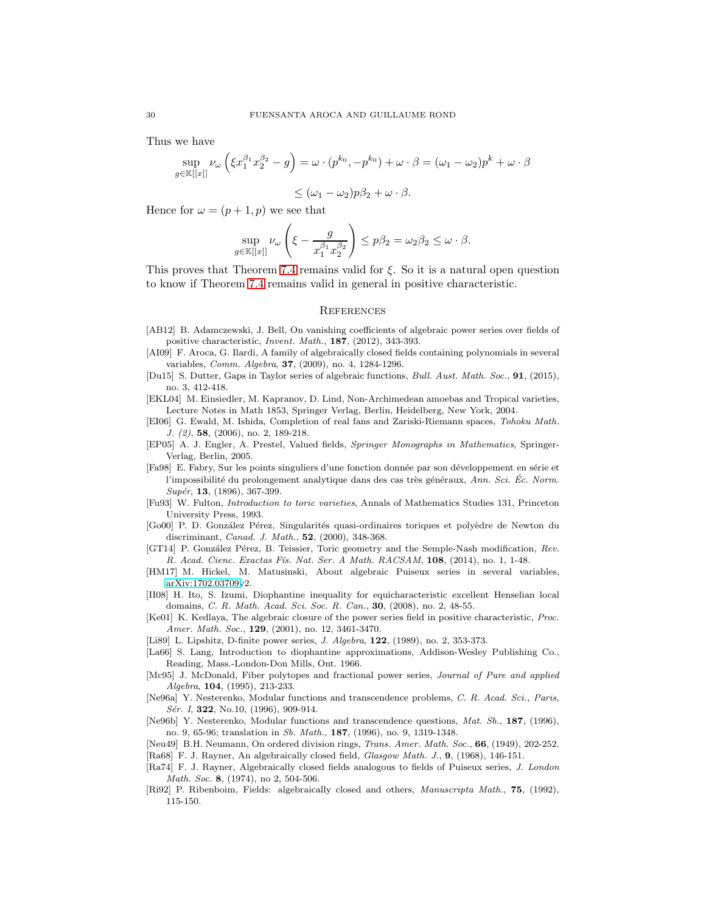Thus we have

$$\sup_{g\in\mathbb{K}[[x]]}\nu_\omega\left(\xi x_1^{\beta_1}x_2^{\beta_2}-g\right)=\omega\cdot(p^{k_0},-p^{k_0})+\omega\cdot\beta=(\omega_1-\omega_2)p^k+\omega\cdot\beta$$

$$\leq(\omega_1-\omega_2)p\beta_2+\omega\cdot\beta.$$

Hence for $\omega=(p+1,p)$ we see that

$$\sup_{g\in\mathbb{K}[[x]]}\nu_\omega\left(\xi-\frac{g}{x_1^{\beta_1}x_2^{\beta_2}}\right)\leq p\beta_2=\omega_2\beta_2\leq\omega\cdot\beta.$$

This proves that Theorem 7.4 remains valid for $\xi$. So it is a natural open question to know if Theorem 7.4 remains valid in general in positive characteristic.

## References

[AB12] B. Adamczewski, J. Bell, On vanishing coefficients of algebraic power series over fields of positive characteristic, *Invent. Math.*, **187**, (2012), 343-393.

[AI09] F. Aroca, G. Ilardi, A family of algebraically closed fields containing polynomials in several variables, *Comm. Algebra*, **37**, (2009), no. 4, 1284-1296.

[Du15] S. Dutter, Gaps in Taylor series of algebraic functions, *Bull. Aust. Math. Soc.*, **91**, (2015), no. 3, 412-418.

[EKL04] M. Einsiedler, M. Kapranov, D. Lind, Non-Archimedean amoebas and Tropical varieties, Lecture Notes in Math 1853, Springer Verlag, Berlin, Heidelberg, New York, 2004.

[EI06] G. Ewald, M. Ishida, Completion of real fans and Zariski-Riemann spaces, *Tohoku Math. J. (2)*, **58**, (2006), no. 2, 189-218.

[EP05] A. J. Engler, A. Prestel, Valued fields, *Springer Monographs in Mathematics*, Springer-Verlag, Berlin, 2005.

[Fa98] E. Fabry, Sur les points singuliers d'une fonction donnée par son développement en série et l'impossibilité du prolongement analytique dans des cas très généraux, *Ann. Sci. Éc. Norm. Supér*, **13**, (1896), 367-399.

[Fu93] W. Fulton, *Introduction to toric varieties*, Annals of Mathematics Studies 131, Princeton University Press, 1993.

[Go00] P. D. González Pérez, Singularités quasi-ordinaires toriques et polyèdre de Newton du discriminant, *Canad. J. Math.*, **52**, (2000), 348-368.

[GT14] P. González Pérez, B. Teissier, Toric geometry and the Semple-Nash modification, *Rev. R. Acad. Cienc. Exactas Fís. Nat. Ser. A Math. RACSAM*, **108**, (2014), no. 1, 1-48.

[HM17] M. Hickel, M. Matusinski, About algebraic Puiseux series in several variables, arXiv:1702.03709v2.

[II08] H. Ito, S. Izumi, Diophantine inequality for equicharacteristic excellent Henselian local domains, *C. R. Math. Acad. Sci. Soc. R. Can.*, **30**, (2008), no. 2, 48-55.

[Ke01] K. Kedlaya, The algebraic closure of the power series field in positive characteristic, *Proc. Amer. Math. Soc.*, **129**, (2001), no. 12, 3461-3470.

[Li89] L. Lipshitz, D-finite power series, *J. Algebra*, **122**, (1989), no. 2, 353-373.

[La66] S. Lang, Introduction to diophantine approximations, Addison-Wesley Publishing Co., Reading, Mass.-London-Don Mills, Ont. 1966.

[Mc95] J. McDonald, Fiber polytopes and fractional power series, *Journal of Pure and applied Algebra*, **104**, (1995), 213-233.

[Ne96a] Y. Nesterenko, Modular functions and transcendence problems, *C. R. Acad. Sci., Paris, Sér. I*, **322**, No.10, (1996), 909-914.

[Ne96b] Y. Nesterenko, Modular functions and transcendence questions, *Mat. Sb.*, **187**, (1996), no. 9, 65-96; translation in *Sb. Math.*, **187**, (1996), no. 9, 1319-1348.

[Neu49] B.H. Neumann, On ordered division rings, *Trans. Amer. Math. Soc.*, **66**, (1949), 202-252.

[Ra68] F. J. Rayner, An algebraically closed field, *Glasgow Math. J.*, **9**, (1968), 146-151.

[Ra74] F. J. Rayner, Algebraically closed fields analogous to fields of Puiseux series, *J. London Math. Soc.* **8**, (1974), no 2, 504-506.

[Ri92] P. Ribenboim, Fields: algebraically closed and others, *Manuscripta Math.*, **75**, (1992), 115-150.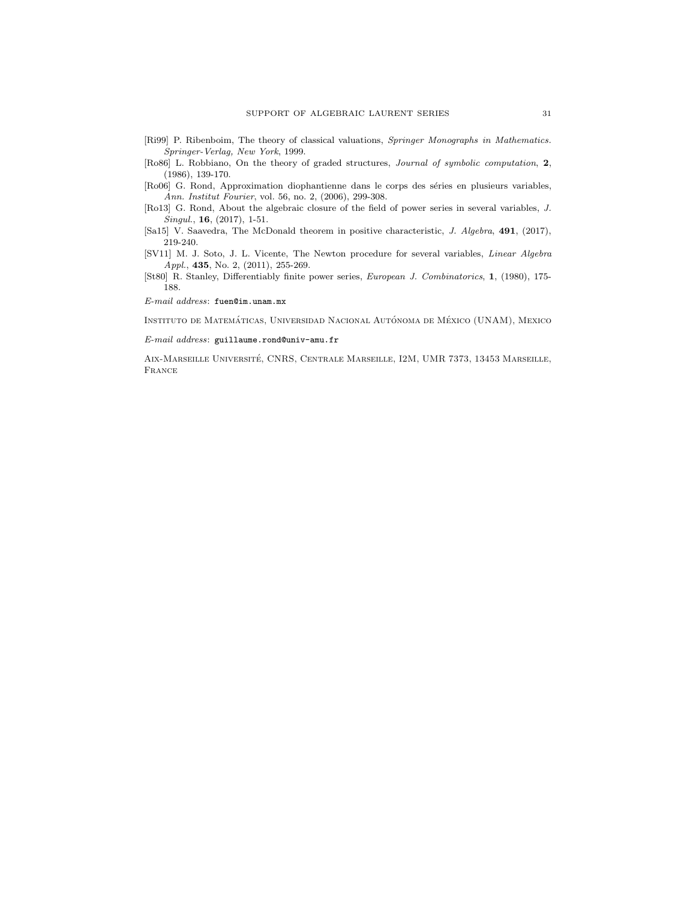[Ri99] P. Ribenboim, The theory of classical valuations, *Springer Monographs in Mathematics. Springer-Verlag, New York*, 1999.

[Ro86] L. Robbiano, On the theory of graded structures, *Journal of symbolic computation*, **2**, (1986), 139-170.

[Ro06] G. Rond, Approximation diophantienne dans le corps des séries en plusieurs variables, *Ann. Institut Fourier*, vol. 56, no. 2, (2006), 299-308.

[Ro13] G. Rond, About the algebraic closure of the field of power series in several variables, *J. Singul.*, **16**, (2017), 1-51.

[Sa15] V. Saavedra, The McDonald theorem in positive characteristic, *J. Algebra*, **491**, (2017), 219-240.

[SV11] M. J. Soto, J. L. Vicente, The Newton procedure for several variables, *Linear Algebra Appl.*, **435**, No. 2, (2011), 255-269.

[St80] R. Stanley, Differentiably finite power series, *European J. Combinatorics*, **1**, (1980), 175-188.

*E-mail address*: fuen@im.unam.mx

Instituto de Matemáticas, Universidad Nacional Autónoma de México (UNAM), Mexico

*E-mail address*: guillaume.rond@univ-amu.fr

Aix-Marseille Université, CNRS, Centrale Marseille, I2M, UMR 7373, 13453 Marseille, France